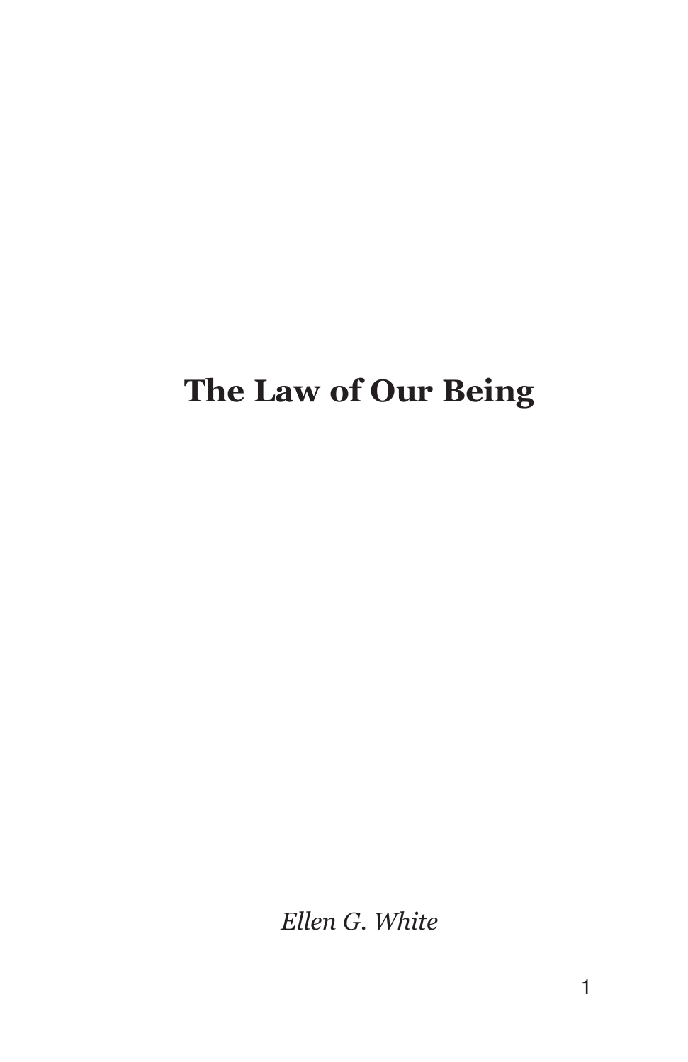# The Law of Our Being

*Ellen G. White*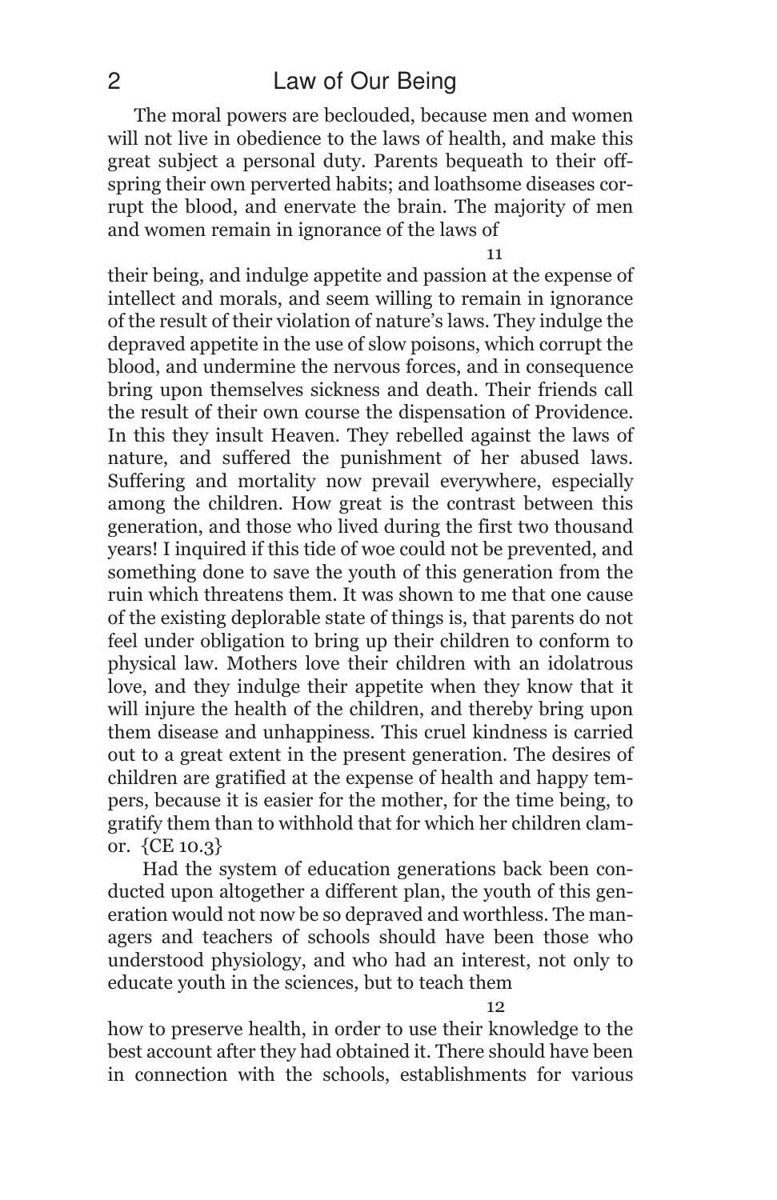The moral powers are beclouded, because men and women will not live in obedience to the laws of health, and make this great subject a personal duty. Parents bequeath to their offspring their own perverted habits; and loathsome diseases corrupt the blood, and enervate the brain. The majority of men and women remain in ignorance of the laws of their being, and indulge appetite and passion at the expense of intellect and morals, and seem willing to remain in ignorance of the result of their violation of nature's laws. They indulge the depraved appetite in the use of slow poisons, which corrupt the blood, and undermine the nervous forces, and in consequence bring upon themselves sickness and death. Their friends call the result of their own course the dispensation of Providence. In this they insult Heaven. They rebelled against the laws of nature, and suffered the punishment of her abused laws. Suffering and mortality now prevail everywhere, especially among the children. How great is the contrast between this generation, and those who lived during the first two thousand years! I inquired if this tide of woe could not be prevented, and something done to save the youth of this generation from the ruin which threatens them. It was shown to me that one cause of the existing deplorable state of things is, that parents do not feel under obligation to bring up their children to conform to physical law. Mothers love their children with an idolatrous love, and they indulge their appetite when they know that it will injure the health of the children, and thereby bring upon them disease and unhappiness. This cruel kindness is carried out to a great extent in the present generation. The desires of children are gratified at the expense of health and happy tempers, because it is easier for the mother, for the time being, to gratify them than to withhold that for which her children clamor. {CE 10.3}

Had the system of education generations back been conducted upon altogether a different plan, the youth of this generation would not now be so depraved and worthless. The managers and teachers of schools should have been those who understood physiology, and who had an interest, not only to educate youth in the sciences, but to teach them how to preserve health, in order to use their knowledge to the best account after they had obtained it. There should have been in connection with the schools, establishments for various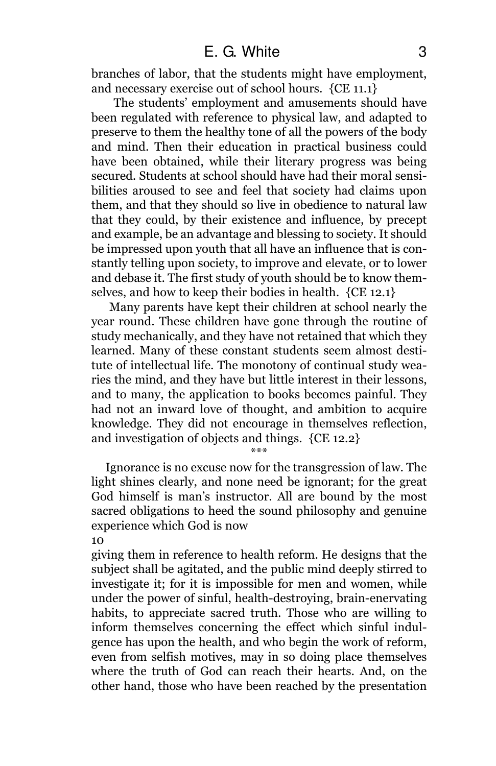branches of labor, that the students might have employment, and necessary exercise out of school hours. {CE 11.1}

The students' employment and amusements should have been regulated with reference to physical law, and adapted to preserve to them the healthy tone of all the powers of the body and mind. Then their education in practical business could have been obtained, while their literary progress was being secured. Students at school should have had their moral sensibilities aroused to see and feel that society had claims upon them, and that they should so live in obedience to natural law that they could, by their existence and influence, by precept and example, be an advantage and blessing to society. It should be impressed upon youth that all have an influence that is constantly telling upon society, to improve and elevate, or to lower and debase it. The first study of youth should be to know themselves, and how to keep their bodies in health. {CE 12.1}

Many parents have kept their children at school nearly the year round. These children have gone through the routine of study mechanically, and they have not retained that which they learned. Many of these constant students seem almost destitute of intellectual life. The monotony of continual study wearies the mind, and they have but little interest in their lessons, and to many, the application to books becomes painful. They had not an inward love of thought, and ambition to acquire knowledge. They did not encourage in themselves reflection, and investigation of objects and things. {CE 12.2}

\*\*\*

Ignorance is no excuse now for the transgression of law. The light shines clearly, and none need be ignorant; for the great God himself is man's instructor. All are bound by the most sacred obligations to heed the sound philosophy and genuine experience which God is now

10

giving them in reference to health reform. He designs that the subject shall be agitated, and the public mind deeply stirred to investigate it; for it is impossible for men and women, while under the power of sinful, health-destroying, brain-enervating habits, to appreciate sacred truth. Those who are willing to inform themselves concerning the effect which sinful indulgence has upon the health, and who begin the work of reform, even from selfish motives, may in so doing place themselves where the truth of God can reach their hearts. And, on the other hand, those who have been reached by the presentation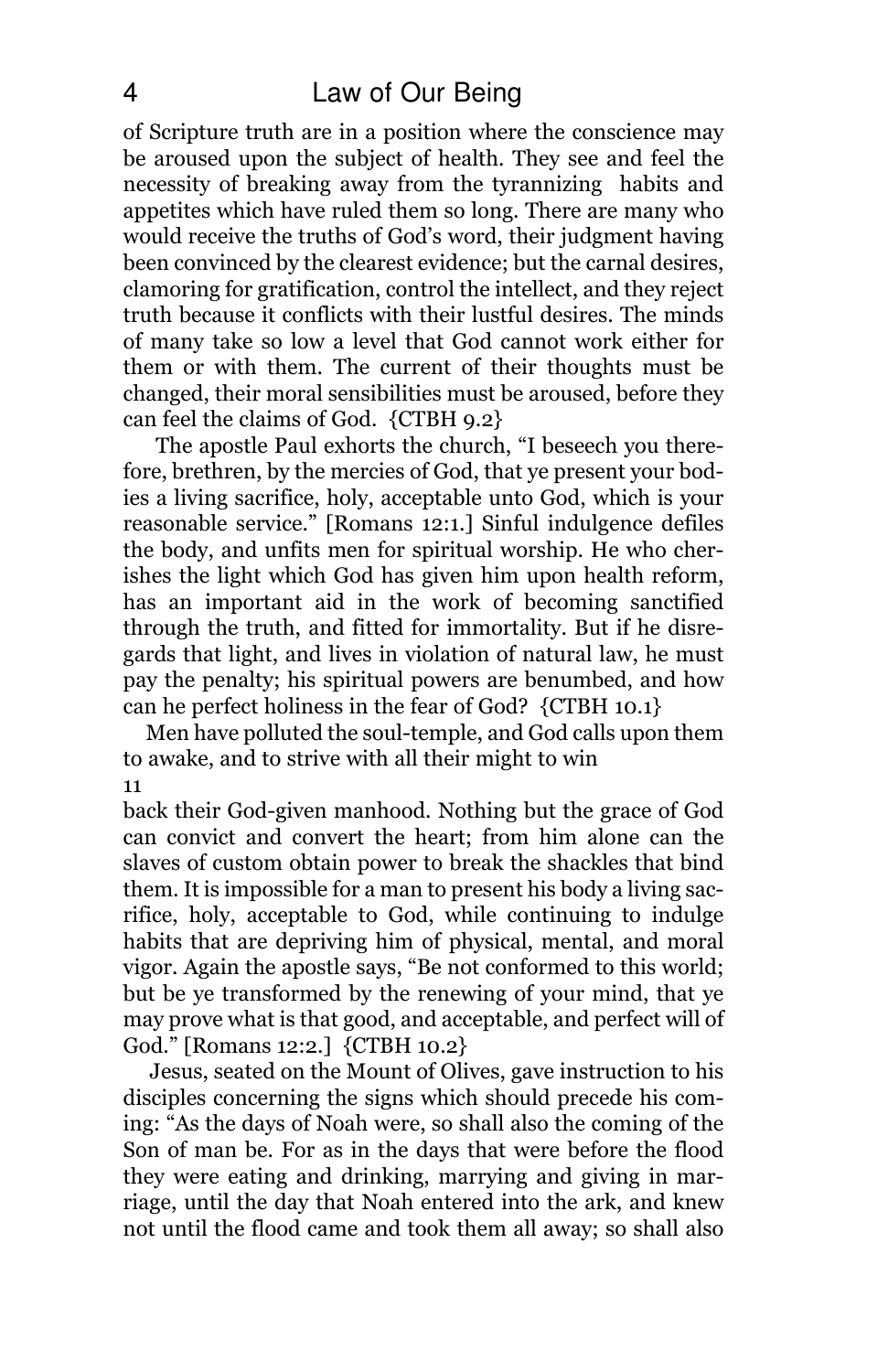of Scripture truth are in a position where the conscience may be aroused upon the subject of health. They see and feel the necessity of breaking away from the tyrannizing habits and appetites which have ruled them so long. There are many who would receive the truths of God's word, their judgment having been convinced by the clearest evidence; but the carnal desires, clamoring for gratification, control the intellect, and they reject truth because it conflicts with their lustful desires. The minds of many take so low a level that God cannot work either for them or with them. The current of their thoughts must be changed, their moral sensibilities must be aroused, before they can feel the claims of God. {CTBH 9.2}

The apostle Paul exhorts the church, "I beseech you therefore, brethren, by the mercies of God, that ye present your bodies a living sacrifice, holy, acceptable unto God, which is your reasonable service." [Romans 12:1.] Sinful indulgence defiles the body, and unfits men for spiritual worship. He who cherishes the light which God has given him upon health reform, has an important aid in the work of becoming sanctified through the truth, and fitted for immortality. But if he disregards that light, and lives in violation of natural law, he must pay the penalty; his spiritual powers are benumbed, and how can he perfect holiness in the fear of God? {CTBH 10.1}

Men have polluted the soul-temple, and God calls upon them to awake, and to strive with all their might to win

11

back their God-given manhood. Nothing but the grace of God can convict and convert the heart; from him alone can the slaves of custom obtain power to break the shackles that bind them. It is impossible for a man to present his body a living sacrifice, holy, acceptable to God, while continuing to indulge habits that are depriving him of physical, mental, and moral vigor. Again the apostle says, "Be not conformed to this world; but be ye transformed by the renewing of your mind, that ye may prove what is that good, and acceptable, and perfect will of God." [Romans 12:2.] {CTBH 10.2}

Jesus, seated on the Mount of Olives, gave instruction to his disciples concerning the signs which should precede his coming: "As the days of Noah were, so shall also the coming of the Son of man be. For as in the days that were before the flood they were eating and drinking, marrying and giving in marriage, until the day that Noah entered into the ark, and knew not until the flood came and took them all away; so shall also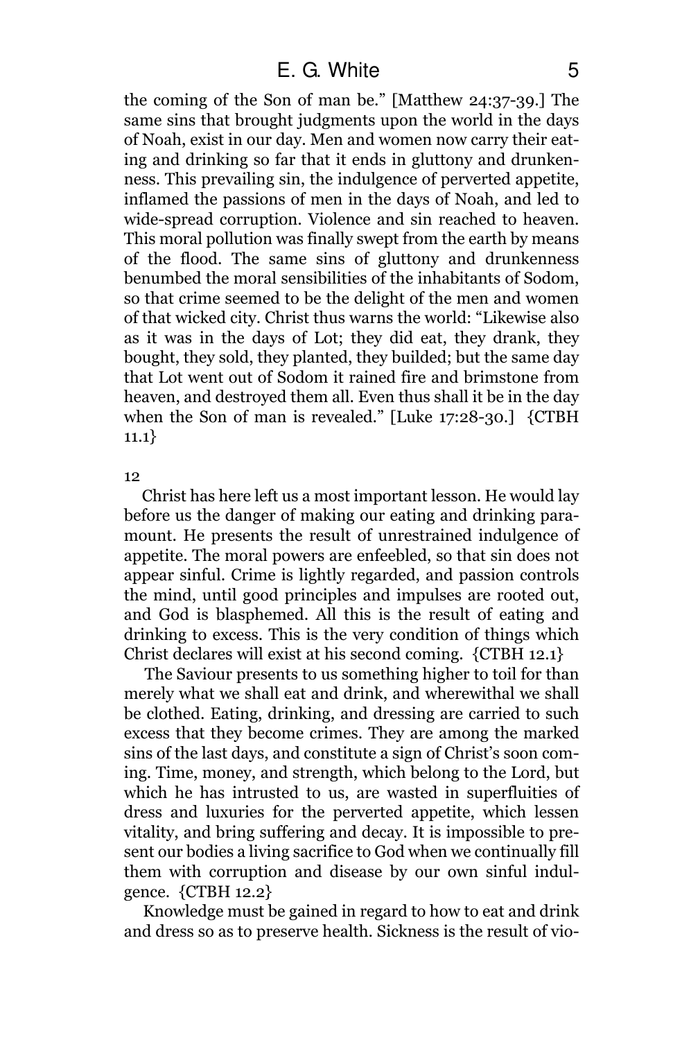the coming of the Son of man be." [Matthew 24:37-39.] The same sins that brought judgments upon the world in the days of Noah, exist in our day. Men and women now carry their eating and drinking so far that it ends in gluttony and drunkenness. This prevailing sin, the indulgence of perverted appetite, inflamed the passions of men in the days of Noah, and led to wide-spread corruption. Violence and sin reached to heaven. This moral pollution was finally swept from the earth by means of the flood. The same sins of gluttony and drunkenness benumbed the moral sensibilities of the inhabitants of Sodom, so that crime seemed to be the delight of the men and women of that wicked city. Christ thus warns the world: "Likewise also as it was in the days of Lot; they did eat, they drank, they bought, they sold, they planted, they builded; but the same day that Lot went out of Sodom it rained fire and brimstone from heaven, and destroyed them all. Even thus shall it be in the day when the Son of man is revealed." [Luke 17:28-30.] {CTBH 11.1}

12

Christ has here left us a most important lesson. He would lay before us the danger of making our eating and drinking paramount. He presents the result of unrestrained indulgence of appetite. The moral powers are enfeebled, so that sin does not appear sinful. Crime is lightly regarded, and passion controls the mind, until good principles and impulses are rooted out, and God is blasphemed. All this is the result of eating and drinking to excess. This is the very condition of things which Christ declares will exist at his second coming. {CTBH 12.1}

The Saviour presents to us something higher to toil for than merely what we shall eat and drink, and wherewithal we shall be clothed. Eating, drinking, and dressing are carried to such excess that they become crimes. They are among the marked sins of the last days, and constitute a sign of Christ's soon coming. Time, money, and strength, which belong to the Lord, but which he has intrusted to us, are wasted in superfluities of dress and luxuries for the perverted appetite, which lessen vitality, and bring suffering and decay. It is impossible to present our bodies a living sacrifice to God when we continually fill them with corruption and disease by our own sinful indulgence. {CTBH 12.2}

Knowledge must be gained in regard to how to eat and drink and dress so as to preserve health. Sickness is the result of vio-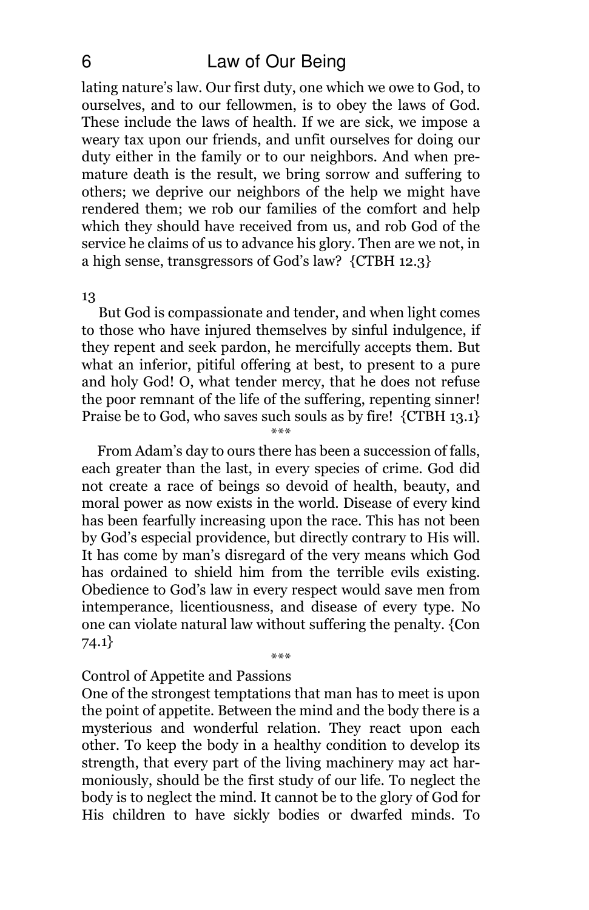lating nature's law. Our first duty, one which we owe to God, to ourselves, and to our fellowmen, is to obey the laws of God. These include the laws of health. If we are sick, we impose a weary tax upon our friends, and unfit ourselves for doing our duty either in the family or to our neighbors. And when premature death is the result, we bring sorrow and suffering to others; we deprive our neighbors of the help we might have rendered them; we rob our families of the comfort and help which they should have received from us, and rob God of the service he claims of us to advance his glory. Then are we not, in a high sense, transgressors of God's law? {CTBH 12.3}

13

But God is compassionate and tender, and when light comes to those who have injured themselves by sinful indulgence, if they repent and seek pardon, he mercifully accepts them. But what an inferior, pitiful offering at best, to present to a pure and holy God! O, what tender mercy, that he does not refuse the poor remnant of the life of the suffering, repenting sinner! Praise be to God, who saves such souls as by fire! {CTBH 13.1}

***

From Adam's day to ours there has been a succession of falls, each greater than the last, in every species of crime. God did not create a race of beings so devoid of health, beauty, and moral power as now exists in the world. Disease of every kind has been fearfully increasing upon the race. This has not been by God's especial providence, but directly contrary to His will. It has come by man's disregard of the very means which God has ordained to shield him from the terrible evils existing. Obedience to God's law in every respect would save men from intemperance, licentiousness, and disease of every type. No one can violate natural law without suffering the penalty. {Con 74.1}

***

### Control of Appetite and Passions

One of the strongest temptations that man has to meet is upon the point of appetite. Between the mind and the body there is a mysterious and wonderful relation. They react upon each other. To keep the body in a healthy condition to develop its strength, that every part of the living machinery may act harmoniously, should be the first study of our life. To neglect the body is to neglect the mind. It cannot be to the glory of God for His children to have sickly bodies or dwarfed minds. To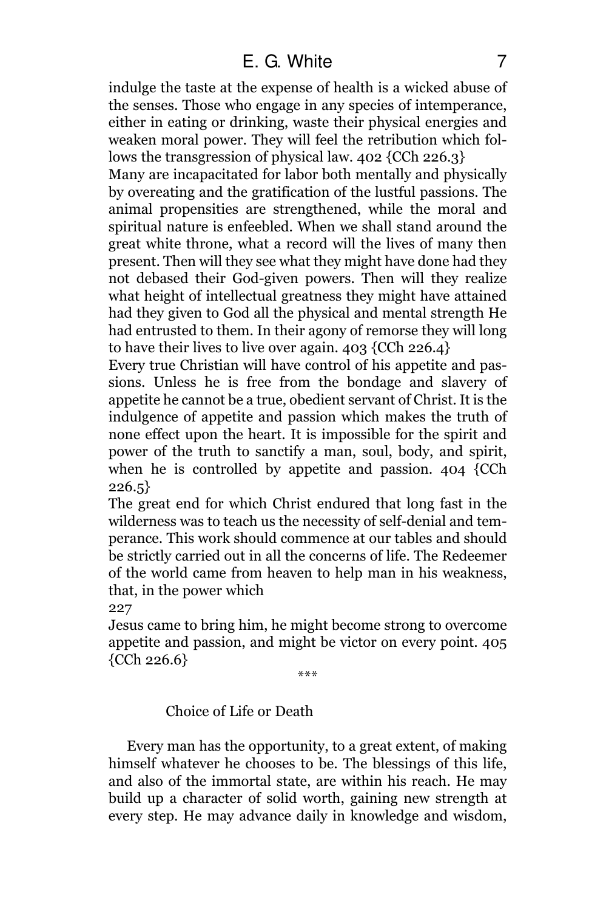indulge the taste at the expense of health is a wicked abuse of the senses. Those who engage in any species of intemperance, either in eating or drinking, waste their physical energies and weaken moral power. They will feel the retribution which follows the transgression of physical law. 402 {CCh 226.3}

Many are incapacitated for labor both mentally and physically by overeating and the gratification of the lustful passions. The animal propensities are strengthened, while the moral and spiritual nature is enfeebled. When we shall stand around the great white throne, what a record will the lives of many then present. Then will they see what they might have done had they not debased their God-given powers. Then will they realize what height of intellectual greatness they might have attained had they given to God all the physical and mental strength He had entrusted to them. In their agony of remorse they will long to have their lives to live over again. 403 {CCh 226.4}

Every true Christian will have control of his appetite and passions. Unless he is free from the bondage and slavery of appetite he cannot be a true, obedient servant of Christ. It is the indulgence of appetite and passion which makes the truth of none effect upon the heart. It is impossible for the spirit and power of the truth to sanctify a man, soul, body, and spirit, when he is controlled by appetite and passion. 404 {CCh 226.5}

The great end for which Christ endured that long fast in the wilderness was to teach us the necessity of self-denial and temperance. This work should commence at our tables and should be strictly carried out in all the concerns of life. The Redeemer of the world came from heaven to help man in his weakness, that, in the power which

227

Jesus came to bring him, he might become strong to overcome appetite and passion, and might be victor on every point. 405 {CCh 226.6}

***

## Choice of Life or Death

Every man has the opportunity, to a great extent, of making himself whatever he chooses to be. The blessings of this life, and also of the immortal state, are within his reach. He may build up a character of solid worth, gaining new strength at every step. He may advance daily in knowledge and wisdom,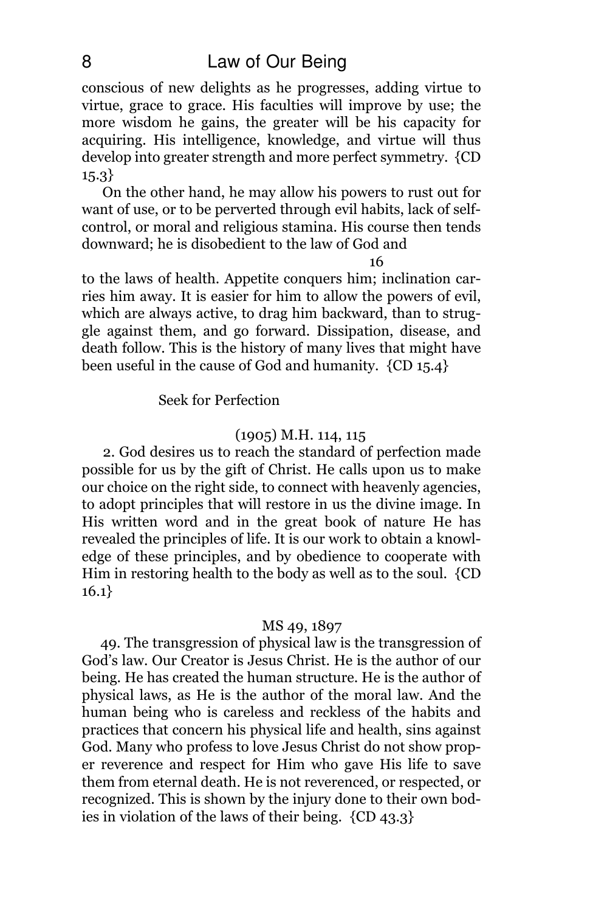conscious of new delights as he progresses, adding virtue to virtue, grace to grace. His faculties will improve by use; the more wisdom he gains, the greater will be his capacity for acquiring. His intelligence, knowledge, and virtue will thus develop into greater strength and more perfect symmetry. {CD 15.3}

On the other hand, he may allow his powers to rust out for want of use, or to be perverted through evil habits, lack of self-control, or moral and religious stamina. His course then tends downward; he is disobedient to the law of God and to the laws of health. Appetite conquers him; inclination carries him away. It is easier for him to allow the powers of evil, which are always active, to drag him backward, than to struggle against them, and go forward. Dissipation, disease, and death follow. This is the history of many lives that might have been useful in the cause of God and humanity. {CD 15.4}

### Seek for Perfection

(1905) M.H. 114, 115

2. God desires us to reach the standard of perfection made possible for us by the gift of Christ. He calls upon us to make our choice on the right side, to connect with heavenly agencies, to adopt principles that will restore in us the divine image. In His written word and in the great book of nature He has revealed the principles of life. It is our work to obtain a knowledge of these principles, and by obedience to cooperate with Him in restoring health to the body as well as to the soul. {CD 16.1}

MS 49, 1897

49. The transgression of physical law is the transgression of God's law. Our Creator is Jesus Christ. He is the author of our being. He has created the human structure. He is the author of physical laws, as He is the author of the moral law. And the human being who is careless and reckless of the habits and practices that concern his physical life and health, sins against God. Many who profess to love Jesus Christ do not show proper reverence and respect for Him who gave His life to save them from eternal death. He is not reverenced, or respected, or recognized. This is shown by the injury done to their own bodies in violation of the laws of their being. {CD 43.3}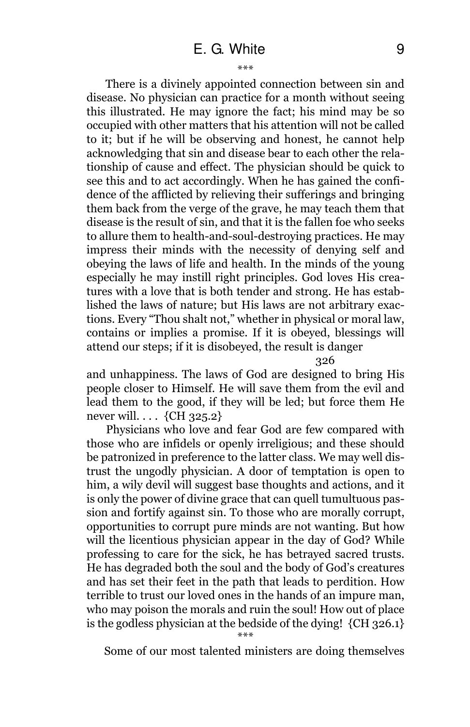\*\*\*

There is a divinely appointed connection between sin and disease. No physician can practice for a month without seeing this illustrated. He may ignore the fact; his mind may be so occupied with other matters that his attention will not be called to it; but if he will be observing and honest, he cannot help acknowledging that sin and disease bear to each other the relationship of cause and effect. The physician should be quick to see this and to act accordingly. When he has gained the confidence of the afflicted by relieving their sufferings and bringing them back from the verge of the grave, he may teach them that disease is the result of sin, and that it is the fallen foe who seeks to allure them to health-and-soul-destroying practices. He may impress their minds with the necessity of denying self and obeying the laws of life and health. In the minds of the young especially he may instill right principles. God loves His creatures with a love that is both tender and strong. He has established the laws of nature; but His laws are not arbitrary exactions. Every "Thou shalt not," whether in physical or moral law, contains or implies a promise. If it is obeyed, blessings will attend our steps; if it is disobeyed, the result is danger

326

and unhappiness. The laws of God are designed to bring His people closer to Himself. He will save them from the evil and lead them to the good, if they will be led; but force them He never will. . . . {CH 325.2}

Physicians who love and fear God are few compared with those who are infidels or openly irreligious; and these should be patronized in preference to the latter class. We may well distrust the ungodly physician. A door of temptation is open to him, a wily devil will suggest base thoughts and actions, and it is only the power of divine grace that can quell tumultuous passion and fortify against sin. To those who are morally corrupt, opportunities to corrupt pure minds are not wanting. But how will the licentious physician appear in the day of God? While professing to care for the sick, he has betrayed sacred trusts. He has degraded both the soul and the body of God's creatures and has set their feet in the path that leads to perdition. How terrible to trust our loved ones in the hands of an impure man, who may poison the morals and ruin the soul! How out of place is the godless physician at the bedside of the dying! {CH 326.1}

\*\*\*

Some of our most talented ministers are doing themselves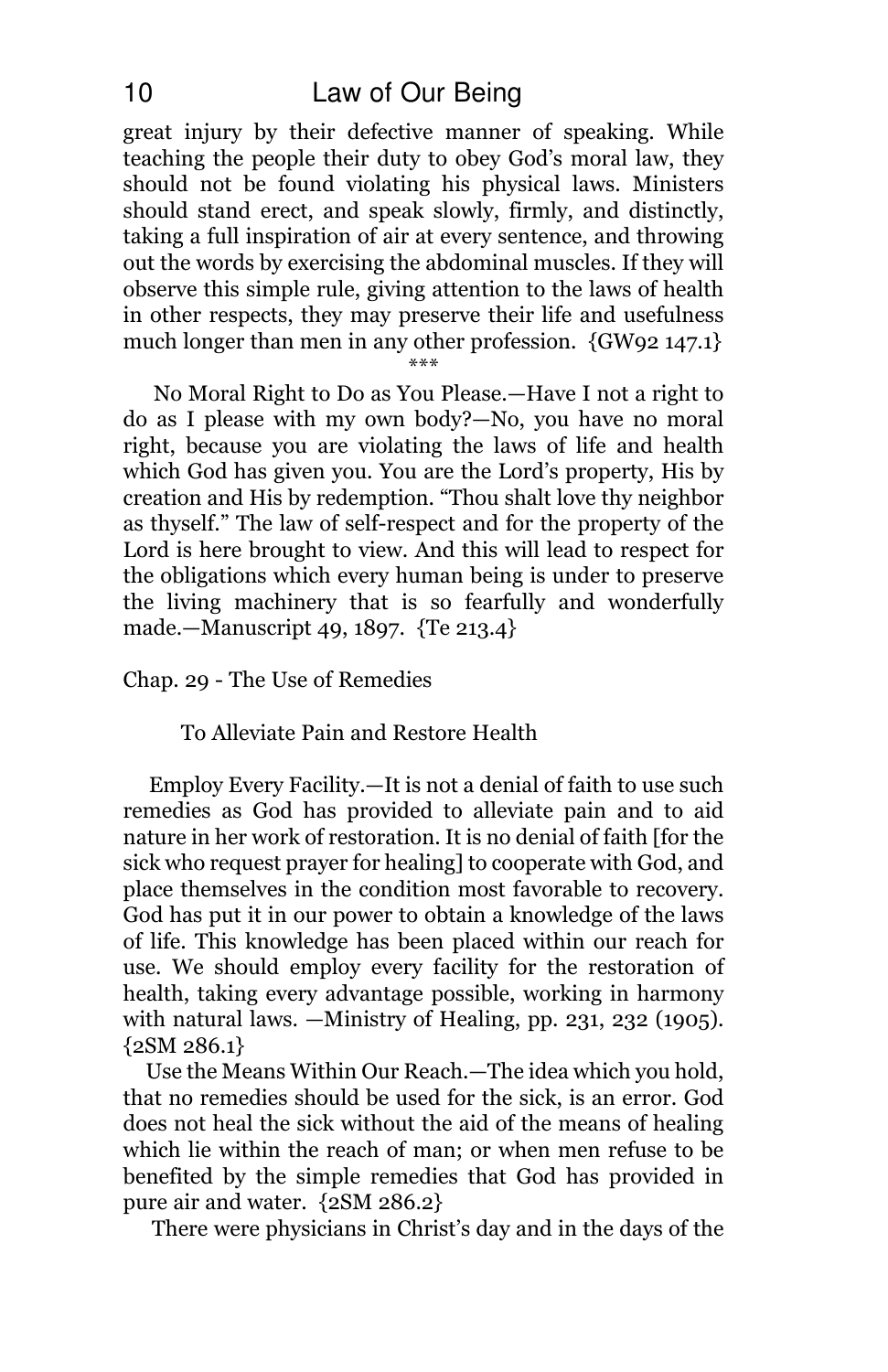great injury by their defective manner of speaking. While teaching the people their duty to obey God's moral law, they should not be found violating his physical laws. Ministers should stand erect, and speak slowly, firmly, and distinctly, taking a full inspiration of air at every sentence, and throwing out the words by exercising the abdominal muscles. If they will observe this simple rule, giving attention to the laws of health in other respects, they may preserve their life and usefulness much longer than men in any other profession. {GW92 147.1}

\*\*\*

No Moral Right to Do as You Please.—Have I not a right to do as I please with my own body?—No, you have no moral right, because you are violating the laws of life and health which God has given you. You are the Lord's property, His by creation and His by redemption. "Thou shalt love thy neighbor as thyself." The law of self-respect and for the property of the Lord is here brought to view. And this will lead to respect for the obligations which every human being is under to preserve the living machinery that is so fearfully and wonderfully made.—Manuscript 49, 1897. {Te 213.4}

## Chap. 29 - The Use of Remedies

### To Alleviate Pain and Restore Health

Employ Every Facility.—It is not a denial of faith to use such remedies as God has provided to alleviate pain and to aid nature in her work of restoration. It is no denial of faith [for the sick who request prayer for healing] to cooperate with God, and place themselves in the condition most favorable to recovery. God has put it in our power to obtain a knowledge of the laws of life. This knowledge has been placed within our reach for use. We should employ every facility for the restoration of health, taking every advantage possible, working in harmony with natural laws. —Ministry of Healing, pp. 231, 232 (1905). {2SM 286.1}

Use the Means Within Our Reach.—The idea which you hold, that no remedies should be used for the sick, is an error. God does not heal the sick without the aid of the means of healing which lie within the reach of man; or when men refuse to be benefited by the simple remedies that God has provided in pure air and water. {2SM 286.2}

There were physicians in Christ's day and in the days of the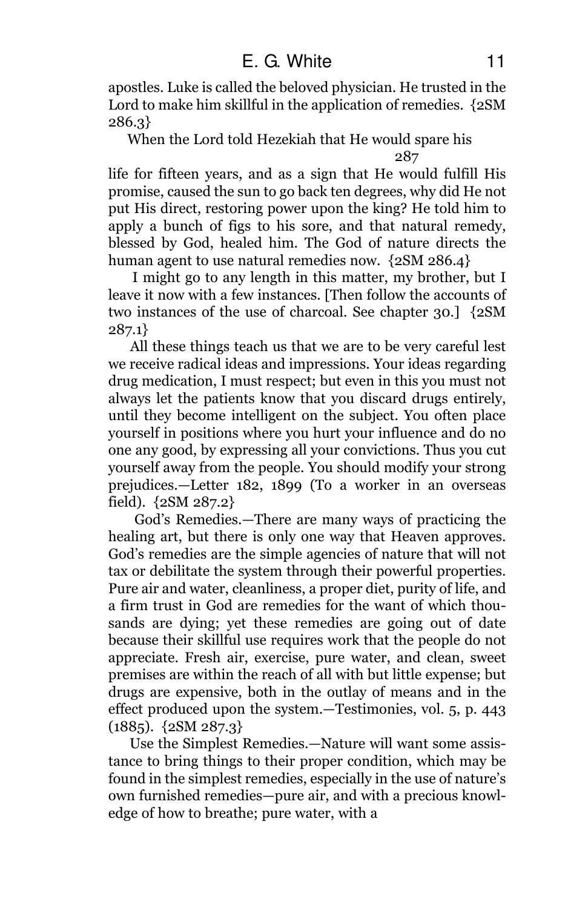apostles. Luke is called the beloved physician. He trusted in the Lord to make him skillful in the application of remedies. {2SM 286.3}

When the Lord told Hezekiah that He would spare his life for fifteen years, and as a sign that He would fulfill His promise, caused the sun to go back ten degrees, why did He not put His direct, restoring power upon the king? He told him to apply a bunch of figs to his sore, and that natural remedy, blessed by God, healed him. The God of nature directs the human agent to use natural remedies now. {2SM 286.4}

I might go to any length in this matter, my brother, but I leave it now with a few instances. [Then follow the accounts of two instances of the use of charcoal. See chapter 30.] {2SM 287.1}

All these things teach us that we are to be very careful lest we receive radical ideas and impressions. Your ideas regarding drug medication, I must respect; but even in this you must not always let the patients know that you discard drugs entirely, until they become intelligent on the subject. You often place yourself in positions where you hurt your influence and do no one any good, by expressing all your convictions. Thus you cut yourself away from the people. You should modify your strong prejudices.—Letter 182, 1899 (To a worker in an overseas field). {2SM 287.2}

God's Remedies.—There are many ways of practicing the healing art, but there is only one way that Heaven approves. God's remedies are the simple agencies of nature that will not tax or debilitate the system through their powerful properties. Pure air and water, cleanliness, a proper diet, purity of life, and a firm trust in God are remedies for the want of which thousands are dying; yet these remedies are going out of date because their skillful use requires work that the people do not appreciate. Fresh air, exercise, pure water, and clean, sweet premises are within the reach of all with but little expense; but drugs are expensive, both in the outlay of means and in the effect produced upon the system.—Testimonies, vol. 5, p. 443 (1885). {2SM 287.3}

Use the Simplest Remedies.—Nature will want some assistance to bring things to their proper condition, which may be found in the simplest remedies, especially in the use of nature's own furnished remedies—pure air, and with a precious knowledge of how to breathe; pure water, with a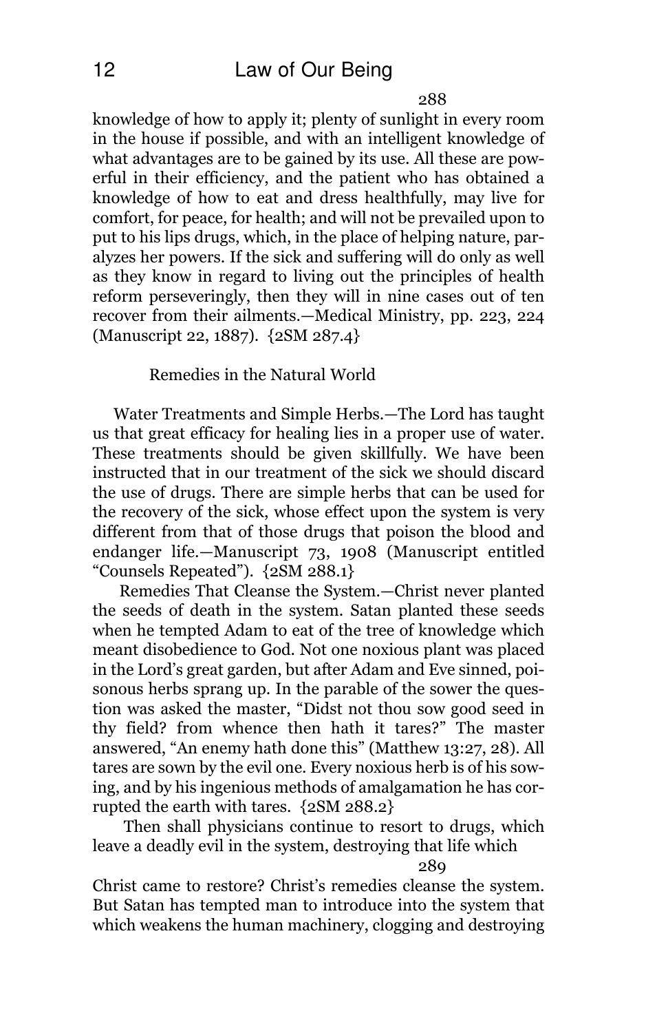288

knowledge of how to apply it; plenty of sunlight in every room in the house if possible, and with an intelligent knowledge of what advantages are to be gained by its use. All these are powerful in their efficiency, and the patient who has obtained a knowledge of how to eat and dress healthfully, may live for comfort, for peace, for health; and will not be prevailed upon to put to his lips drugs, which, in the place of helping nature, paralyzes her powers. If the sick and suffering will do only as well as they know in regard to living out the principles of health reform perseveringly, then they will in nine cases out of ten recover from their ailments.—Medical Ministry, pp. 223, 224 (Manuscript 22, 1887). {2SM 287.4}

### Remedies in the Natural World

Water Treatments and Simple Herbs.—The Lord has taught us that great efficacy for healing lies in a proper use of water. These treatments should be given skillfully. We have been instructed that in our treatment of the sick we should discard the use of drugs. There are simple herbs that can be used for the recovery of the sick, whose effect upon the system is very different from that of those drugs that poison the blood and endanger life.—Manuscript 73, 1908 (Manuscript entitled "Counsels Repeated"). {2SM 288.1}

Remedies That Cleanse the System.—Christ never planted the seeds of death in the system. Satan planted these seeds when he tempted Adam to eat of the tree of knowledge which meant disobedience to God. Not one noxious plant was placed in the Lord's great garden, but after Adam and Eve sinned, poisonous herbs sprang up. In the parable of the sower the question was asked the master, "Didst not thou sow good seed in thy field? from whence then hath it tares?" The master answered, "An enemy hath done this" (Matthew 13:27, 28). All tares are sown by the evil one. Every noxious herb is of his sowing, and by his ingenious methods of amalgamation he has corrupted the earth with tares. {2SM 288.2}

Then shall physicians continue to resort to drugs, which leave a deadly evil in the system, destroying that life which

289

Christ came to restore? Christ's remedies cleanse the system. But Satan has tempted man to introduce into the system that which weakens the human machinery, clogging and destroying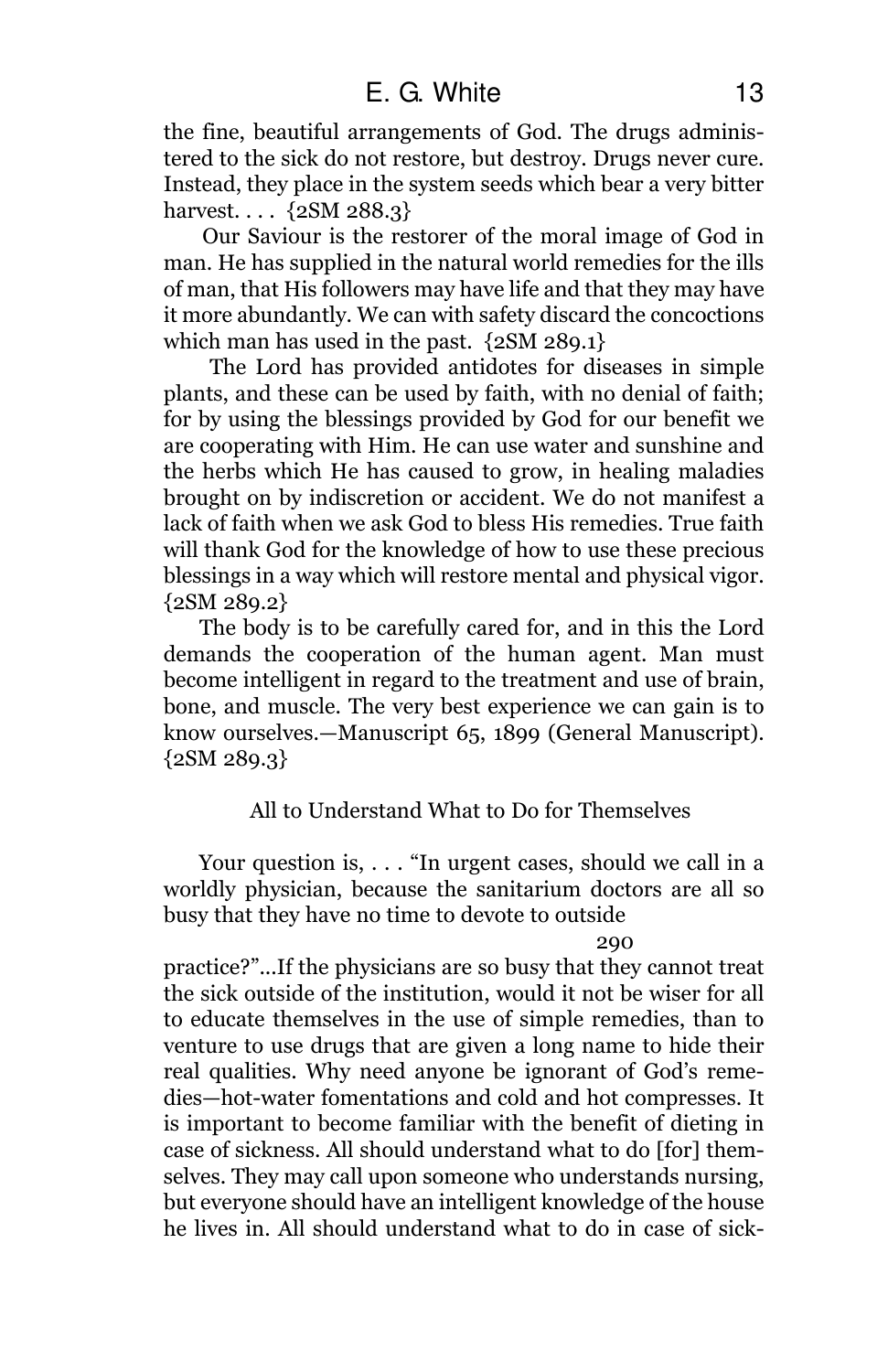the fine, beautiful arrangements of God. The drugs administered to the sick do not restore, but destroy. Drugs never cure. Instead, they place in the system seeds which bear a very bitter harvest. . . . {2SM 288.3}

Our Saviour is the restorer of the moral image of God in man. He has supplied in the natural world remedies for the ills of man, that His followers may have life and that they may have it more abundantly. We can with safety discard the concoctions which man has used in the past. {2SM 289.1}

The Lord has provided antidotes for diseases in simple plants, and these can be used by faith, with no denial of faith; for by using the blessings provided by God for our benefit we are cooperating with Him. He can use water and sunshine and the herbs which He has caused to grow, in healing maladies brought on by indiscretion or accident. We do not manifest a lack of faith when we ask God to bless His remedies. True faith will thank God for the knowledge of how to use these precious blessings in a way which will restore mental and physical vigor. {2SM 289.2}

The body is to be carefully cared for, and in this the Lord demands the cooperation of the human agent. Man must become intelligent in regard to the treatment and use of brain, bone, and muscle. The very best experience we can gain is to know ourselves.—Manuscript 65, 1899 (General Manuscript). {2SM 289.3}

All to Understand What to Do for Themselves

Your question is, . . . "In urgent cases, should we call in a worldly physician, because the sanitarium doctors are all so busy that they have no time to devote to outside

290

practice?"...If the physicians are so busy that they cannot treat the sick outside of the institution, would it not be wiser for all to educate themselves in the use of simple remedies, than to venture to use drugs that are given a long name to hide their real qualities. Why need anyone be ignorant of God's remedies—hot-water fomentations and cold and hot compresses. It is important to become familiar with the benefit of dieting in case of sickness. All should understand what to do [for] themselves. They may call upon someone who understands nursing, but everyone should have an intelligent knowledge of the house he lives in. All should understand what to do in case of sick-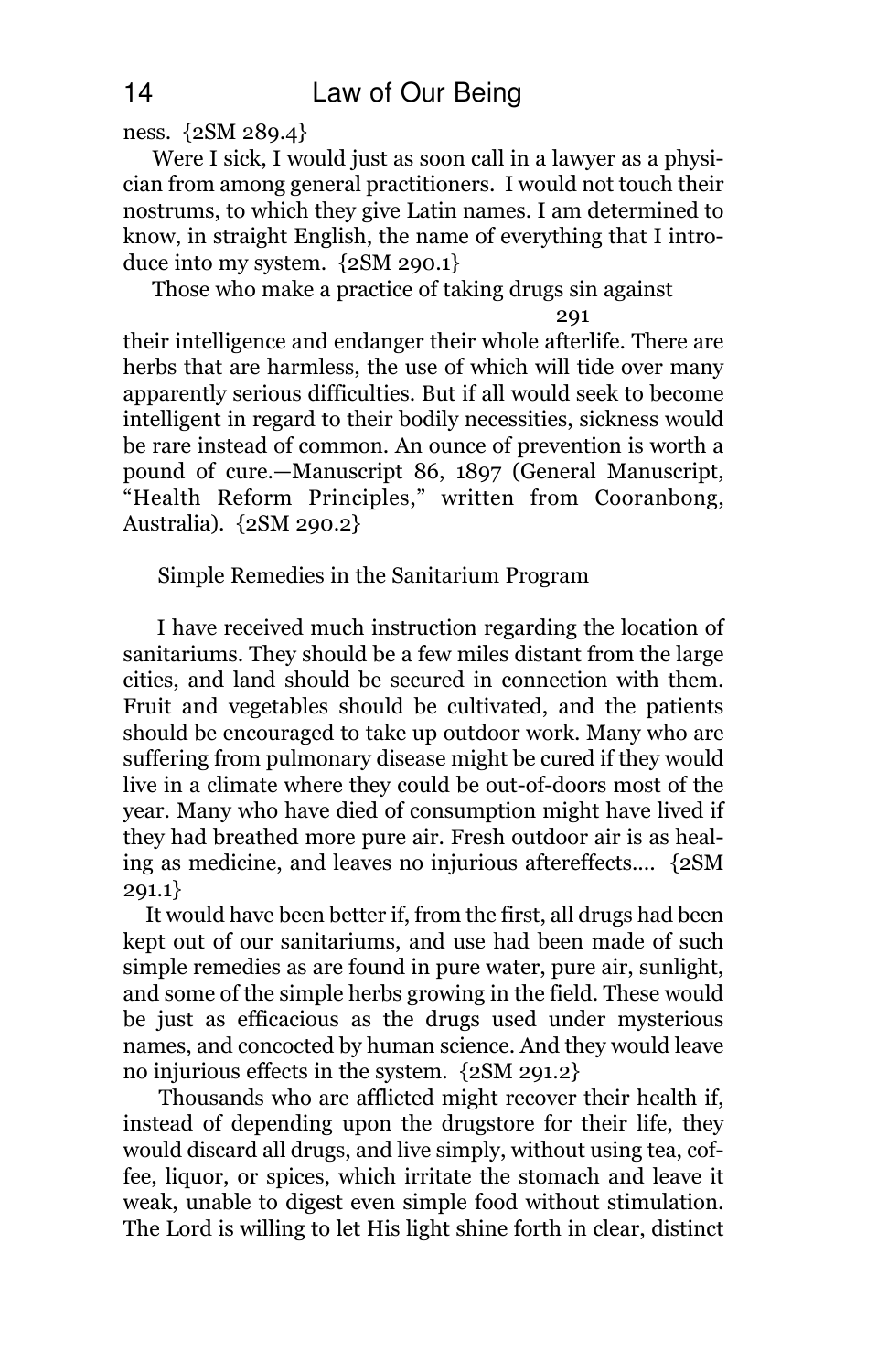ness. {2SM 289.4}

Were I sick, I would just as soon call in a lawyer as a physician from among general practitioners. I would not touch their nostrums, to which they give Latin names. I am determined to know, in straight English, the name of everything that I introduce into my system. {2SM 290.1}

Those who make a practice of taking drugs sin against

291

their intelligence and endanger their whole afterlife. There are herbs that are harmless, the use of which will tide over many apparently serious difficulties. But if all would seek to become intelligent in regard to their bodily necessities, sickness would be rare instead of common. An ounce of prevention is worth a pound of cure.—Manuscript 86, 1897 (General Manuscript, "Health Reform Principles," written from Cooranbong, Australia). {2SM 290.2}

### Simple Remedies in the Sanitarium Program

I have received much instruction regarding the location of sanitariums. They should be a few miles distant from the large cities, and land should be secured in connection with them. Fruit and vegetables should be cultivated, and the patients should be encouraged to take up outdoor work. Many who are suffering from pulmonary disease might be cured if they would live in a climate where they could be out-of-doors most of the year. Many who have died of consumption might have lived if they had breathed more pure air. Fresh outdoor air is as healing as medicine, and leaves no injurious aftereffects.... {2SM 291.1}

It would have been better if, from the first, all drugs had been kept out of our sanitariums, and use had been made of such simple remedies as are found in pure water, pure air, sunlight, and some of the simple herbs growing in the field. These would be just as efficacious as the drugs used under mysterious names, and concocted by human science. And they would leave no injurious effects in the system. {2SM 291.2}

Thousands who are afflicted might recover their health if, instead of depending upon the drugstore for their life, they would discard all drugs, and live simply, without using tea, coffee, liquor, or spices, which irritate the stomach and leave it weak, unable to digest even simple food without stimulation. The Lord is willing to let His light shine forth in clear, distinct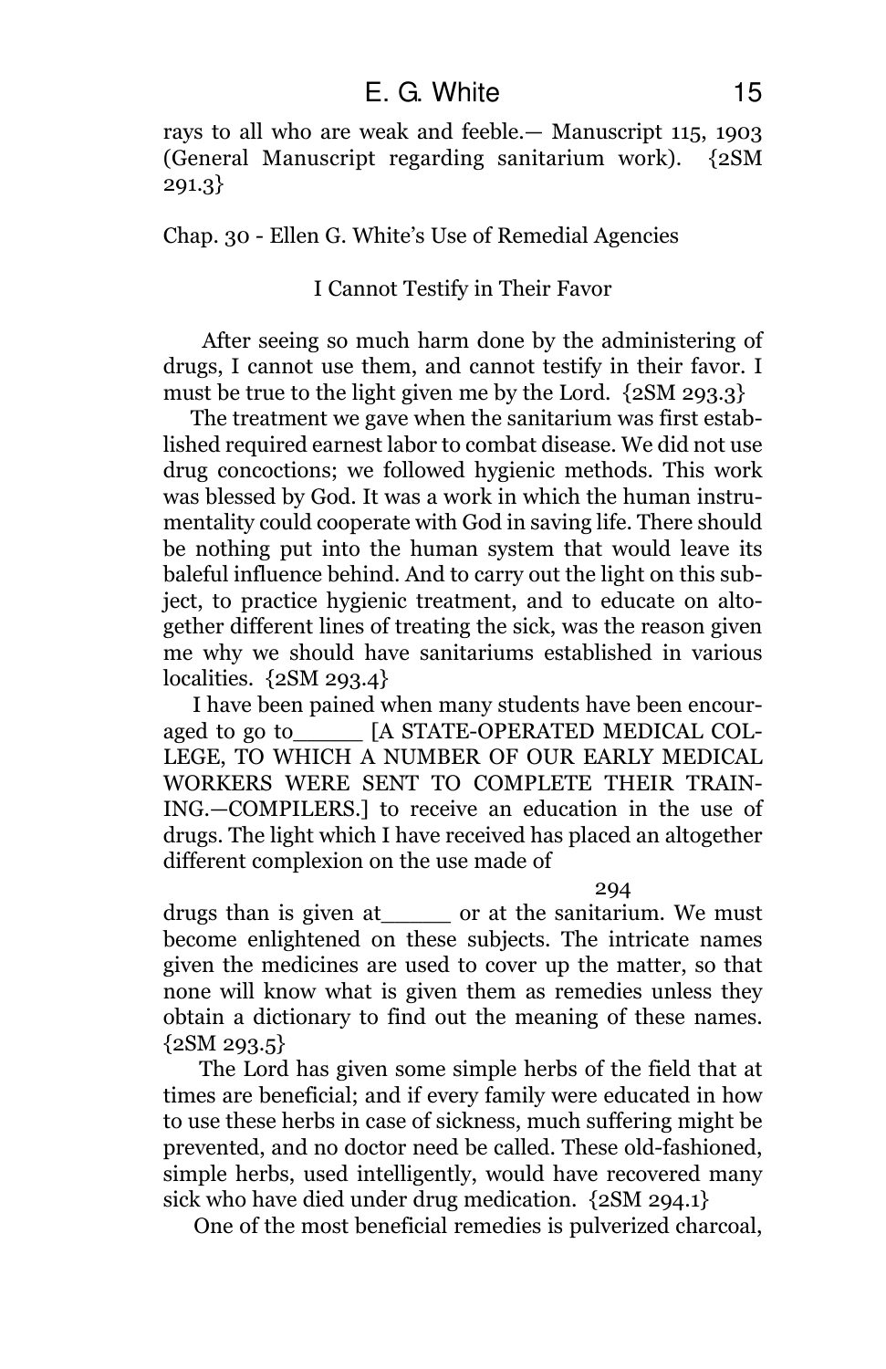rays to all who are weak and feeble.— Manuscript 115, 1903 (General Manuscript regarding sanitarium work). {2SM 291.3}

## Chap. 30 - Ellen G. White's Use of Remedial Agencies

### I Cannot Testify in Their Favor

After seeing so much harm done by the administering of drugs, I cannot use them, and cannot testify in their favor. I must be true to the light given me by the Lord. {2SM 293.3}

The treatment we gave when the sanitarium was first established required earnest labor to combat disease. We did not use drug concoctions; we followed hygienic methods. This work was blessed by God. It was a work in which the human instrumentality could cooperate with God in saving life. There should be nothing put into the human system that would leave its baleful influence behind. And to carry out the light on this subject, to practice hygienic treatment, and to educate on altogether different lines of treating the sick, was the reason given me why we should have sanitariums established in various localities. {2SM 293.4}

I have been pained when many students have been encouraged to go to_____ [A STATE-OPERATED MEDICAL COLLEGE, TO WHICH A NUMBER OF OUR EARLY MEDICAL WORKERS WERE SENT TO COMPLETE THEIR TRAINING.—COMPILERS.] to receive an education in the use of drugs. The light which I have received has placed an altogether different complexion on the use made of

294

drugs than is given at_____ or at the sanitarium. We must become enlightened on these subjects. The intricate names given the medicines are used to cover up the matter, so that none will know what is given them as remedies unless they obtain a dictionary to find out the meaning of these names. {2SM 293.5}

The Lord has given some simple herbs of the field that at times are beneficial; and if every family were educated in how to use these herbs in case of sickness, much suffering might be prevented, and no doctor need be called. These old-fashioned, simple herbs, used intelligently, would have recovered many sick who have died under drug medication. {2SM 294.1}

One of the most beneficial remedies is pulverized charcoal,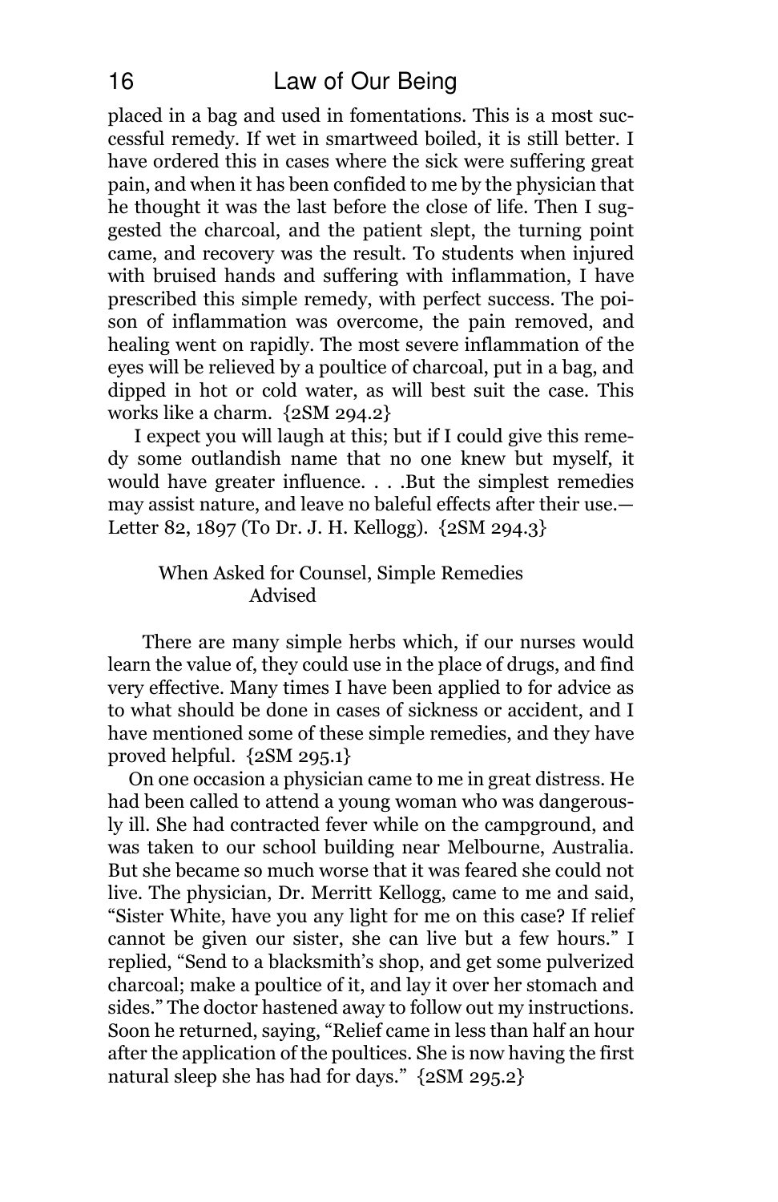placed in a bag and used in fomentations. This is a most successful remedy. If wet in smartweed boiled, it is still better. I have ordered this in cases where the sick were suffering great pain, and when it has been confided to me by the physician that he thought it was the last before the close of life. Then I suggested the charcoal, and the patient slept, the turning point came, and recovery was the result. To students when injured with bruised hands and suffering with inflammation, I have prescribed this simple remedy, with perfect success. The poison of inflammation was overcome, the pain removed, and healing went on rapidly. The most severe inflammation of the eyes will be relieved by a poultice of charcoal, put in a bag, and dipped in hot or cold water, as will best suit the case. This works like a charm. {2SM 294.2}

I expect you will laugh at this; but if I could give this remedy some outlandish name that no one knew but myself, it would have greater influence. . . .But the simplest remedies may assist nature, and leave no baleful effects after their use.—Letter 82, 1897 (To Dr. J. H. Kellogg). {2SM 294.3}

### When Asked for Counsel, Simple Remedies Advised

There are many simple herbs which, if our nurses would learn the value of, they could use in the place of drugs, and find very effective. Many times I have been applied to for advice as to what should be done in cases of sickness or accident, and I have mentioned some of these simple remedies, and they have proved helpful. {2SM 295.1}

On one occasion a physician came to me in great distress. He had been called to attend a young woman who was dangerously ill. She had contracted fever while on the campground, and was taken to our school building near Melbourne, Australia. But she became so much worse that it was feared she could not live. The physician, Dr. Merritt Kellogg, came to me and said, "Sister White, have you any light for me on this case? If relief cannot be given our sister, she can live but a few hours." I replied, "Send to a blacksmith's shop, and get some pulverized charcoal; make a poultice of it, and lay it over her stomach and sides." The doctor hastened away to follow out my instructions. Soon he returned, saying, "Relief came in less than half an hour after the application of the poultices. She is now having the first natural sleep she has had for days." {2SM 295.2}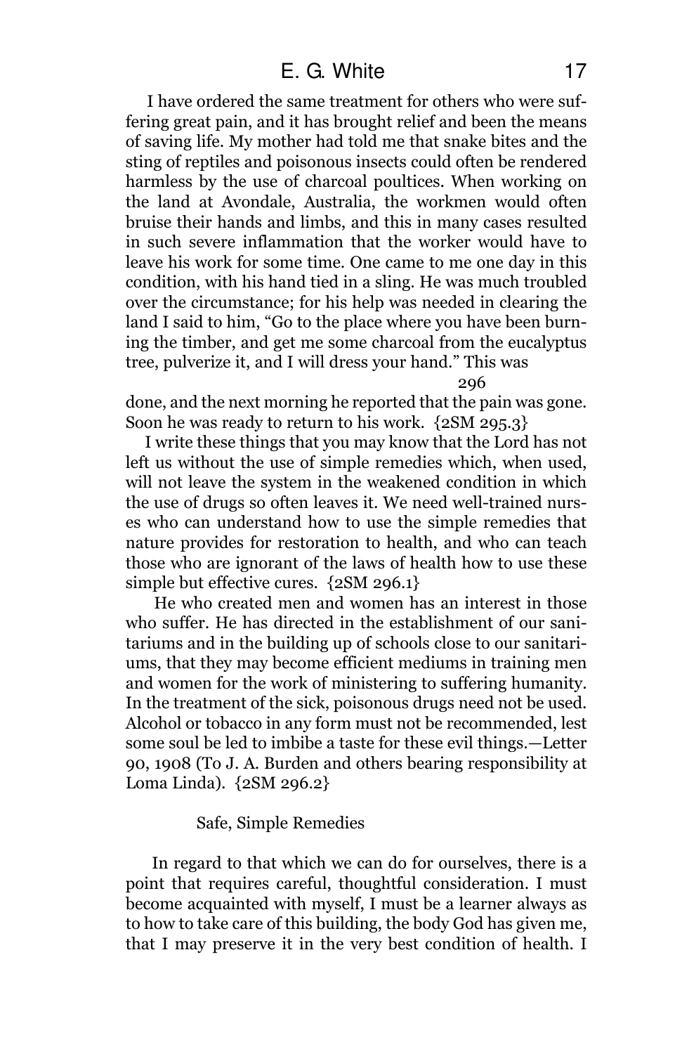I have ordered the same treatment for others who were suffering great pain, and it has brought relief and been the means of saving life. My mother had told me that snake bites and the sting of reptiles and poisonous insects could often be rendered harmless by the use of charcoal poultices. When working on the land at Avondale, Australia, the workmen would often bruise their hands and limbs, and this in many cases resulted in such severe inflammation that the worker would have to leave his work for some time. One came to me one day in this condition, with his hand tied in a sling. He was much troubled over the circumstance; for his help was needed in clearing the land I said to him, "Go to the place where you have been burning the timber, and get me some charcoal from the eucalyptus tree, pulverize it, and I will dress your hand." This was

296

done, and the next morning he reported that the pain was gone. Soon he was ready to return to his work. {2SM 295.3}

I write these things that you may know that the Lord has not left us without the use of simple remedies which, when used, will not leave the system in the weakened condition in which the use of drugs so often leaves it. We need well-trained nurses who can understand how to use the simple remedies that nature provides for restoration to health, and who can teach those who are ignorant of the laws of health how to use these simple but effective cures. {2SM 296.1}

He who created men and women has an interest in those who suffer. He has directed in the establishment of our sanitariums and in the building up of schools close to our sanitariums, that they may become efficient mediums in training men and women for the work of ministering to suffering humanity. In the treatment of the sick, poisonous drugs need not be used. Alcohol or tobacco in any form must not be recommended, lest some soul be led to imbibe a taste for these evil things.—Letter 90, 1908 (To J. A. Burden and others bearing responsibility at Loma Linda). {2SM 296.2}

### Safe, Simple Remedies

In regard to that which we can do for ourselves, there is a point that requires careful, thoughtful consideration. I must become acquainted with myself, I must be a learner always as to how to take care of this building, the body God has given me, that I may preserve it in the very best condition of health. I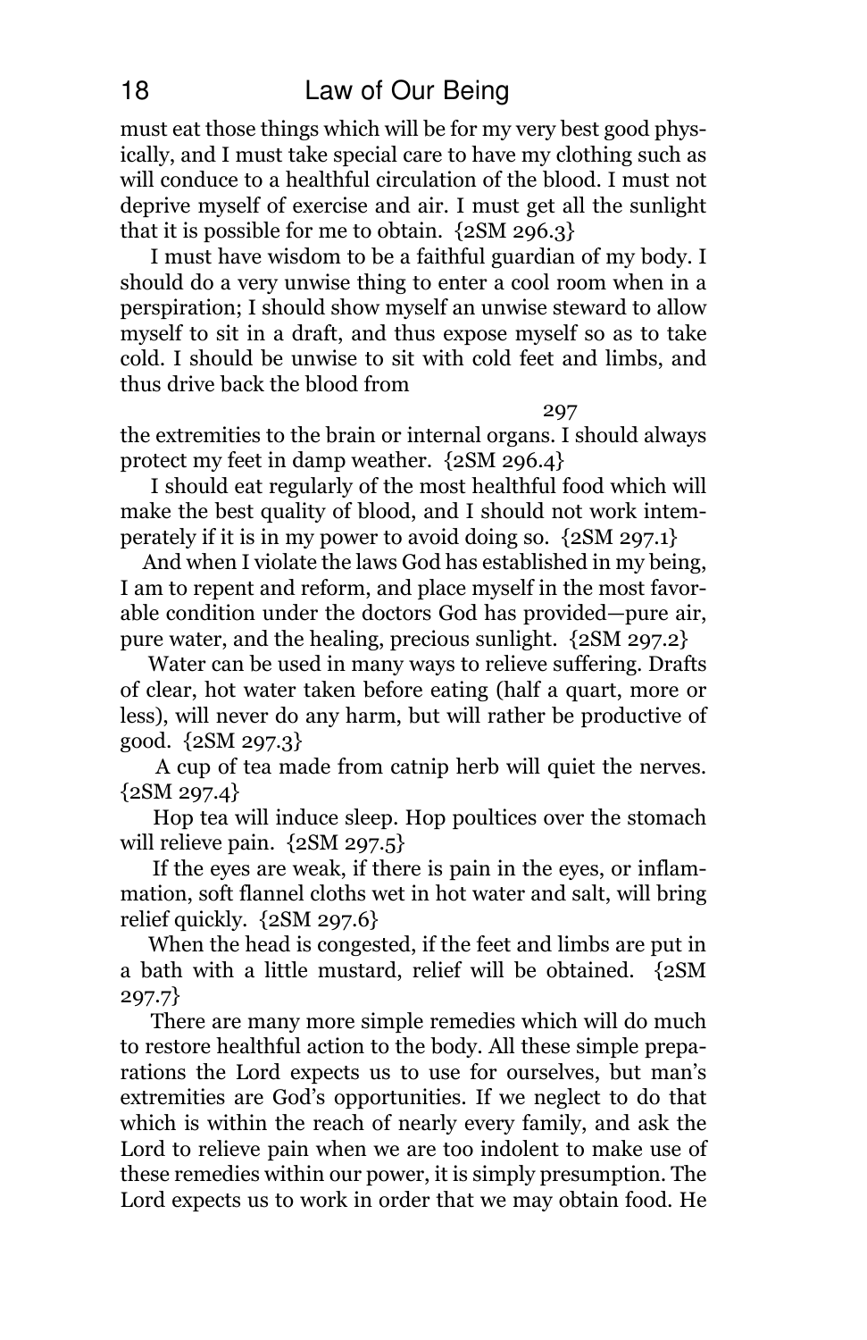must eat those things which will be for my very best good physically, and I must take special care to have my clothing such as will conduce to a healthful circulation of the blood. I must not deprive myself of exercise and air. I must get all the sunlight that it is possible for me to obtain. {2SM 296.3}

I must have wisdom to be a faithful guardian of my body. I should do a very unwise thing to enter a cool room when in a perspiration; I should show myself an unwise steward to allow myself to sit in a draft, and thus expose myself so as to take cold. I should be unwise to sit with cold feet and limbs, and thus drive back the blood from

297

the extremities to the brain or internal organs. I should always protect my feet in damp weather. {2SM 296.4}

I should eat regularly of the most healthful food which will make the best quality of blood, and I should not work intemperately if it is in my power to avoid doing so. {2SM 297.1}

And when I violate the laws God has established in my being, I am to repent and reform, and place myself in the most favorable condition under the doctors God has provided—pure air, pure water, and the healing, precious sunlight. {2SM 297.2}

Water can be used in many ways to relieve suffering. Drafts of clear, hot water taken before eating (half a quart, more or less), will never do any harm, but will rather be productive of good. {2SM 297.3}

A cup of tea made from catnip herb will quiet the nerves. {2SM 297.4}

Hop tea will induce sleep. Hop poultices over the stomach will relieve pain. {2SM 297.5}

If the eyes are weak, if there is pain in the eyes, or inflammation, soft flannel cloths wet in hot water and salt, will bring relief quickly. {2SM 297.6}

When the head is congested, if the feet and limbs are put in a bath with a little mustard, relief will be obtained. {2SM 297.7}

There are many more simple remedies which will do much to restore healthful action to the body. All these simple preparations the Lord expects us to use for ourselves, but man's extremities are God's opportunities. If we neglect to do that which is within the reach of nearly every family, and ask the Lord to relieve pain when we are too indolent to make use of these remedies within our power, it is simply presumption. The Lord expects us to work in order that we may obtain food. He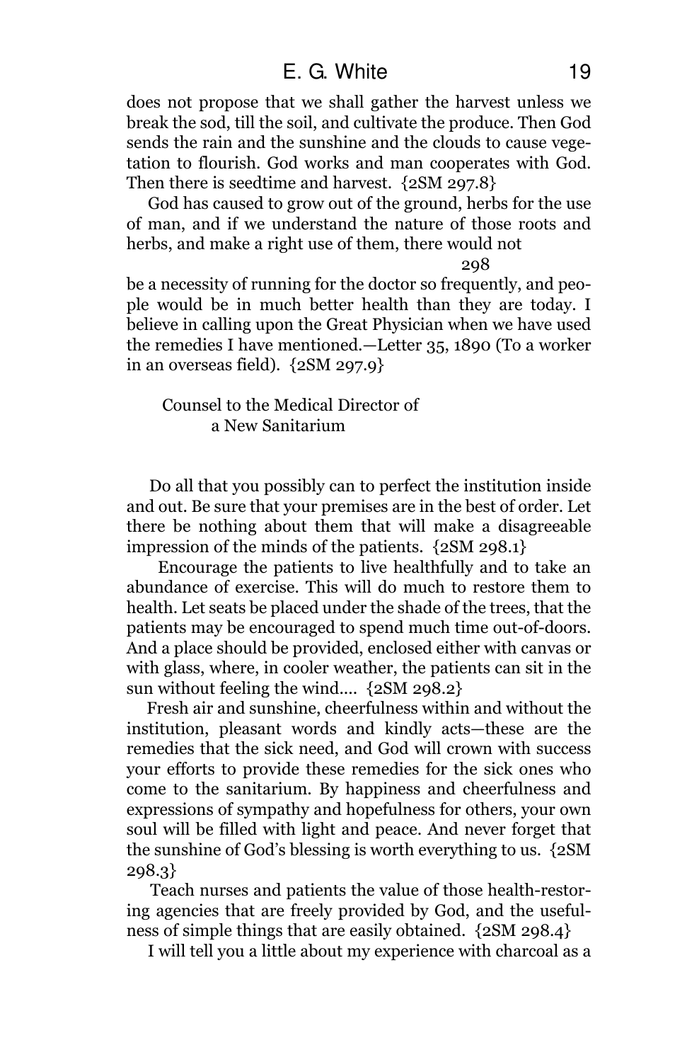does not propose that we shall gather the harvest unless we break the sod, till the soil, and cultivate the produce. Then God sends the rain and the sunshine and the clouds to cause vegetation to flourish. God works and man cooperates with God. Then there is seedtime and harvest. {2SM 297.8}

God has caused to grow out of the ground, herbs for the use of man, and if we understand the nature of those roots and herbs, and make a right use of them, there would not be a necessity of running for the doctor so frequently, and people would be in much better health than they are today. I believe in calling upon the Great Physician when we have used the remedies I have mentioned.—Letter 35, 1890 (To a worker in an overseas field). {2SM 297.9}

## Counsel to the Medical Director of a New Sanitarium

Do all that you possibly can to perfect the institution inside and out. Be sure that your premises are in the best of order. Let there be nothing about them that will make a disagreeable impression of the minds of the patients. {2SM 298.1}

Encourage the patients to live healthfully and to take an abundance of exercise. This will do much to restore them to health. Let seats be placed under the shade of the trees, that the patients may be encouraged to spend much time out-of-doors. And a place should be provided, enclosed either with canvas or with glass, where, in cooler weather, the patients can sit in the sun without feeling the wind.... {2SM 298.2}

Fresh air and sunshine, cheerfulness within and without the institution, pleasant words and kindly acts—these are the remedies that the sick need, and God will crown with success your efforts to provide these remedies for the sick ones who come to the sanitarium. By happiness and cheerfulness and expressions of sympathy and hopefulness for others, your own soul will be filled with light and peace. And never forget that the sunshine of God's blessing is worth everything to us. {2SM 298.3}

Teach nurses and patients the value of those health-restoring agencies that are freely provided by God, and the usefulness of simple things that are easily obtained. {2SM 298.4}

I will tell you a little about my experience with charcoal as a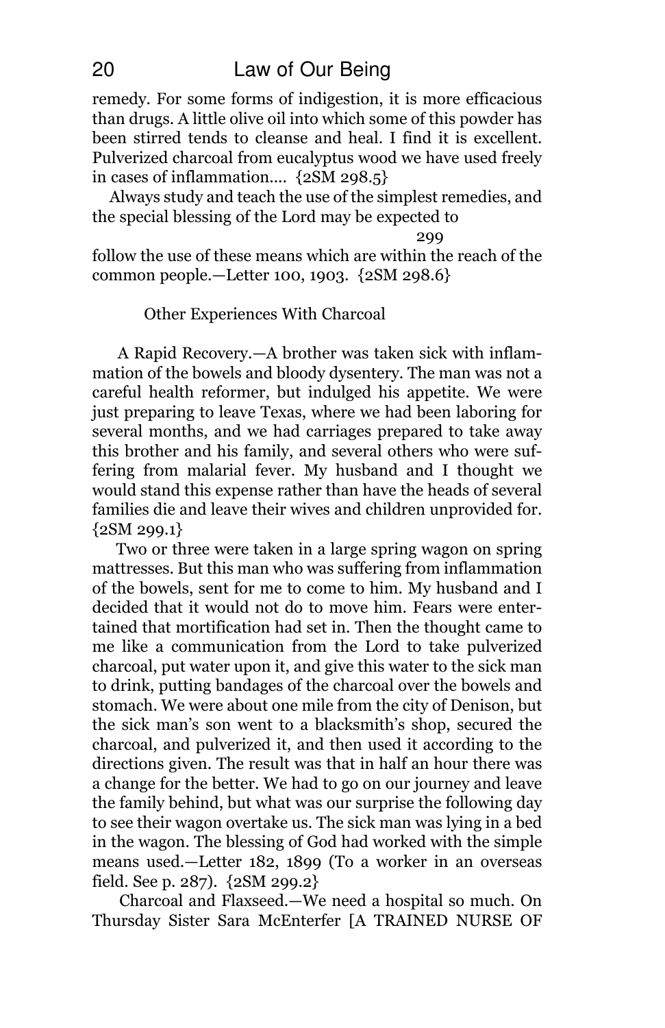remedy. For some forms of indigestion, it is more efficacious than drugs. A little olive oil into which some of this powder has been stirred tends to cleanse and heal. I find it excellent. Pulverized charcoal from eucalyptus wood we have used freely in cases of inflammation.... {2SM 298.5}

Always study and teach the use of the simplest remedies, and the special blessing of the Lord may be expected to

299

follow the use of these means which are within the reach of the common people.—Letter 100, 1903. {2SM 298.6}

### Other Experiences With Charcoal

A Rapid Recovery.—A brother was taken sick with inflammation of the bowels and bloody dysentery. The man was not a careful health reformer, but indulged his appetite. We were just preparing to leave Texas, where we had been laboring for several months, and we had carriages prepared to take away this brother and his family, and several others who were suffering from malarial fever. My husband and I thought we would stand this expense rather than have the heads of several families die and leave their wives and children unprovided for. {2SM 299.1}

Two or three were taken in a large spring wagon on spring mattresses. But this man who was suffering from inflammation of the bowels, sent for me to come to him. My husband and I decided that it would not do to move him. Fears were entertained that mortification had set in. Then the thought came to me like a communication from the Lord to take pulverized charcoal, put water upon it, and give this water to the sick man to drink, putting bandages of the charcoal over the bowels and stomach. We were about one mile from the city of Denison, but the sick man's son went to a blacksmith's shop, secured the charcoal, and pulverized it, and then used it according to the directions given. The result was that in half an hour there was a change for the better. We had to go on our journey and leave the family behind, but what was our surprise the following day to see their wagon overtake us. The sick man was lying in a bed in the wagon. The blessing of God had worked with the simple means used.—Letter 182, 1899 (To a worker in an overseas field. See p. 287). {2SM 299.2}

Charcoal and Flaxseed.—We need a hospital so much. On Thursday Sister Sara McEnterfer [A TRAINED NURSE OF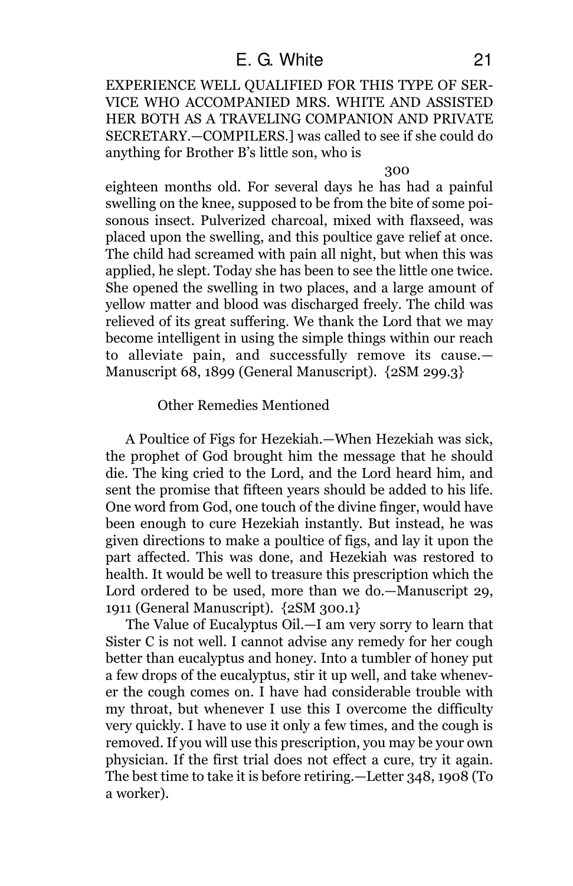EXPERIENCE WELL QUALIFIED FOR THIS TYPE OF SERVICE WHO ACCOMPANIED MRS. WHITE AND ASSISTED HER BOTH AS A TRAVELING COMPANION AND PRIVATE SECRETARY.—COMPILERS.] was called to see if she could do anything for Brother B's little son, who is

300

eighteen months old. For several days he has had a painful swelling on the knee, supposed to be from the bite of some poisonous insect. Pulverized charcoal, mixed with flaxseed, was placed upon the swelling, and this poultice gave relief at once. The child had screamed with pain all night, but when this was applied, he slept. Today she has been to see the little one twice. She opened the swelling in two places, and a large amount of yellow matter and blood was discharged freely. The child was relieved of its great suffering. We thank the Lord that we may become intelligent in using the simple things within our reach to alleviate pain, and successfully remove its cause.—Manuscript 68, 1899 (General Manuscript). {2SM 299.3}

### Other Remedies Mentioned

A Poultice of Figs for Hezekiah.—When Hezekiah was sick, the prophet of God brought him the message that he should die. The king cried to the Lord, and the Lord heard him, and sent the promise that fifteen years should be added to his life. One word from God, one touch of the divine finger, would have been enough to cure Hezekiah instantly. But instead, he was given directions to make a poultice of figs, and lay it upon the part affected. This was done, and Hezekiah was restored to health. It would be well to treasure this prescription which the Lord ordered to be used, more than we do.—Manuscript 29, 1911 (General Manuscript). {2SM 300.1}

The Value of Eucalyptus Oil.—I am very sorry to learn that Sister C is not well. I cannot advise any remedy for her cough better than eucalyptus and honey. Into a tumbler of honey put a few drops of the eucalyptus, stir it up well, and take whenever the cough comes on. I have had considerable trouble with my throat, but whenever I use this I overcome the difficulty very quickly. I have to use it only a few times, and the cough is removed. If you will use this prescription, you may be your own physician. If the first trial does not effect a cure, try it again. The best time to take it is before retiring.—Letter 348, 1908 (To a worker).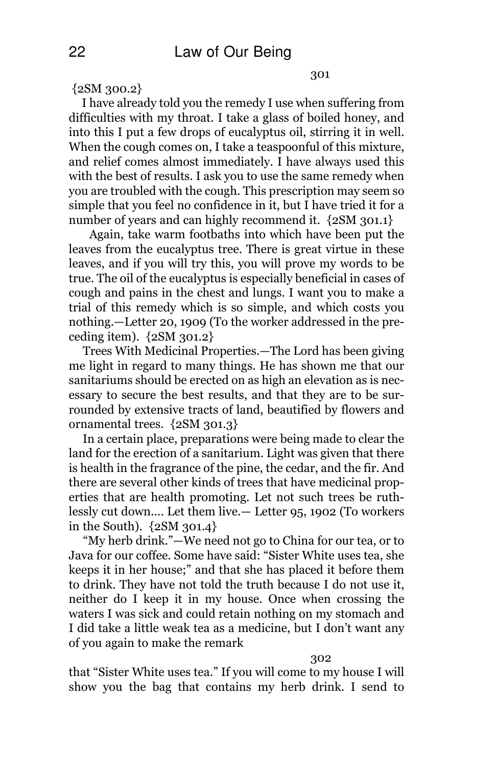{2SM 300.2}

I have already told you the remedy I use when suffering from difficulties with my throat. I take a glass of boiled honey, and into this I put a few drops of eucalyptus oil, stirring it in well. When the cough comes on, I take a teaspoonful of this mixture, and relief comes almost immediately. I have always used this with the best of results. I ask you to use the same remedy when you are troubled with the cough. This prescription may seem so simple that you feel no confidence in it, but I have tried it for a number of years and can highly recommend it. {2SM 301.1}

Again, take warm footbaths into which have been put the leaves from the eucalyptus tree. There is great virtue in these leaves, and if you will try this, you will prove my words to be true. The oil of the eucalyptus is especially beneficial in cases of cough and pains in the chest and lungs. I want you to make a trial of this remedy which is so simple, and which costs you nothing.—Letter 20, 1909 (To the worker addressed in the preceding item). {2SM 301.2}

Trees With Medicinal Properties.—The Lord has been giving me light in regard to many things. He has shown me that our sanitariums should be erected on as high an elevation as is necessary to secure the best results, and that they are to be surrounded by extensive tracts of land, beautified by flowers and ornamental trees. {2SM 301.3}

In a certain place, preparations were being made to clear the land for the erection of a sanitarium. Light was given that there is health in the fragrance of the pine, the cedar, and the fir. And there are several other kinds of trees that have medicinal properties that are health promoting. Let not such trees be ruthlessly cut down.... Let them live.— Letter 95, 1902 (To workers in the South). {2SM 301.4}

"My herb drink."—We need not go to China for our tea, or to Java for our coffee. Some have said: "Sister White uses tea, she keeps it in her house;" and that she has placed it before them to drink. They have not told the truth because I do not use it, neither do I keep it in my house. Once when crossing the waters I was sick and could retain nothing on my stomach and I did take a little weak tea as a medicine, but I don't want any of you again to make the remark that "Sister White uses tea." If you will come to my house I will show you the bag that contains my herb drink. I send to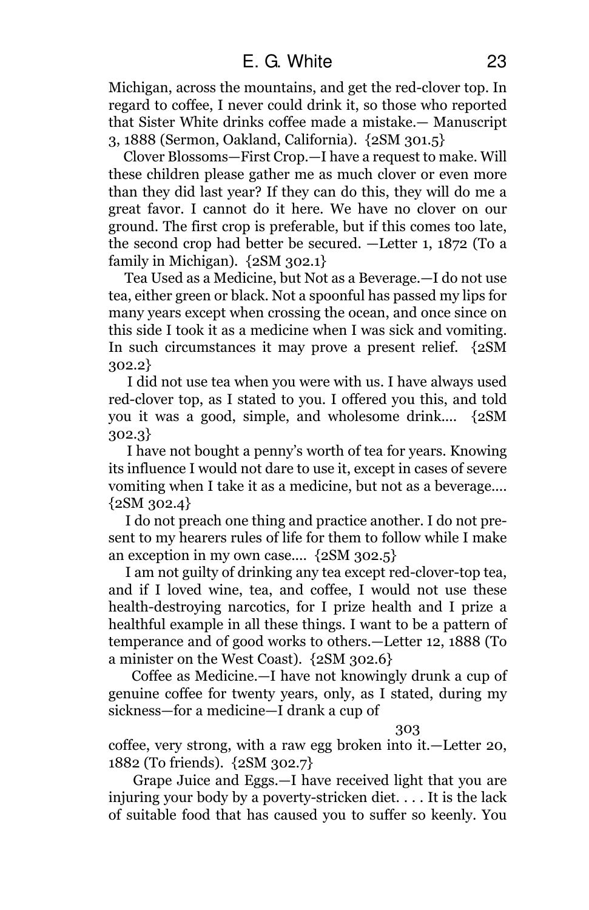Michigan, across the mountains, and get the red-clover top. In regard to coffee, I never could drink it, so those who reported that Sister White drinks coffee made a mistake.— Manuscript 3, 1888 (Sermon, Oakland, California). {2SM 301.5}

Clover Blossoms—First Crop.—I have a request to make. Will these children please gather me as much clover or even more than they did last year? If they can do this, they will do me a great favor. I cannot do it here. We have no clover on our ground. The first crop is preferable, but if this comes too late, the second crop had better be secured. —Letter 1, 1872 (To a family in Michigan). {2SM 302.1}

Tea Used as a Medicine, but Not as a Beverage.—I do not use tea, either green or black. Not a spoonful has passed my lips for many years except when crossing the ocean, and once since on this side I took it as a medicine when I was sick and vomiting. In such circumstances it may prove a present relief. {2SM 302.2}

I did not use tea when you were with us. I have always used red-clover top, as I stated to you. I offered you this, and told you it was a good, simple, and wholesome drink.... {2SM 302.3}

I have not bought a penny's worth of tea for years. Knowing its influence I would not dare to use it, except in cases of severe vomiting when I take it as a medicine, but not as a beverage.... {2SM 302.4}

I do not preach one thing and practice another. I do not present to my hearers rules of life for them to follow while I make an exception in my own case.... {2SM 302.5}

I am not guilty of drinking any tea except red-clover-top tea, and if I loved wine, tea, and coffee, I would not use these health-destroying narcotics, for I prize health and I prize a healthful example in all these things. I want to be a pattern of temperance and of good works to others.—Letter 12, 1888 (To a minister on the West Coast). {2SM 302.6}

Coffee as Medicine.—I have not knowingly drunk a cup of genuine coffee for twenty years, only, as I stated, during my sickness—for a medicine—I drank a cup of

303

coffee, very strong, with a raw egg broken into it.—Letter 20, 1882 (To friends). {2SM 302.7}

Grape Juice and Eggs.—I have received light that you are injuring your body by a poverty-stricken diet. . . . It is the lack of suitable food that has caused you to suffer so keenly. You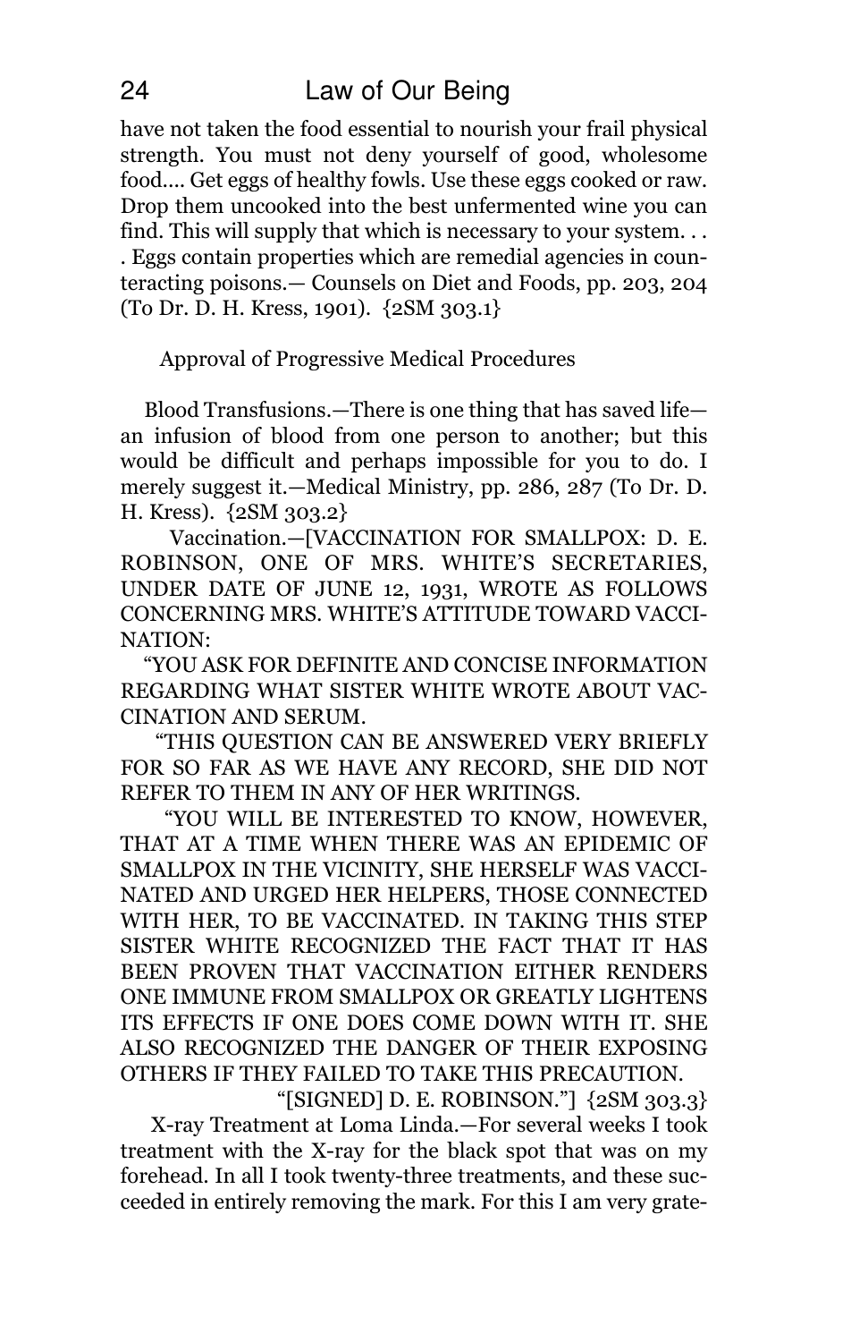have not taken the food essential to nourish your frail physical strength. You must not deny yourself of good, wholesome food.... Get eggs of healthy fowls. Use these eggs cooked or raw. Drop them uncooked into the best unfermented wine you can find. This will supply that which is necessary to your system. . . . Eggs contain properties which are remedial agencies in counteracting poisons.— Counsels on Diet and Foods, pp. 203, 204 (To Dr. D. H. Kress, 1901). {2SM 303.1}

## Approval of Progressive Medical Procedures

Blood Transfusions.—There is one thing that has saved life—an infusion of blood from one person to another; but this would be difficult and perhaps impossible for you to do. I merely suggest it.—Medical Ministry, pp. 286, 287 (To Dr. D. H. Kress). {2SM 303.2}

Vaccination.—[VACCINATION FOR SMALLPOX: D. E. ROBINSON, ONE OF MRS. WHITE'S SECRETARIES, UNDER DATE OF JUNE 12, 1931, WROTE AS FOLLOWS CONCERNING MRS. WHITE'S ATTITUDE TOWARD VACCINATION:

"YOU ASK FOR DEFINITE AND CONCISE INFORMATION REGARDING WHAT SISTER WHITE WROTE ABOUT VACCINATION AND SERUM.

"THIS QUESTION CAN BE ANSWERED VERY BRIEFLY FOR SO FAR AS WE HAVE ANY RECORD, SHE DID NOT REFER TO THEM IN ANY OF HER WRITINGS.

"YOU WILL BE INTERESTED TO KNOW, HOWEVER, THAT AT A TIME WHEN THERE WAS AN EPIDEMIC OF SMALLPOX IN THE VICINITY, SHE HERSELF WAS VACCINATED AND URGED HER HELPERS, THOSE CONNECTED WITH HER, TO BE VACCINATED. IN TAKING THIS STEP SISTER WHITE RECOGNIZED THE FACT THAT IT HAS BEEN PROVEN THAT VACCINATION EITHER RENDERS ONE IMMUNE FROM SMALLPOX OR GREATLY LIGHTENS ITS EFFECTS IF ONE DOES COME DOWN WITH IT. SHE ALSO RECOGNIZED THE DANGER OF THEIR EXPOSING OTHERS IF THEY FAILED TO TAKE THIS PRECAUTION.

"[SIGNED] D. E. ROBINSON."] {2SM 303.3}

X-ray Treatment at Loma Linda.—For several weeks I took treatment with the X-ray for the black spot that was on my forehead. In all I took twenty-three treatments, and these succeeded in entirely removing the mark. For this I am very grate-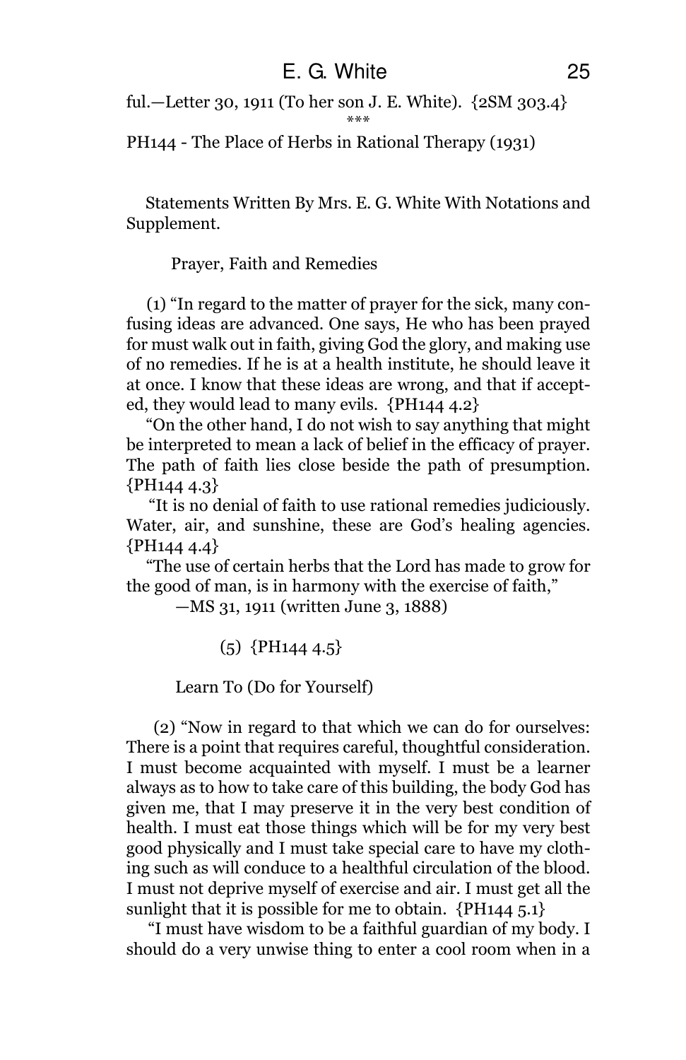ful.—Letter 30, 1911 (To her son J. E. White). {2SM 303.4}

***

PH144 - The Place of Herbs in Rational Therapy (1931)

Statements Written By Mrs. E. G. White With Notations and Supplement.

Prayer, Faith and Remedies

(1) "In regard to the matter of prayer for the sick, many confusing ideas are advanced. One says, He who has been prayed for must walk out in faith, giving God the glory, and making use of no remedies. If he is at a health institute, he should leave it at once. I know that these ideas are wrong, and that if accepted, they would lead to many evils. {PH144 4.2}

"On the other hand, I do not wish to say anything that might be interpreted to mean a lack of belief in the efficacy of prayer. The path of faith lies close beside the path of presumption. {PH144 4.3}

"It is no denial of faith to use rational remedies judiciously. Water, air, and sunshine, these are God's healing agencies. {PH144 4.4}

"The use of certain herbs that the Lord has made to grow for the good of man, is in harmony with the exercise of faith,"

—MS 31, 1911 (written June 3, 1888)

(5) {PH144 4.5}

Learn To (Do for Yourself)

(2) "Now in regard to that which we can do for ourselves: There is a point that requires careful, thoughtful consideration. I must become acquainted with myself. I must be a learner always as to how to take care of this building, the body God has given me, that I may preserve it in the very best condition of health. I must eat those things which will be for my very best good physically and I must take special care to have my clothing such as will conduce to a healthful circulation of the blood. I must not deprive myself of exercise and air. I must get all the sunlight that it is possible for me to obtain. {PH144 5.1}

"I must have wisdom to be a faithful guardian of my body. I should do a very unwise thing to enter a cool room when in a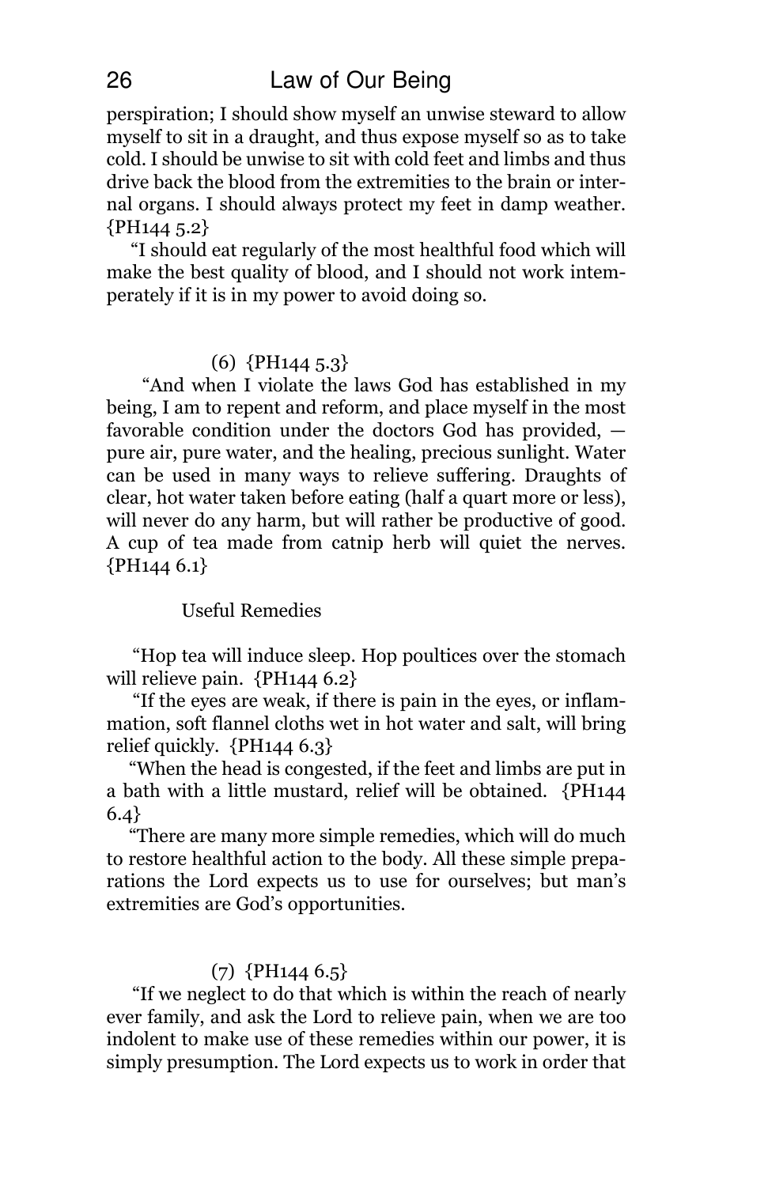perspiration; I should show myself an unwise steward to allow myself to sit in a draught, and thus expose myself so as to take cold. I should be unwise to sit with cold feet and limbs and thus drive back the blood from the extremities to the brain or internal organs. I should always protect my feet in damp weather. {PH144 5.2}

"I should eat regularly of the most healthful food which will make the best quality of blood, and I should not work intemperately if it is in my power to avoid doing so.

(6) {PH144 5.3}

"And when I violate the laws God has established in my being, I am to repent and reform, and place myself in the most favorable condition under the doctors God has provided, — pure air, pure water, and the healing, precious sunlight. Water can be used in many ways to relieve suffering. Draughts of clear, hot water taken before eating (half a quart more or less), will never do any harm, but will rather be productive of good. A cup of tea made from catnip herb will quiet the nerves. {PH144 6.1}

Useful Remedies

"Hop tea will induce sleep. Hop poultices over the stomach will relieve pain. {PH144 6.2}

"If the eyes are weak, if there is pain in the eyes, or inflammation, soft flannel cloths wet in hot water and salt, will bring relief quickly. {PH144 6.3}

"When the head is congested, if the feet and limbs are put in a bath with a little mustard, relief will be obtained. {PH144 6.4}

"There are many more simple remedies, which will do much to restore healthful action to the body. All these simple preparations the Lord expects us to use for ourselves; but man's extremities are God's opportunities.

(7) {PH144 6.5}

"If we neglect to do that which is within the reach of nearly ever family, and ask the Lord to relieve pain, when we are too indolent to make use of these remedies within our power, it is simply presumption. The Lord expects us to work in order that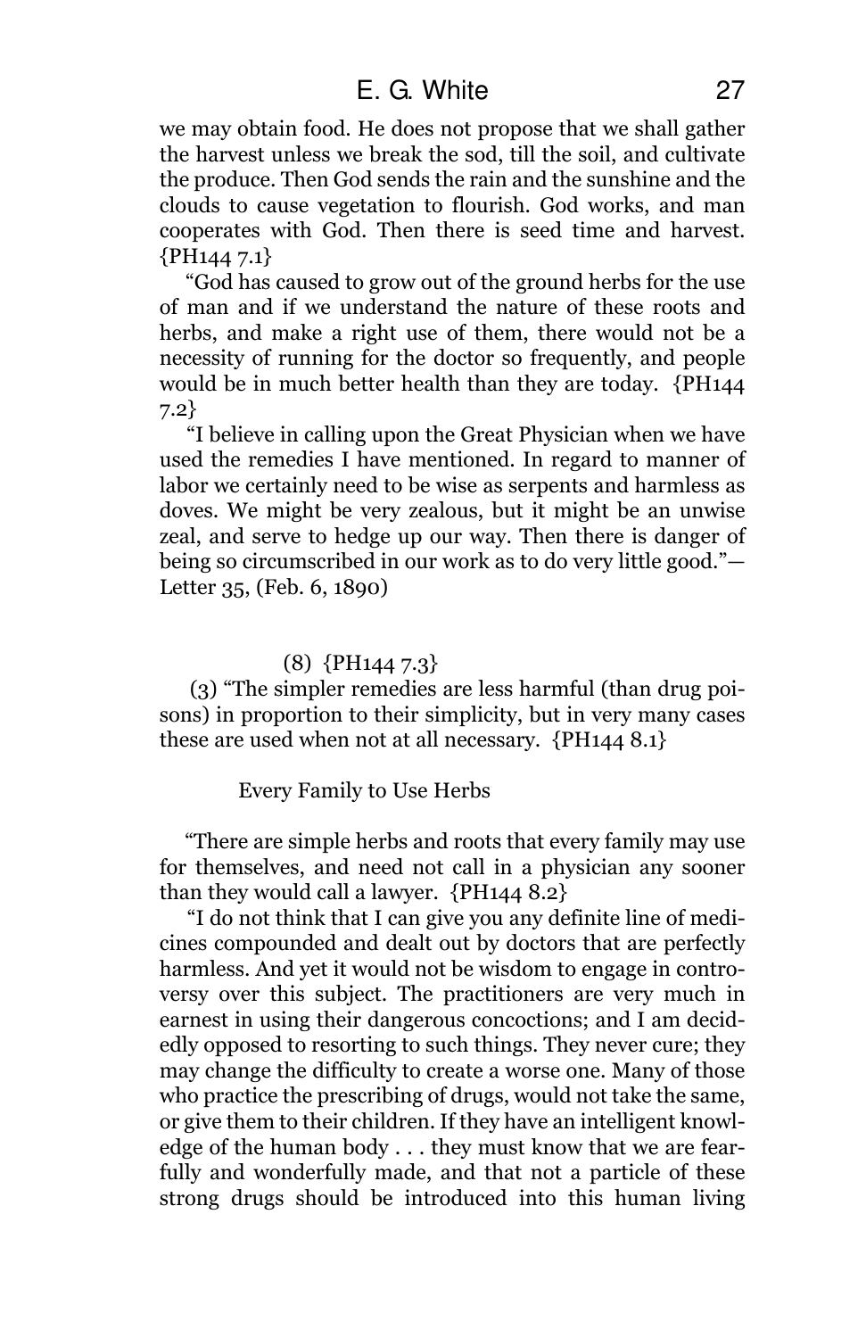we may obtain food. He does not propose that we shall gather the harvest unless we break the sod, till the soil, and cultivate the produce. Then God sends the rain and the sunshine and the clouds to cause vegetation to flourish. God works, and man cooperates with God. Then there is seed time and harvest. {PH144 7.1}

"God has caused to grow out of the ground herbs for the use of man and if we understand the nature of these roots and herbs, and make a right use of them, there would not be a necessity of running for the doctor so frequently, and people would be in much better health than they are today. {PH144 7.2}

"I believe in calling upon the Great Physician when we have used the remedies I have mentioned. In regard to manner of labor we certainly need to be wise as serpents and harmless as doves. We might be very zealous, but it might be an unwise zeal, and serve to hedge up our way. Then there is danger of being so circumscribed in our work as to do very little good."—Letter 35, (Feb. 6, 1890)

(8) {PH144 7.3}

(3) "The simpler remedies are less harmful (than drug poisons) in proportion to their simplicity, but in very many cases these are used when not at all necessary. {PH144 8.1}

Every Family to Use Herbs

"There are simple herbs and roots that every family may use for themselves, and need not call in a physician any sooner than they would call a lawyer. {PH144 8.2}

"I do not think that I can give you any definite line of medicines compounded and dealt out by doctors that are perfectly harmless. And yet it would not be wisdom to engage in controversy over this subject. The practitioners are very much in earnest in using their dangerous concoctions; and I am decidedly opposed to resorting to such things. They never cure; they may change the difficulty to create a worse one. Many of those who practice the prescribing of drugs, would not take the same, or give them to their children. If they have an intelligent knowledge of the human body . . . they must know that we are fearfully and wonderfully made, and that not a particle of these strong drugs should be introduced into this human living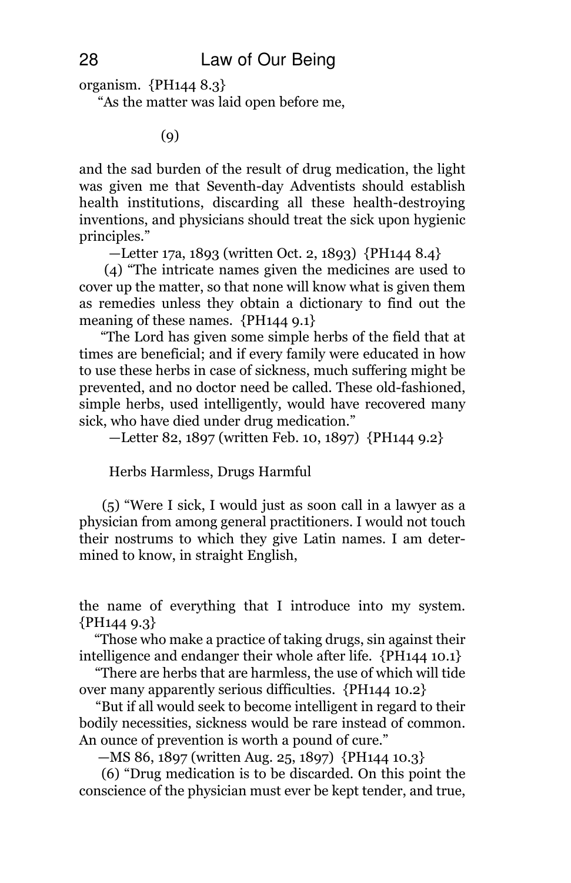organism. {PH144 8.3}

"As the matter was laid open before me,

(9)

and the sad burden of the result of drug medication, the light was given me that Seventh-day Adventists should establish health institutions, discarding all these health-destroying inventions, and physicians should treat the sick upon hygienic principles."

—Letter 17a, 1893 (written Oct. 2, 1893) {PH144 8.4}

(4) "The intricate names given the medicines are used to cover up the matter, so that none will know what is given them as remedies unless they obtain a dictionary to find out the meaning of these names. {PH144 9.1}

"The Lord has given some simple herbs of the field that at times are beneficial; and if every family were educated in how to use these herbs in case of sickness, much suffering might be prevented, and no doctor need be called. These old-fashioned, simple herbs, used intelligently, would have recovered many sick, who have died under drug medication."

—Letter 82, 1897 (written Feb. 10, 1897) {PH144 9.2}

Herbs Harmless, Drugs Harmful

(5) "Were I sick, I would just as soon call in a lawyer as a physician from among general practitioners. I would not touch their nostrums to which they give Latin names. I am determined to know, in straight English,

the name of everything that I introduce into my system. {PH144 9.3}

"Those who make a practice of taking drugs, sin against their intelligence and endanger their whole after life. {PH144 10.1}

"There are herbs that are harmless, the use of which will tide over many apparently serious difficulties. {PH144 10.2}

"But if all would seek to become intelligent in regard to their bodily necessities, sickness would be rare instead of common. An ounce of prevention is worth a pound of cure."

—MS 86, 1897 (written Aug. 25, 1897) {PH144 10.3}

(6) "Drug medication is to be discarded. On this point the conscience of the physician must ever be kept tender, and true,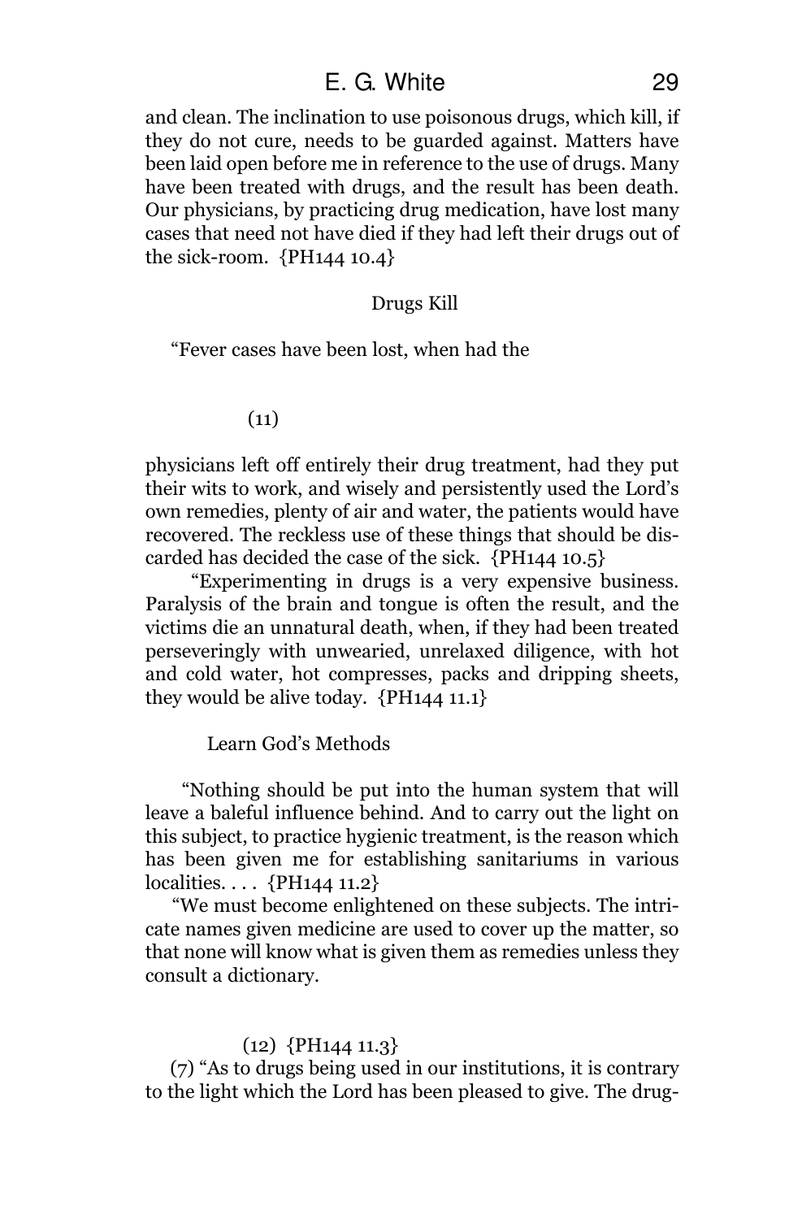and clean. The inclination to use poisonous drugs, which kill, if they do not cure, needs to be guarded against. Matters have been laid open before me in reference to the use of drugs. Many have been treated with drugs, and the result has been death. Our physicians, by practicing drug medication, have lost many cases that need not have died if they had left their drugs out of the sick-room. {PH144 10.4}

Drugs Kill

"Fever cases have been lost, when had the

(11)

physicians left off entirely their drug treatment, had they put their wits to work, and wisely and persistently used the Lord's own remedies, plenty of air and water, the patients would have recovered. The reckless use of these things that should be discarded has decided the case of the sick. {PH144 10.5}

"Experimenting in drugs is a very expensive business. Paralysis of the brain and tongue is often the result, and the victims die an unnatural death, when, if they had been treated perseveringly with unwearied, unrelaxed diligence, with hot and cold water, hot compresses, packs and dripping sheets, they would be alive today. {PH144 11.1}

Learn God's Methods

"Nothing should be put into the human system that will leave a baleful influence behind. And to carry out the light on this subject, to practice hygienic treatment, is the reason which has been given me for establishing sanitariums in various localities. . . . {PH144 11.2}

"We must become enlightened on these subjects. The intricate names given medicine are used to cover up the matter, so that none will know what is given them as remedies unless they consult a dictionary.

(12) {PH144 11.3}

(7) "As to drugs being used in our institutions, it is contrary to the light which the Lord has been pleased to give. The drug-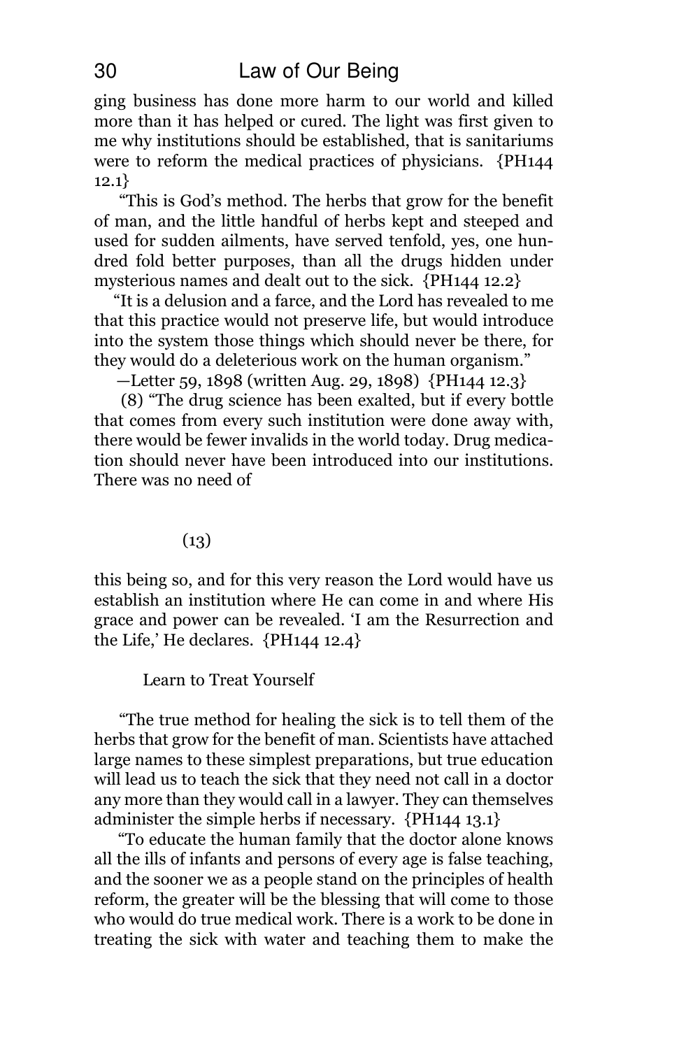ging business has done more harm to our world and killed more than it has helped or cured. The light was first given to me why institutions should be established, that is sanitariums were to reform the medical practices of physicians. {PH144 12.1}

"This is God's method. The herbs that grow for the benefit of man, and the little handful of herbs kept and steeped and used for sudden ailments, have served tenfold, yes, one hundred fold better purposes, than all the drugs hidden under mysterious names and dealt out to the sick. {PH144 12.2}

"It is a delusion and a farce, and the Lord has revealed to me that this practice would not preserve life, but would introduce into the system those things which should never be there, for they would do a deleterious work on the human organism."

—Letter 59, 1898 (written Aug. 29, 1898) {PH144 12.3}

(8) "The drug science has been exalted, but if every bottle that comes from every such institution were done away with, there would be fewer invalids in the world today. Drug medication should never have been introduced into our institutions. There was no need of

(13)

this being so, and for this very reason the Lord would have us establish an institution where He can come in and where His grace and power can be revealed. 'I am the Resurrection and the Life,' He declares. {PH144 12.4}

### Learn to Treat Yourself

"The true method for healing the sick is to tell them of the herbs that grow for the benefit of man. Scientists have attached large names to these simplest preparations, but true education will lead us to teach the sick that they need not call in a doctor any more than they would call in a lawyer. They can themselves administer the simple herbs if necessary. {PH144 13.1}

"To educate the human family that the doctor alone knows all the ills of infants and persons of every age is false teaching, and the sooner we as a people stand on the principles of health reform, the greater will be the blessing that will come to those who would do true medical work. There is a work to be done in treating the sick with water and teaching them to make the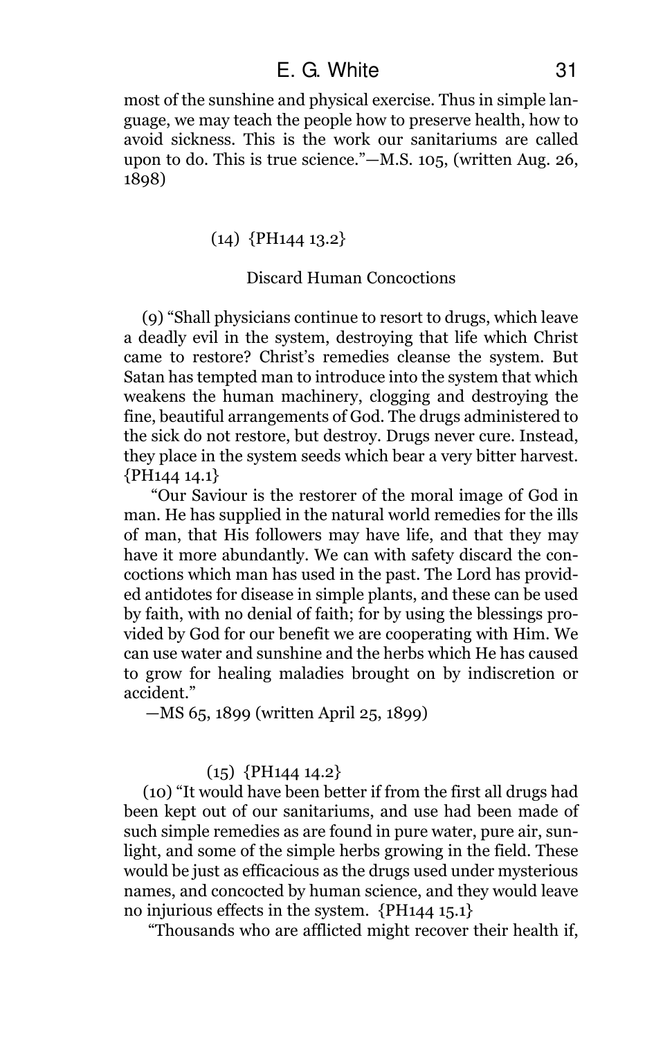most of the sunshine and physical exercise. Thus in simple language, we may teach the people how to preserve health, how to avoid sickness. This is the work our sanitariums are called upon to do. This is true science."—M.S. 105, (written Aug. 26, 1898)

(14) {PH144 13.2}

### Discard Human Concoctions

(9) "Shall physicians continue to resort to drugs, which leave a deadly evil in the system, destroying that life which Christ came to restore? Christ's remedies cleanse the system. But Satan has tempted man to introduce into the system that which weakens the human machinery, clogging and destroying the fine, beautiful arrangements of God. The drugs administered to the sick do not restore, but destroy. Drugs never cure. Instead, they place in the system seeds which bear a very bitter harvest. {PH144 14.1}

"Our Saviour is the restorer of the moral image of God in man. He has supplied in the natural world remedies for the ills of man, that His followers may have life, and that they may have it more abundantly. We can with safety discard the concoctions which man has used in the past. The Lord has provided antidotes for disease in simple plants, and these can be used by faith, with no denial of faith; for by using the blessings provided by God for our benefit we are cooperating with Him. We can use water and sunshine and the herbs which He has caused to grow for healing maladies brought on by indiscretion or accident."

—MS 65, 1899 (written April 25, 1899)

(15) {PH144 14.2}

(10) "It would have been better if from the first all drugs had been kept out of our sanitariums, and use had been made of such simple remedies as are found in pure water, pure air, sunlight, and some of the simple herbs growing in the field. These would be just as efficacious as the drugs used under mysterious names, and concocted by human science, and they would leave no injurious effects in the system. {PH144 15.1}

"Thousands who are afflicted might recover their health if,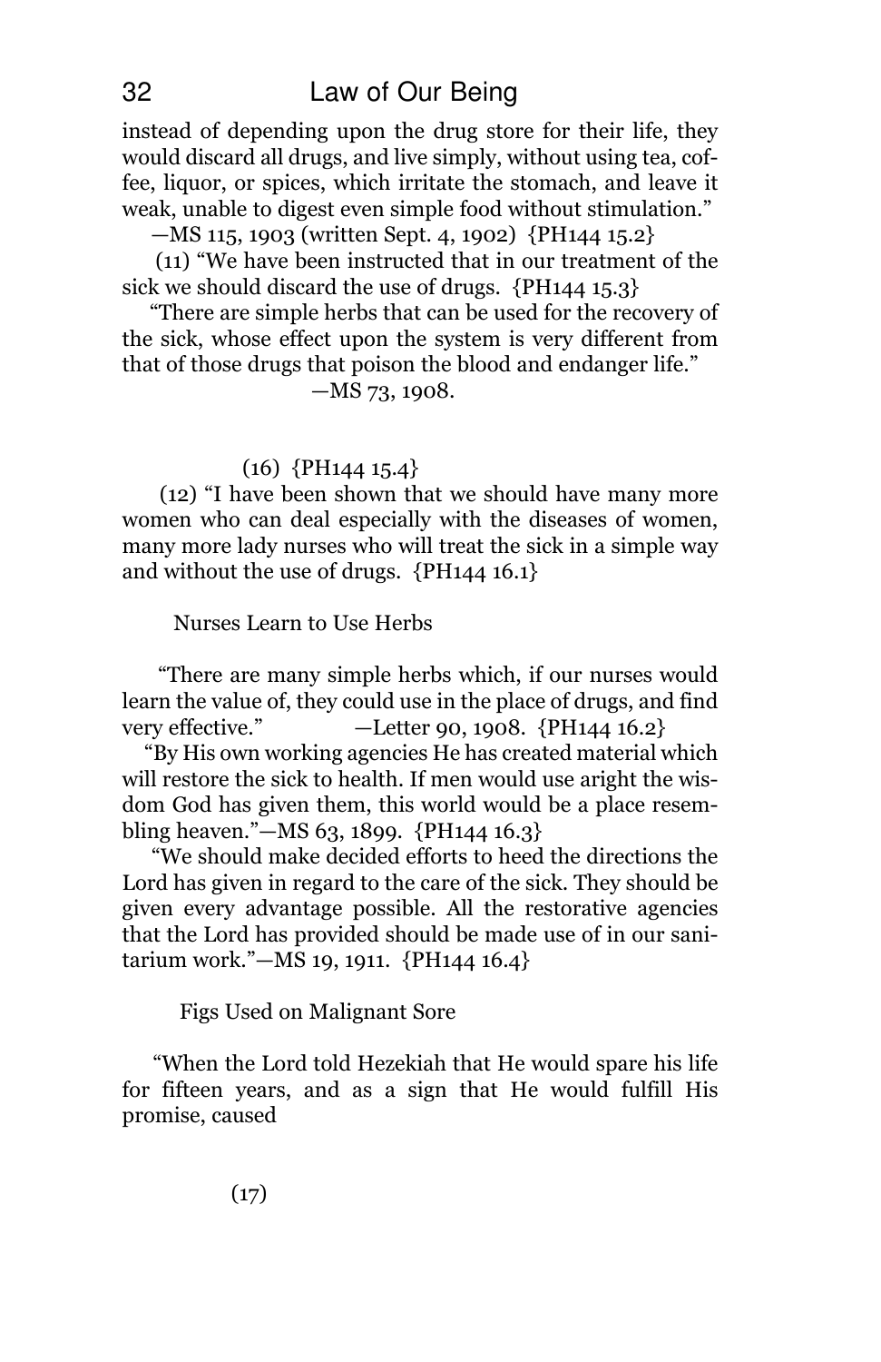instead of depending upon the drug store for their life, they would discard all drugs, and live simply, without using tea, coffee, liquor, or spices, which irritate the stomach, and leave it weak, unable to digest even simple food without stimulation."

—MS 115, 1903 (written Sept. 4, 1902) {PH144 15.2}

(11) "We have been instructed that in our treatment of the sick we should discard the use of drugs. {PH144 15.3}

"There are simple herbs that can be used for the recovery of the sick, whose effect upon the system is very different from that of those drugs that poison the blood and endanger life."
—MS 73, 1908.

(16) {PH144 15.4}

(12) "I have been shown that we should have many more women who can deal especially with the diseases of women, many more lady nurses who will treat the sick in a simple way and without the use of drugs. {PH144 16.1}

### Nurses Learn to Use Herbs

"There are many simple herbs which, if our nurses would learn the value of, they could use in the place of drugs, and find very effective." —Letter 90, 1908. {PH144 16.2}

"By His own working agencies He has created material which will restore the sick to health. If men would use aright the wisdom God has given them, this world would be a place resembling heaven."—MS 63, 1899. {PH144 16.3}

"We should make decided efforts to heed the directions the Lord has given in regard to the care of the sick. They should be given every advantage possible. All the restorative agencies that the Lord has provided should be made use of in our sanitarium work."—MS 19, 1911. {PH144 16.4}

### Figs Used on Malignant Sore

"When the Lord told Hezekiah that He would spare his life for fifteen years, and as a sign that He would fulfill His promise, caused

(17)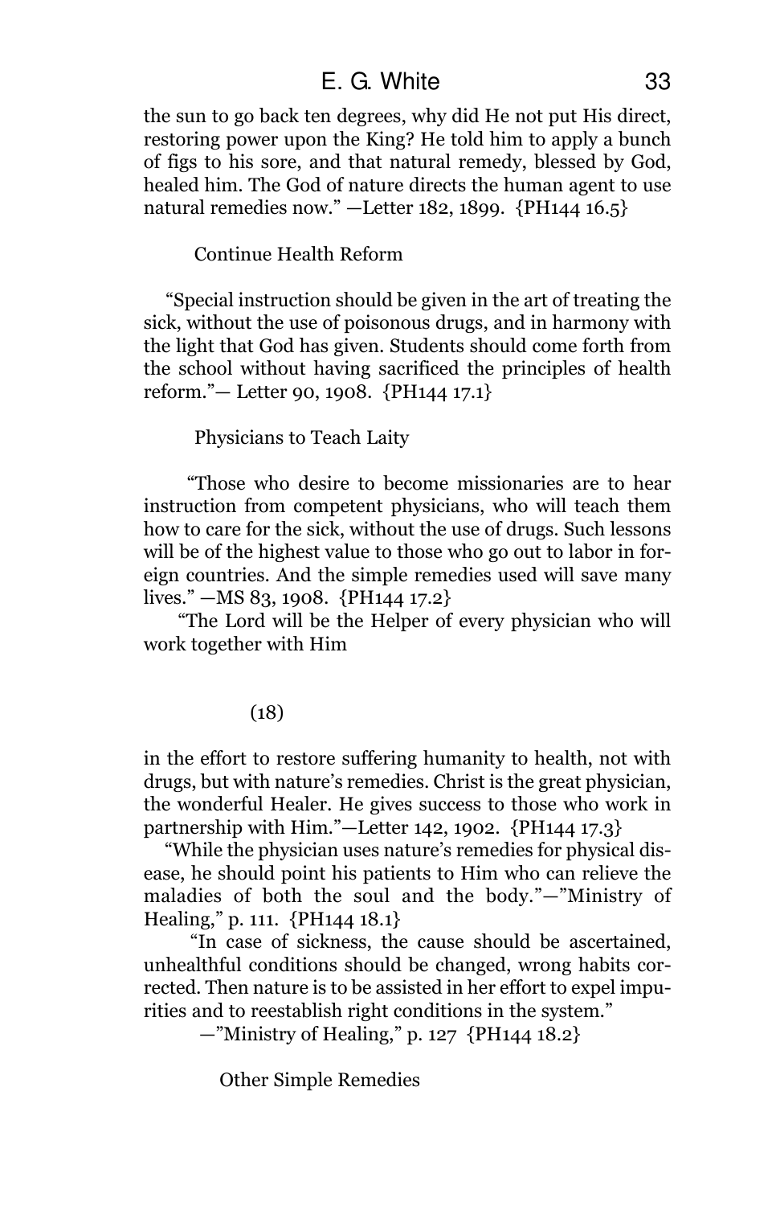the sun to go back ten degrees, why did He not put His direct, restoring power upon the King? He told him to apply a bunch of figs to his sore, and that natural remedy, blessed by God, healed him. The God of nature directs the human agent to use natural remedies now." —Letter 182, 1899. {PH144 16.5}

### Continue Health Reform

"Special instruction should be given in the art of treating the sick, without the use of poisonous drugs, and in harmony with the light that God has given. Students should come forth from the school without having sacrificed the principles of health reform."— Letter 90, 1908. {PH144 17.1}

### Physicians to Teach Laity

"Those who desire to become missionaries are to hear instruction from competent physicians, who will teach them how to care for the sick, without the use of drugs. Such lessons will be of the highest value to those who go out to labor in foreign countries. And the simple remedies used will save many lives." —MS 83, 1908. {PH144 17.2}

"The Lord will be the Helper of every physician who will work together with Him

(18)

in the effort to restore suffering humanity to health, not with drugs, but with nature's remedies. Christ is the great physician, the wonderful Healer. He gives success to those who work in partnership with Him."—Letter 142, 1902. {PH144 17.3}

"While the physician uses nature's remedies for physical disease, he should point his patients to Him who can relieve the maladies of both the soul and the body."—"Ministry of Healing," p. 111. {PH144 18.1}

"In case of sickness, the cause should be ascertained, unhealthful conditions should be changed, wrong habits corrected. Then nature is to be assisted in her effort to expel impurities and to reestablish right conditions in the system."

—"Ministry of Healing," p. 127 {PH144 18.2}

### Other Simple Remedies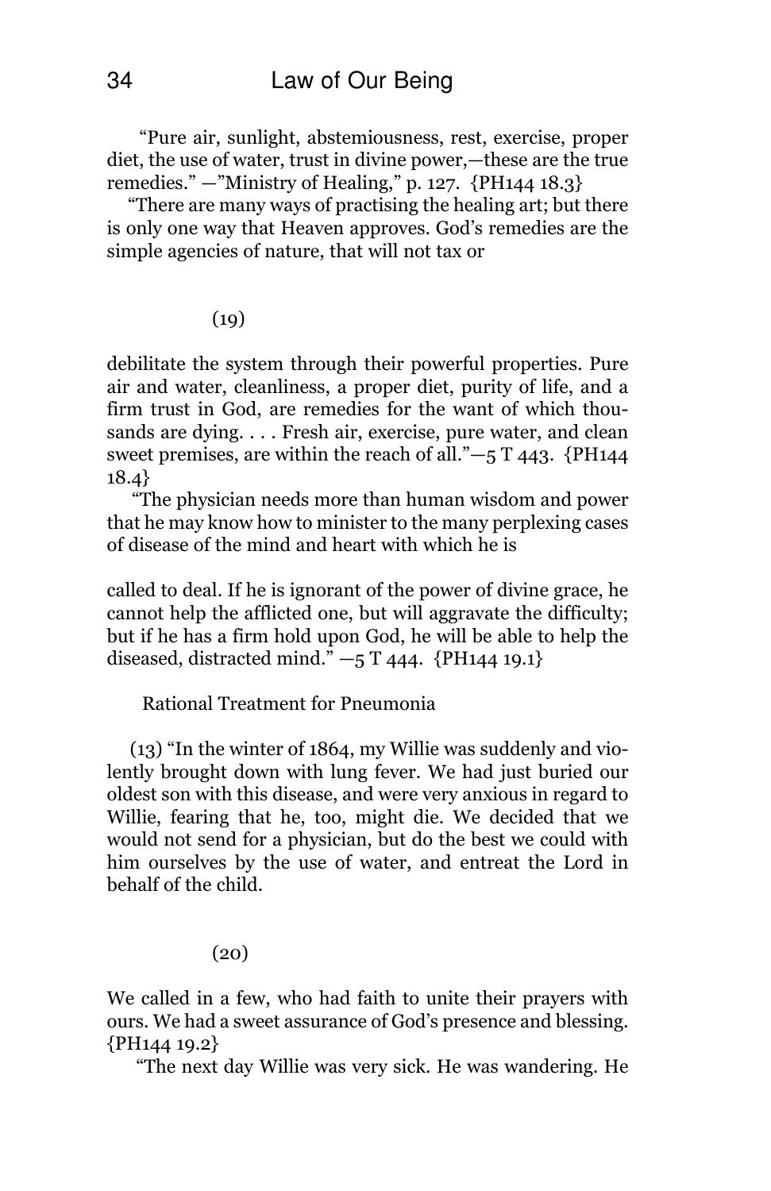"Pure air, sunlight, abstemiousness, rest, exercise, proper diet, the use of water, trust in divine power,—these are the true remedies." —"Ministry of Healing," p. 127. {PH144 18.3}

"There are many ways of practising the healing art; but there is only one way that Heaven approves. God's remedies are the simple agencies of nature, that will not tax or

(19)

debilitate the system through their powerful properties. Pure air and water, cleanliness, a proper diet, purity of life, and a firm trust in God, are remedies for the want of which thousands are dying. . . . Fresh air, exercise, pure water, and clean sweet premises, are within the reach of all."—5 T 443. {PH144 18.4}

"The physician needs more than human wisdom and power that he may know how to minister to the many perplexing cases of disease of the mind and heart with which he is

called to deal. If he is ignorant of the power of divine grace, he cannot help the afflicted one, but will aggravate the difficulty; but if he has a firm hold upon God, he will be able to help the diseased, distracted mind." —5 T 444. {PH144 19.1}

### Rational Treatment for Pneumonia

(13) "In the winter of 1864, my Willie was suddenly and violently brought down with lung fever. We had just buried our oldest son with this disease, and were very anxious in regard to Willie, fearing that he, too, might die. We decided that we would not send for a physician, but do the best we could with him ourselves by the use of water, and entreat the Lord in behalf of the child.

(20)

We called in a few, who had faith to unite their prayers with ours. We had a sweet assurance of God's presence and blessing. {PH144 19.2}

"The next day Willie was very sick. He was wandering. He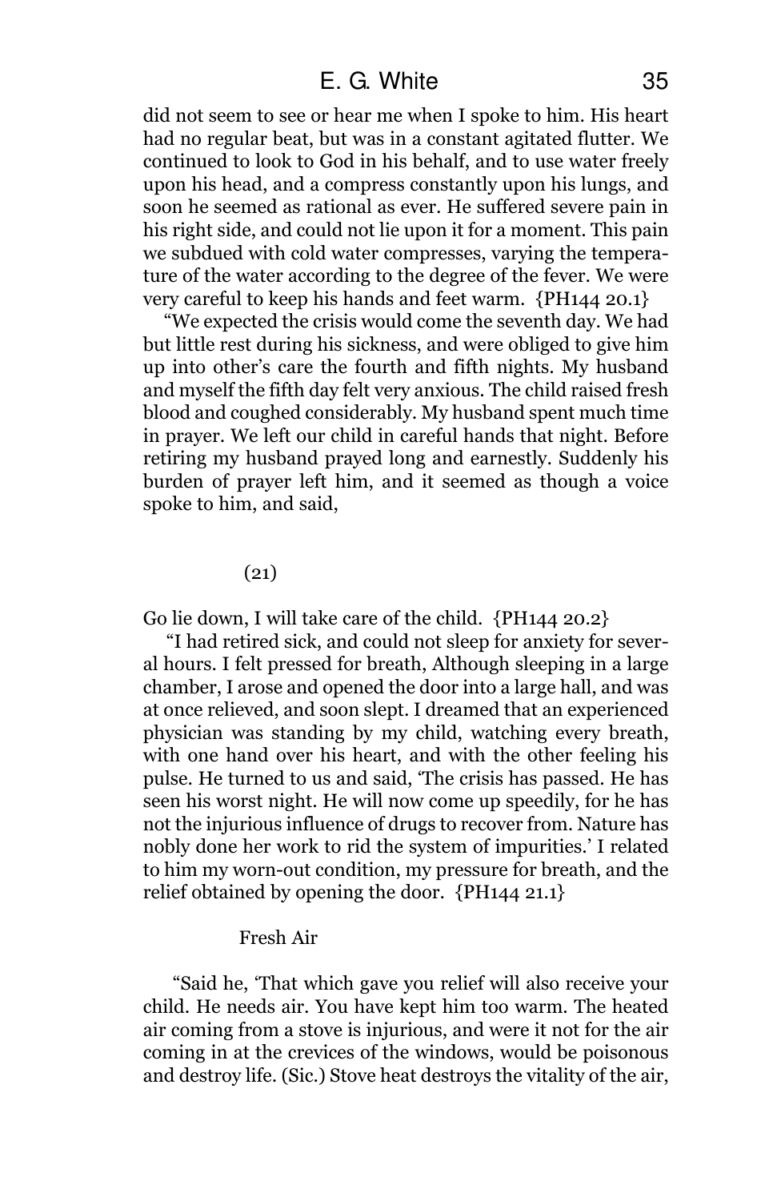did not seem to see or hear me when I spoke to him. His heart had no regular beat, but was in a constant agitated flutter. We continued to look to God in his behalf, and to use water freely upon his head, and a compress constantly upon his lungs, and soon he seemed as rational as ever. He suffered severe pain in his right side, and could not lie upon it for a moment. This pain we subdued with cold water compresses, varying the temperature of the water according to the degree of the fever. We were very careful to keep his hands and feet warm. {PH144 20.1}

"We expected the crisis would come the seventh day. We had but little rest during his sickness, and were obliged to give him up into other's care the fourth and fifth nights. My husband and myself the fifth day felt very anxious. The child raised fresh blood and coughed considerably. My husband spent much time in prayer. We left our child in careful hands that night. Before retiring my husband prayed long and earnestly. Suddenly his burden of prayer left him, and it seemed as though a voice spoke to him, and said,

(21)

Go lie down, I will take care of the child. {PH144 20.2}

"I had retired sick, and could not sleep for anxiety for several hours. I felt pressed for breath, Although sleeping in a large chamber, I arose and opened the door into a large hall, and was at once relieved, and soon slept. I dreamed that an experienced physician was standing by my child, watching every breath, with one hand over his heart, and with the other feeling his pulse. He turned to us and said, 'The crisis has passed. He has seen his worst night. He will now come up speedily, for he has not the injurious influence of drugs to recover from. Nature has nobly done her work to rid the system of impurities.' I related to him my worn-out condition, my pressure for breath, and the relief obtained by opening the door. {PH144 21.1}

## Fresh Air

"Said he, 'That which gave you relief will also receive your child. He needs air. You have kept him too warm. The heated air coming from a stove is injurious, and were it not for the air coming in at the crevices of the windows, would be poisonous and destroy life. (Sic.) Stove heat destroys the vitality of the air,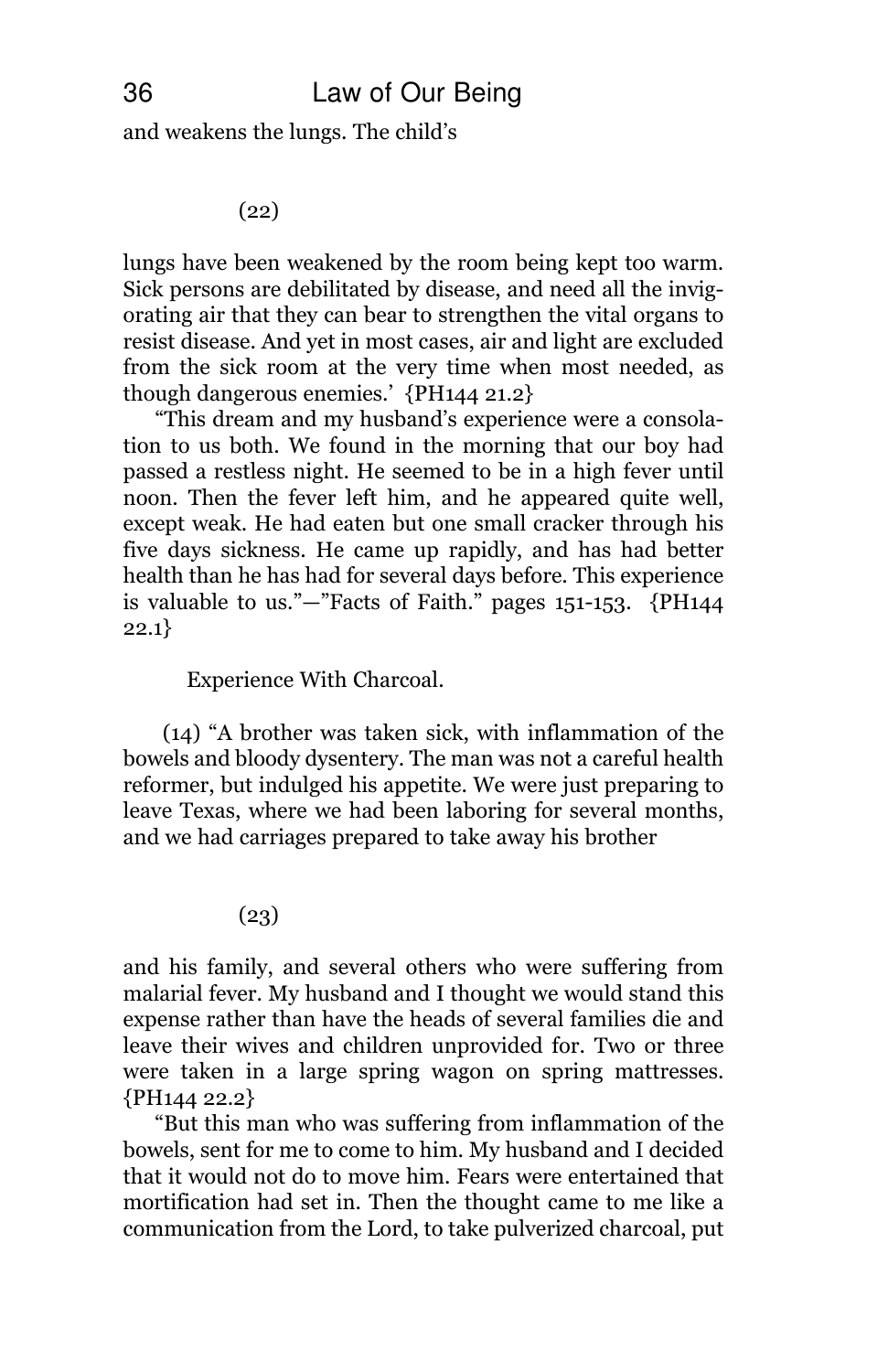and weakens the lungs. The child's

(22)

lungs have been weakened by the room being kept too warm. Sick persons are debilitated by disease, and need all the invigorating air that they can bear to strengthen the vital organs to resist disease. And yet in most cases, air and light are excluded from the sick room at the very time when most needed, as though dangerous enemies.' {PH144 21.2}

"This dream and my husband's experience were a consolation to us both. We found in the morning that our boy had passed a restless night. He seemed to be in a high fever until noon. Then the fever left him, and he appeared quite well, except weak. He had eaten but one small cracker through his five days sickness. He came up rapidly, and has had better health than he has had for several days before. This experience is valuable to us."—"Facts of Faith." pages 151-153. {PH144 22.1}

Experience With Charcoal.

(14) "A brother was taken sick, with inflammation of the bowels and bloody dysentery. The man was not a careful health reformer, but indulged his appetite. We were just preparing to leave Texas, where we had been laboring for several months, and we had carriages prepared to take away his brother

(23)

and his family, and several others who were suffering from malarial fever. My husband and I thought we would stand this expense rather than have the heads of several families die and leave their wives and children unprovided for. Two or three were taken in a large spring wagon on spring mattresses. {PH144 22.2}

"But this man who was suffering from inflammation of the bowels, sent for me to come to him. My husband and I decided that it would not do to move him. Fears were entertained that mortification had set in. Then the thought came to me like a communication from the Lord, to take pulverized charcoal, put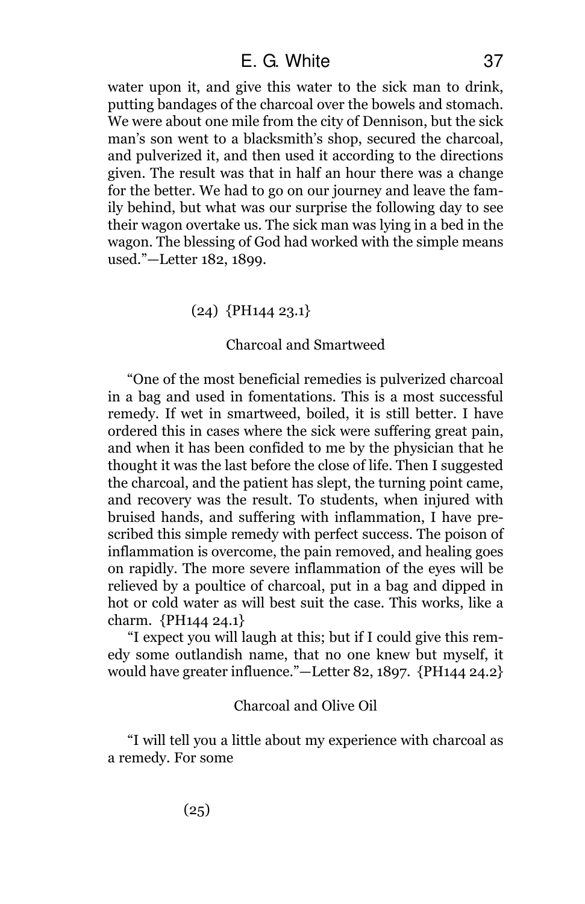water upon it, and give this water to the sick man to drink, putting bandages of the charcoal over the bowels and stomach. We were about one mile from the city of Dennison, but the sick man's son went to a blacksmith's shop, secured the charcoal, and pulverized it, and then used it according to the directions given. The result was that in half an hour there was a change for the better. We had to go on our journey and leave the family behind, but what was our surprise the following day to see their wagon overtake us. The sick man was lying in a bed in the wagon. The blessing of God had worked with the simple means used."—Letter 182, 1899.

(24) {PH144 23.1}

### Charcoal and Smartweed

"One of the most beneficial remedies is pulverized charcoal in a bag and used in fomentations. This is a most successful remedy. If wet in smartweed, boiled, it is still better. I have ordered this in cases where the sick were suffering great pain, and when it has been confided to me by the physician that he thought it was the last before the close of life. Then I suggested the charcoal, and the patient has slept, the turning point came, and recovery was the result. To students, when injured with bruised hands, and suffering with inflammation, I have prescribed this simple remedy with perfect success. The poison of inflammation is overcome, the pain removed, and healing goes on rapidly. The more severe inflammation of the eyes will be relieved by a poultice of charcoal, put in a bag and dipped in hot or cold water as will best suit the case. This works, like a charm. {PH144 24.1}

"I expect you will laugh at this; but if I could give this remedy some outlandish name, that no one knew but myself, it would have greater influence."—Letter 82, 1897. {PH144 24.2}

### Charcoal and Olive Oil

"I will tell you a little about my experience with charcoal as a remedy. For some

(25)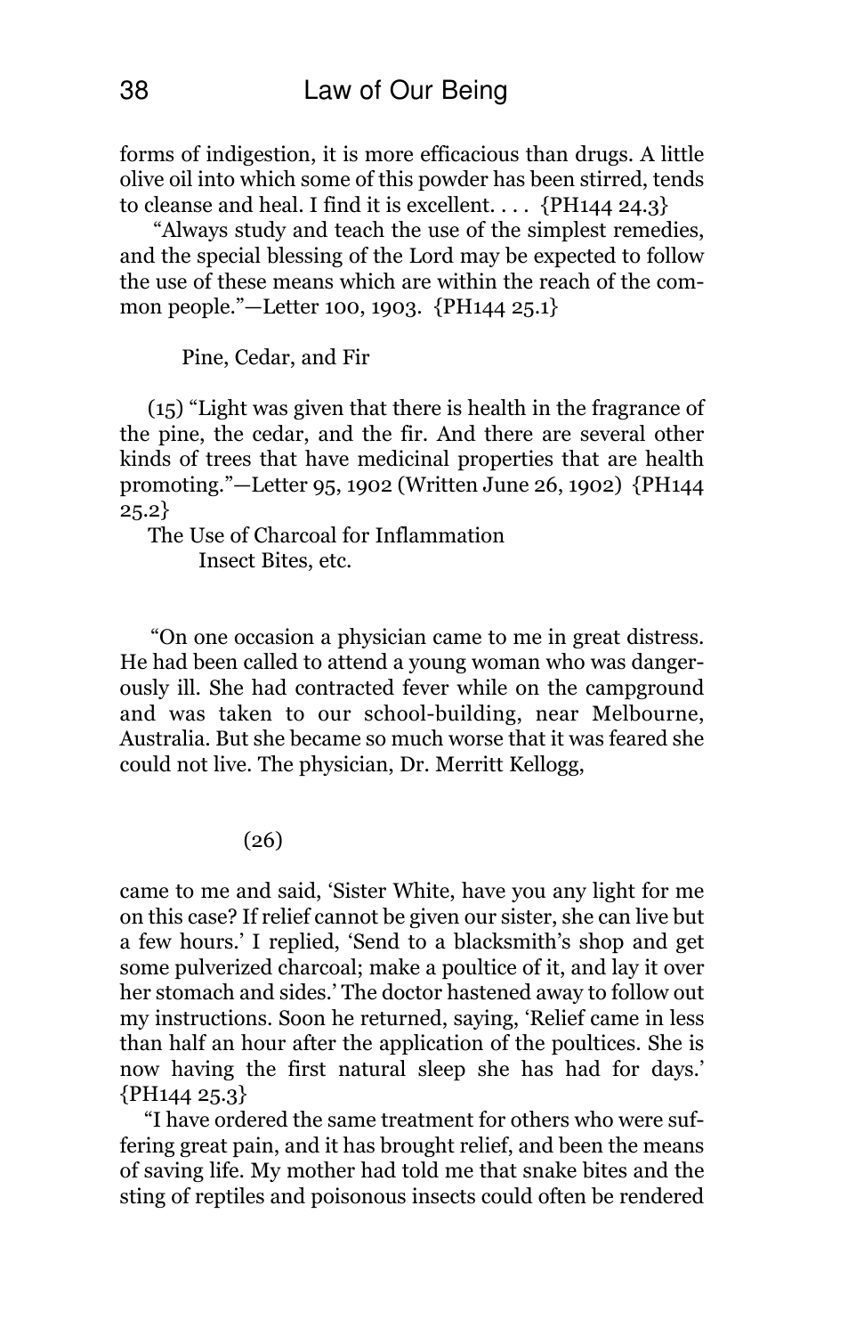forms of indigestion, it is more efficacious than drugs. A little olive oil into which some of this powder has been stirred, tends to cleanse and heal. I find it is excellent. . . . {PH144 24.3}

"Always study and teach the use of the simplest remedies, and the special blessing of the Lord may be expected to follow the use of these means which are within the reach of the common people."—Letter 100, 1903. {PH144 25.1}

### Pine, Cedar, and Fir

(15) "Light was given that there is health in the fragrance of the pine, the cedar, and the fir. And there are several other kinds of trees that have medicinal properties that are health promoting."—Letter 95, 1902 (Written June 26, 1902) {PH144 25.2}

### The Use of Charcoal for Inflammation Insect Bites, etc.

"On one occasion a physician came to me in great distress. He had been called to attend a young woman who was dangerously ill. She had contracted fever while on the campground and was taken to our school-building, near Melbourne, Australia. But she became so much worse that it was feared she could not live. The physician, Dr. Merritt Kellogg,

(26)

came to me and said, 'Sister White, have you any light for me on this case? If relief cannot be given our sister, she can live but a few hours.' I replied, 'Send to a blacksmith's shop and get some pulverized charcoal; make a poultice of it, and lay it over her stomach and sides.' The doctor hastened away to follow out my instructions. Soon he returned, saying, 'Relief came in less than half an hour after the application of the poultices. She is now having the first natural sleep she has had for days.' {PH144 25.3}

"I have ordered the same treatment for others who were suffering great pain, and it has brought relief, and been the means of saving life. My mother had told me that snake bites and the sting of reptiles and poisonous insects could often be rendered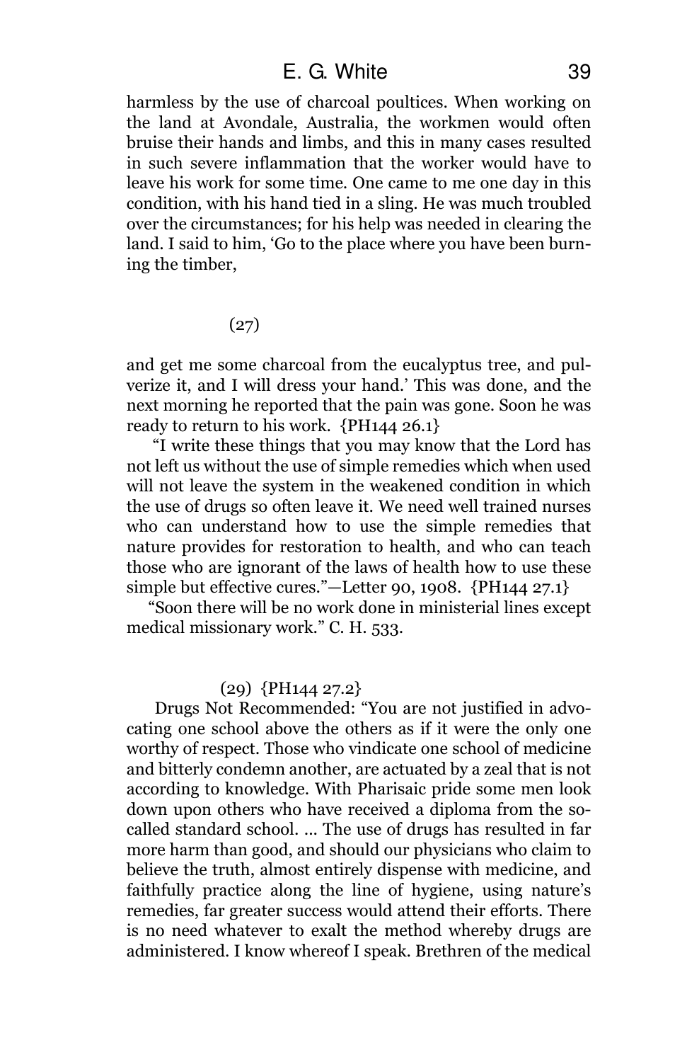harmless by the use of charcoal poultices. When working on the land at Avondale, Australia, the workmen would often bruise their hands and limbs, and this in many cases resulted in such severe inflammation that the worker would have to leave his work for some time. One came to me one day in this condition, with his hand tied in a sling. He was much troubled over the circumstances; for his help was needed in clearing the land. I said to him, 'Go to the place where you have been burning the timber,

(27)

and get me some charcoal from the eucalyptus tree, and pulverize it, and I will dress your hand.' This was done, and the next morning he reported that the pain was gone. Soon he was ready to return to his work. {PH144 26.1}

"I write these things that you may know that the Lord has not left us without the use of simple remedies which when used will not leave the system in the weakened condition in which the use of drugs so often leave it. We need well trained nurses who can understand how to use the simple remedies that nature provides for restoration to health, and who can teach those who are ignorant of the laws of health how to use these simple but effective cures."—Letter 90, 1908. {PH144 27.1}

"Soon there will be no work done in ministerial lines except medical missionary work." C. H. 533.

(29) {PH144 27.2}

Drugs Not Recommended: "You are not justified in advocating one school above the others as if it were the only one worthy of respect. Those who vindicate one school of medicine and bitterly condemn another, are actuated by a zeal that is not according to knowledge. With Pharisaic pride some men look down upon others who have received a diploma from the so-called standard school. ... The use of drugs has resulted in far more harm than good, and should our physicians who claim to believe the truth, almost entirely dispense with medicine, and faithfully practice along the line of hygiene, using nature's remedies, far greater success would attend their efforts. There is no need whatever to exalt the method whereby drugs are administered. I know whereof I speak. Brethren of the medical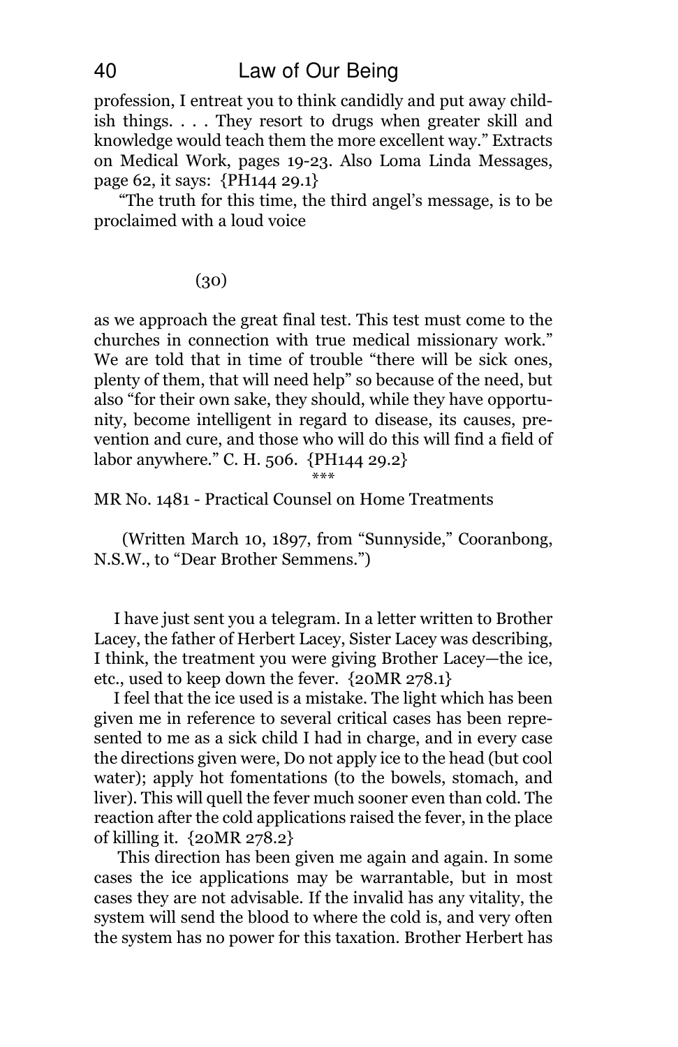profession, I entreat you to think candidly and put away childish things. . . . They resort to drugs when greater skill and knowledge would teach them the more excellent way." Extracts on Medical Work, pages 19-23. Also Loma Linda Messages, page 62, it says: {PH144 29.1}

"The truth for this time, the third angel's message, is to be proclaimed with a loud voice

(30)

as we approach the great final test. This test must come to the churches in connection with true medical missionary work." We are told that in time of trouble "there will be sick ones, plenty of them, that will need help" so because of the need, but also "for their own sake, they should, while they have opportunity, become intelligent in regard to disease, its causes, prevention and cure, and those who will do this will find a field of labor anywhere." C. H. 506. {PH144 29.2}

\*\*\*

MR No. 1481 - Practical Counsel on Home Treatments

(Written March 10, 1897, from "Sunnyside," Cooranbong, N.S.W., to "Dear Brother Semmens.")

I have just sent you a telegram. In a letter written to Brother Lacey, the father of Herbert Lacey, Sister Lacey was describing, I think, the treatment you were giving Brother Lacey—the ice, etc., used to keep down the fever. {20MR 278.1}

I feel that the ice used is a mistake. The light which has been given me in reference to several critical cases has been represented to me as a sick child I had in charge, and in every case the directions given were, Do not apply ice to the head (but cool water); apply hot fomentations (to the bowels, stomach, and liver). This will quell the fever much sooner even than cold. The reaction after the cold applications raised the fever, in the place of killing it. {20MR 278.2}

This direction has been given me again and again. In some cases the ice applications may be warrantable, but in most cases they are not advisable. If the invalid has any vitality, the system will send the blood to where the cold is, and very often the system has no power for this taxation. Brother Herbert has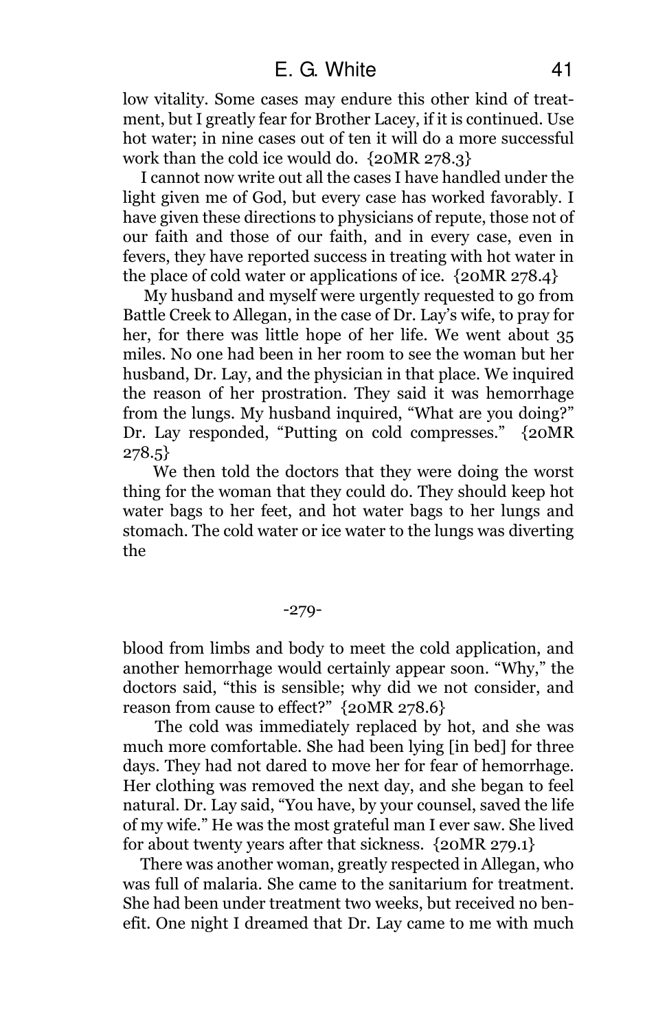low vitality. Some cases may endure this other kind of treatment, but I greatly fear for Brother Lacey, if it is continued. Use hot water; in nine cases out of ten it will do a more successful work than the cold ice would do. {20MR 278.3}

I cannot now write out all the cases I have handled under the light given me of God, but every case has worked favorably. I have given these directions to physicians of repute, those not of our faith and those of our faith, and in every case, even in fevers, they have reported success in treating with hot water in the place of cold water or applications of ice. {20MR 278.4}

My husband and myself were urgently requested to go from Battle Creek to Allegan, in the case of Dr. Lay's wife, to pray for her, for there was little hope of her life. We went about 35 miles. No one had been in her room to see the woman but her husband, Dr. Lay, and the physician in that place. We inquired the reason of her prostration. They said it was hemorrhage from the lungs. My husband inquired, "What are you doing?" Dr. Lay responded, "Putting on cold compresses." {20MR 278.5}

We then told the doctors that they were doing the worst thing for the woman that they could do. They should keep hot water bags to her feet, and hot water bags to her lungs and stomach. The cold water or ice water to the lungs was diverting the

-279-

blood from limbs and body to meet the cold application, and another hemorrhage would certainly appear soon. "Why," the doctors said, "this is sensible; why did we not consider, and reason from cause to effect?" {20MR 278.6}

The cold was immediately replaced by hot, and she was much more comfortable. She had been lying [in bed] for three days. They had not dared to move her for fear of hemorrhage. Her clothing was removed the next day, and she began to feel natural. Dr. Lay said, "You have, by your counsel, saved the life of my wife." He was the most grateful man I ever saw. She lived for about twenty years after that sickness. {20MR 279.1}

There was another woman, greatly respected in Allegan, who was full of malaria. She came to the sanitarium for treatment. She had been under treatment two weeks, but received no benefit. One night I dreamed that Dr. Lay came to me with much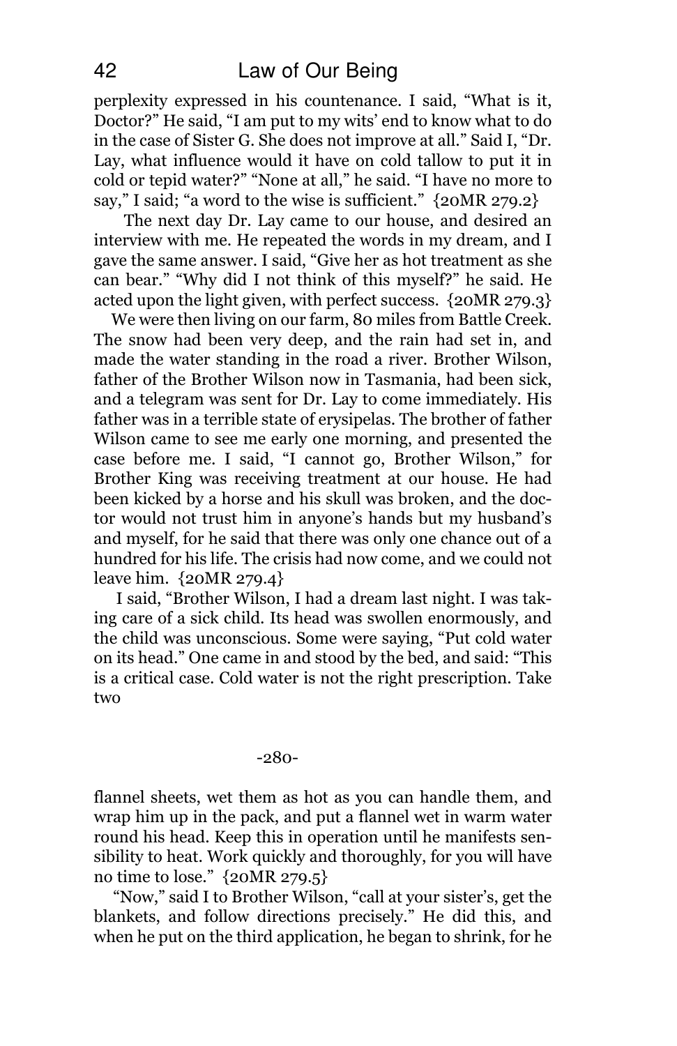perplexity expressed in his countenance. I said, "What is it, Doctor?" He said, "I am put to my wits' end to know what to do in the case of Sister G. She does not improve at all." Said I, "Dr. Lay, what influence would it have on cold tallow to put it in cold or tepid water?" "None at all," he said. "I have no more to say," I said; "a word to the wise is sufficient." {20MR 279.2}

The next day Dr. Lay came to our house, and desired an interview with me. He repeated the words in my dream, and I gave the same answer. I said, "Give her as hot treatment as she can bear." "Why did I not think of this myself?" he said. He acted upon the light given, with perfect success. {20MR 279.3}

We were then living on our farm, 80 miles from Battle Creek. The snow had been very deep, and the rain had set in, and made the water standing in the road a river. Brother Wilson, father of the Brother Wilson now in Tasmania, had been sick, and a telegram was sent for Dr. Lay to come immediately. His father was in a terrible state of erysipelas. The brother of father Wilson came to see me early one morning, and presented the case before me. I said, "I cannot go, Brother Wilson," for Brother King was receiving treatment at our house. He had been kicked by a horse and his skull was broken, and the doctor would not trust him in anyone's hands but my husband's and myself, for he said that there was only one chance out of a hundred for his life. The crisis had now come, and we could not leave him. {20MR 279.4}

I said, "Brother Wilson, I had a dream last night. I was taking care of a sick child. Its head was swollen enormously, and the child was unconscious. Some were saying, "Put cold water on its head." One came in and stood by the bed, and said: "This is a critical case. Cold water is not the right prescription. Take two

-280-

flannel sheets, wet them as hot as you can handle them, and wrap him up in the pack, and put a flannel wet in warm water round his head. Keep this in operation until he manifests sensibility to heat. Work quickly and thoroughly, for you will have no time to lose." {20MR 279.5}

"Now," said I to Brother Wilson, "call at your sister's, get the blankets, and follow directions precisely." He did this, and when he put on the third application, he began to shrink, for he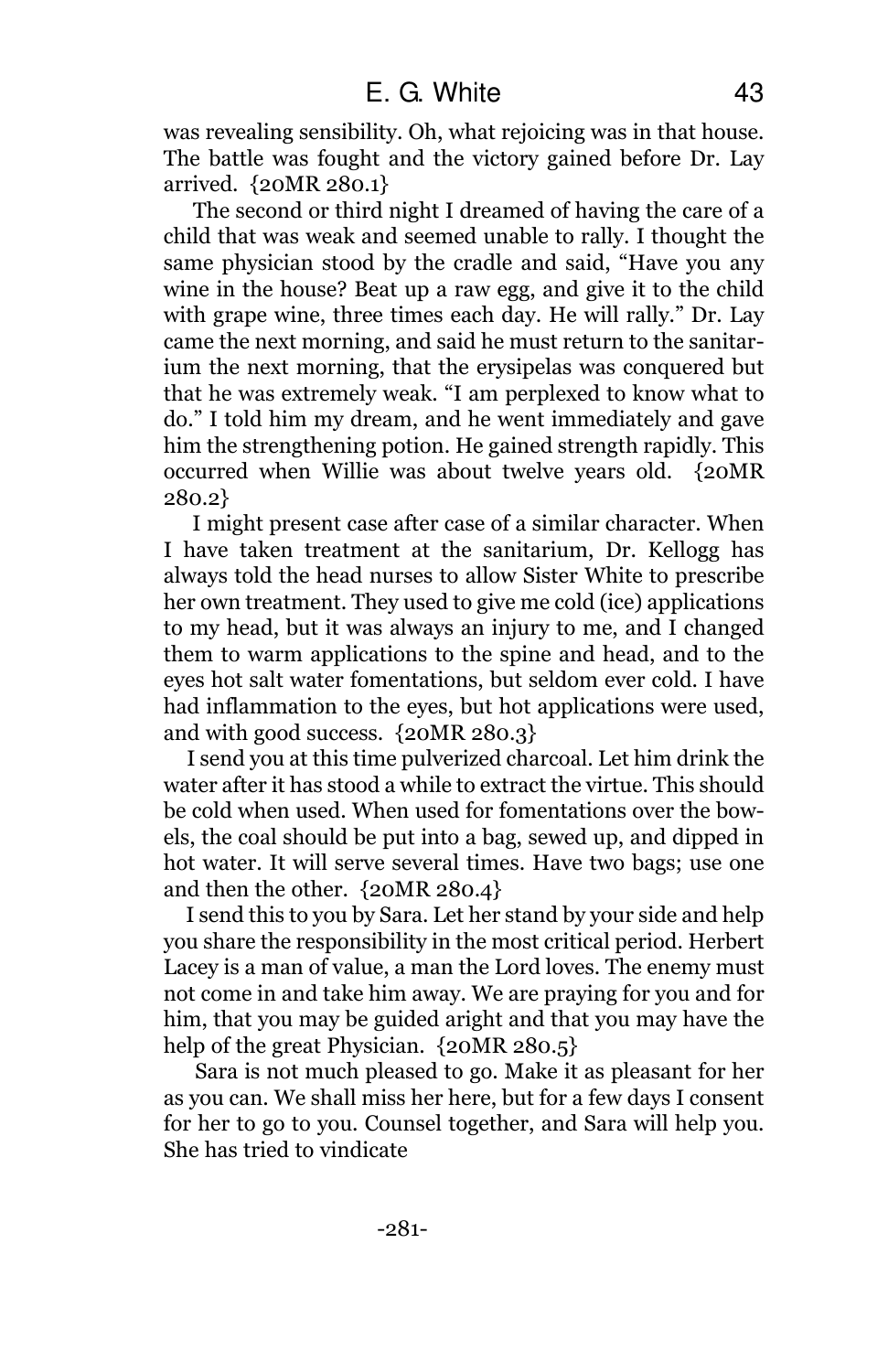was revealing sensibility. Oh, what rejoicing was in that house. The battle was fought and the victory gained before Dr. Lay arrived. {20MR 280.1}

The second or third night I dreamed of having the care of a child that was weak and seemed unable to rally. I thought the same physician stood by the cradle and said, "Have you any wine in the house? Beat up a raw egg, and give it to the child with grape wine, three times each day. He will rally." Dr. Lay came the next morning, and said he must return to the sanitarium the next morning, that the erysipelas was conquered but that he was extremely weak. "I am perplexed to know what to do." I told him my dream, and he went immediately and gave him the strengthening potion. He gained strength rapidly. This occurred when Willie was about twelve years old. {20MR 280.2}

I might present case after case of a similar character. When I have taken treatment at the sanitarium, Dr. Kellogg has always told the head nurses to allow Sister White to prescribe her own treatment. They used to give me cold (ice) applications to my head, but it was always an injury to me, and I changed them to warm applications to the spine and head, and to the eyes hot salt water fomentations, but seldom ever cold. I have had inflammation to the eyes, but hot applications were used, and with good success. {20MR 280.3}

I send you at this time pulverized charcoal. Let him drink the water after it has stood a while to extract the virtue. This should be cold when used. When used for fomentations over the bowels, the coal should be put into a bag, sewed up, and dipped in hot water. It will serve several times. Have two bags; use one and then the other. {20MR 280.4}

I send this to you by Sara. Let her stand by your side and help you share the responsibility in the most critical period. Herbert Lacey is a man of value, a man the Lord loves. The enemy must not come in and take him away. We are praying for you and for him, that you may be guided aright and that you may have the help of the great Physician. {20MR 280.5}

Sara is not much pleased to go. Make it as pleasant for her as you can. We shall miss her here, but for a few days I consent for her to go to you. Counsel together, and Sara will help you. She has tried to vindicate

-281-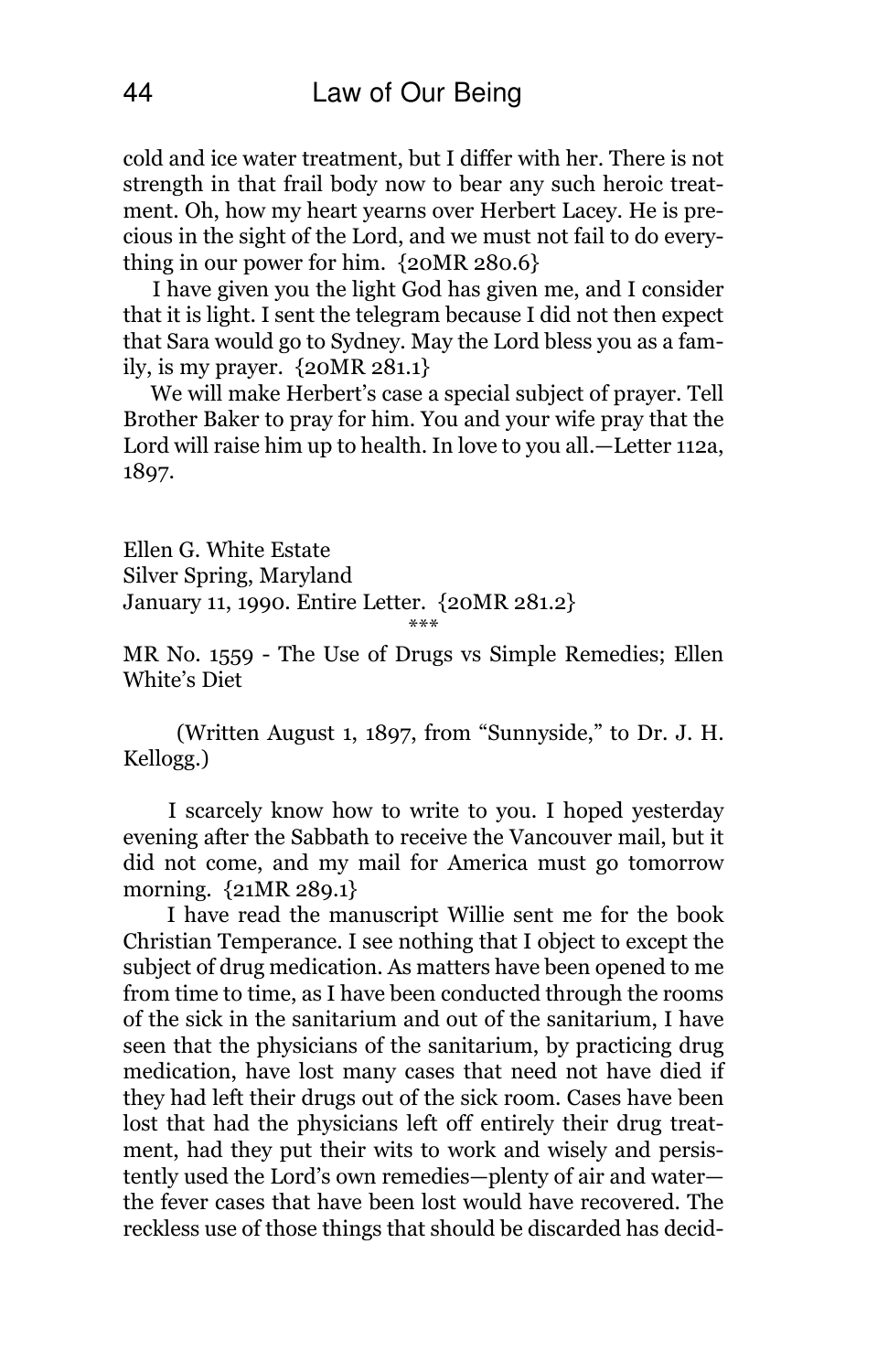cold and ice water treatment, but I differ with her. There is not strength in that frail body now to bear any such heroic treatment. Oh, how my heart yearns over Herbert Lacey. He is precious in the sight of the Lord, and we must not fail to do everything in our power for him. {20MR 280.6}

I have given you the light God has given me, and I consider that it is light. I sent the telegram because I did not then expect that Sara would go to Sydney. May the Lord bless you as a family, is my prayer. {20MR 281.1}

We will make Herbert's case a special subject of prayer. Tell Brother Baker to pray for him. You and your wife pray that the Lord will raise him up to health. In love to you all.—Letter 112a, 1897.

Ellen G. White Estate
Silver Spring, Maryland
January 11, 1990. Entire Letter. {20MR 281.2}

***

MR No. 1559 - The Use of Drugs vs Simple Remedies; Ellen White's Diet

(Written August 1, 1897, from "Sunnyside," to Dr. J. H. Kellogg.)

I scarcely know how to write to you. I hoped yesterday evening after the Sabbath to receive the Vancouver mail, but it did not come, and my mail for America must go tomorrow morning. {21MR 289.1}

I have read the manuscript Willie sent me for the book Christian Temperance. I see nothing that I object to except the subject of drug medication. As matters have been opened to me from time to time, as I have been conducted through the rooms of the sick in the sanitarium and out of the sanitarium, I have seen that the physicians of the sanitarium, by practicing drug medication, have lost many cases that need not have died if they had left their drugs out of the sick room. Cases have been lost that had the physicians left off entirely their drug treatment, had they put their wits to work and wisely and persistently used the Lord's own remedies—plenty of air and water—the fever cases that have been lost would have recovered. The reckless use of those things that should be discarded has decid-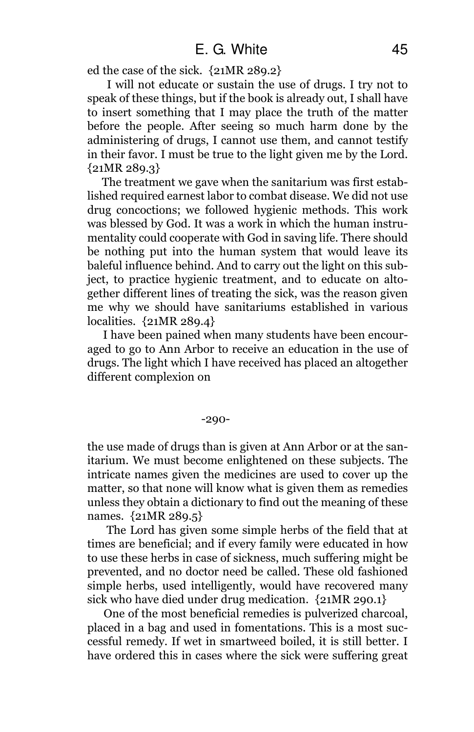ed the case of the sick. {21MR 289.2}

I will not educate or sustain the use of drugs. I try not to speak of these things, but if the book is already out, I shall have to insert something that I may place the truth of the matter before the people. After seeing so much harm done by the administering of drugs, I cannot use them, and cannot testify in their favor. I must be true to the light given me by the Lord. {21MR 289.3}

The treatment we gave when the sanitarium was first established required earnest labor to combat disease. We did not use drug concoctions; we followed hygienic methods. This work was blessed by God. It was a work in which the human instrumentality could cooperate with God in saving life. There should be nothing put into the human system that would leave its baleful influence behind. And to carry out the light on this subject, to practice hygienic treatment, and to educate on altogether different lines of treating the sick, was the reason given me why we should have sanitariums established in various localities. {21MR 289.4}

I have been pained when many students have been encouraged to go to Ann Arbor to receive an education in the use of drugs. The light which I have received has placed an altogether different complexion on

-290-

the use made of drugs than is given at Ann Arbor or at the sanitarium. We must become enlightened on these subjects. The intricate names given the medicines are used to cover up the matter, so that none will know what is given them as remedies unless they obtain a dictionary to find out the meaning of these names. {21MR 289.5}

The Lord has given some simple herbs of the field that at times are beneficial; and if every family were educated in how to use these herbs in case of sickness, much suffering might be prevented, and no doctor need be called. These old fashioned simple herbs, used intelligently, would have recovered many sick who have died under drug medication. {21MR 290.1}

One of the most beneficial remedies is pulverized charcoal, placed in a bag and used in fomentations. This is a most successful remedy. If wet in smartweed boiled, it is still better. I have ordered this in cases where the sick were suffering great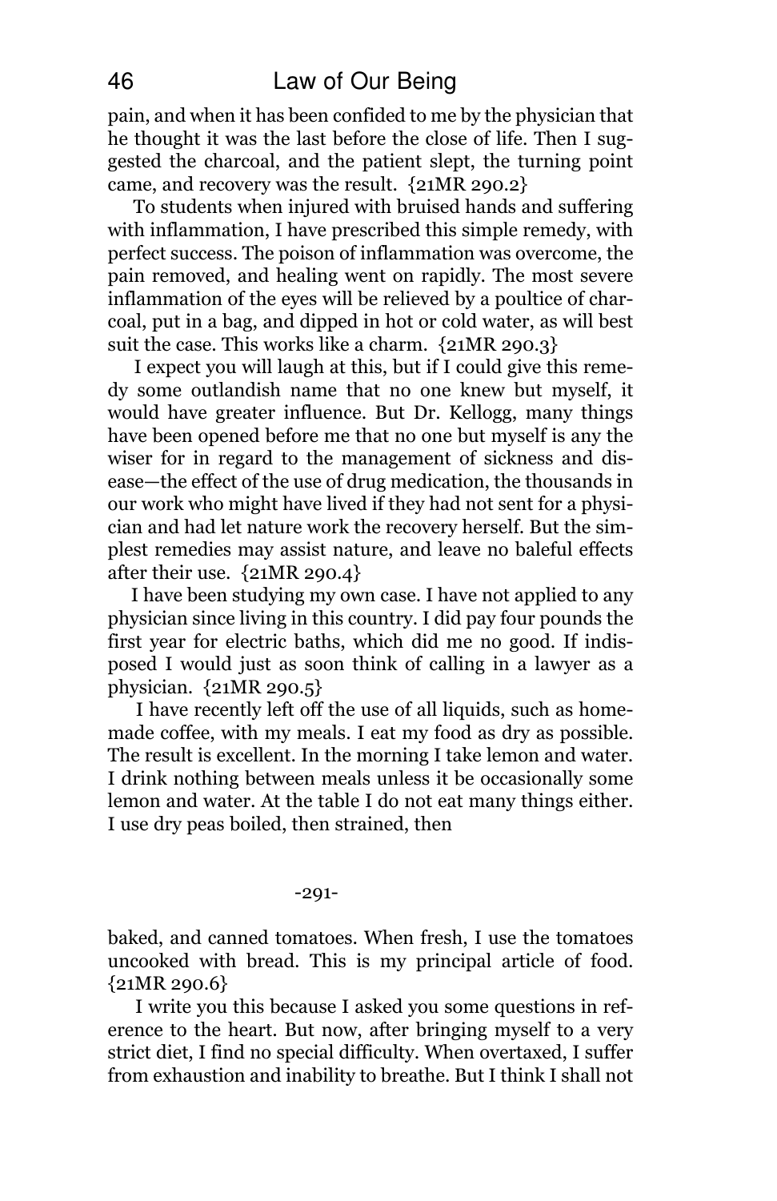pain, and when it has been confided to me by the physician that he thought it was the last before the close of life. Then I suggested the charcoal, and the patient slept, the turning point came, and recovery was the result. {21MR 290.2}

To students when injured with bruised hands and suffering with inflammation, I have prescribed this simple remedy, with perfect success. The poison of inflammation was overcome, the pain removed, and healing went on rapidly. The most severe inflammation of the eyes will be relieved by a poultice of charcoal, put in a bag, and dipped in hot or cold water, as will best suit the case. This works like a charm. {21MR 290.3}

I expect you will laugh at this, but if I could give this remedy some outlandish name that no one knew but myself, it would have greater influence. But Dr. Kellogg, many things have been opened before me that no one but myself is any the wiser for in regard to the management of sickness and disease—the effect of the use of drug medication, the thousands in our work who might have lived if they had not sent for a physician and had let nature work the recovery herself. But the simplest remedies may assist nature, and leave no baleful effects after their use. {21MR 290.4}

I have been studying my own case. I have not applied to any physician since living in this country. I did pay four pounds the first year for electric baths, which did me no good. If indisposed I would just as soon think of calling in a lawyer as a physician. {21MR 290.5}

I have recently left off the use of all liquids, such as homemade coffee, with my meals. I eat my food as dry as possible. The result is excellent. In the morning I take lemon and water. I drink nothing between meals unless it be occasionally some lemon and water. At the table I do not eat many things either. I use dry peas boiled, then strained, then

-291-

baked, and canned tomatoes. When fresh, I use the tomatoes uncooked with bread. This is my principal article of food. {21MR 290.6}

I write you this because I asked you some questions in reference to the heart. But now, after bringing myself to a very strict diet, I find no special difficulty. When overtaxed, I suffer from exhaustion and inability to breathe. But I think I shall not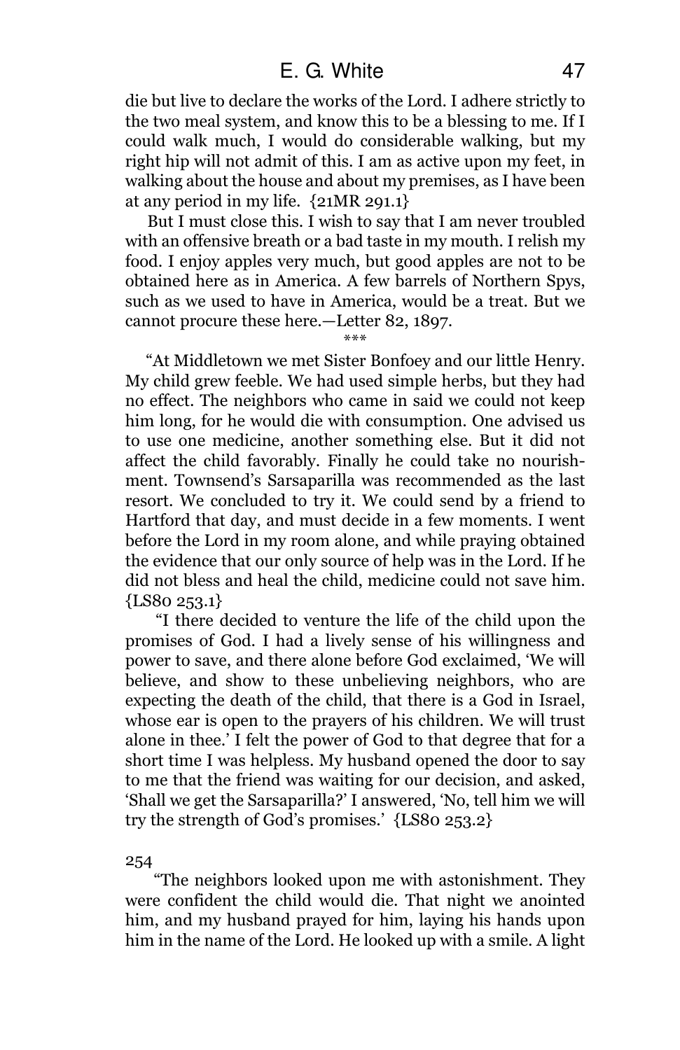die but live to declare the works of the Lord. I adhere strictly to the two meal system, and know this to be a blessing to me. If I could walk much, I would do considerable walking, but my right hip will not admit of this. I am as active upon my feet, in walking about the house and about my premises, as I have been at any period in my life. {21MR 291.1}

But I must close this. I wish to say that I am never troubled with an offensive breath or a bad taste in my mouth. I relish my food. I enjoy apples very much, but good apples are not to be obtained here as in America. A few barrels of Northern Spys, such as we used to have in America, would be a treat. But we cannot procure these here.—Letter 82, 1897.

\*\*\*

"At Middletown we met Sister Bonfoey and our little Henry. My child grew feeble. We had used simple herbs, but they had no effect. The neighbors who came in said we could not keep him long, for he would die with consumption. One advised us to use one medicine, another something else. But it did not affect the child favorably. Finally he could take no nourishment. Townsend's Sarsaparilla was recommended as the last resort. We concluded to try it. We could send by a friend to Hartford that day, and must decide in a few moments. I went before the Lord in my room alone, and while praying obtained the evidence that our only source of help was in the Lord. If he did not bless and heal the child, medicine could not save him. {LS80 253.1}

"I there decided to venture the life of the child upon the promises of God. I had a lively sense of his willingness and power to save, and there alone before God exclaimed, 'We will believe, and show to these unbelieving neighbors, who are expecting the death of the child, that there is a God in Israel, whose ear is open to the prayers of his children. We will trust alone in thee.' I felt the power of God to that degree that for a short time I was helpless. My husband opened the door to say to me that the friend was waiting for our decision, and asked, 'Shall we get the Sarsaparilla?' I answered, 'No, tell him we will try the strength of God's promises.' {LS80 253.2}

254

"The neighbors looked upon me with astonishment. They were confident the child would die. That night we anointed him, and my husband prayed for him, laying his hands upon him in the name of the Lord. He looked up with a smile. A light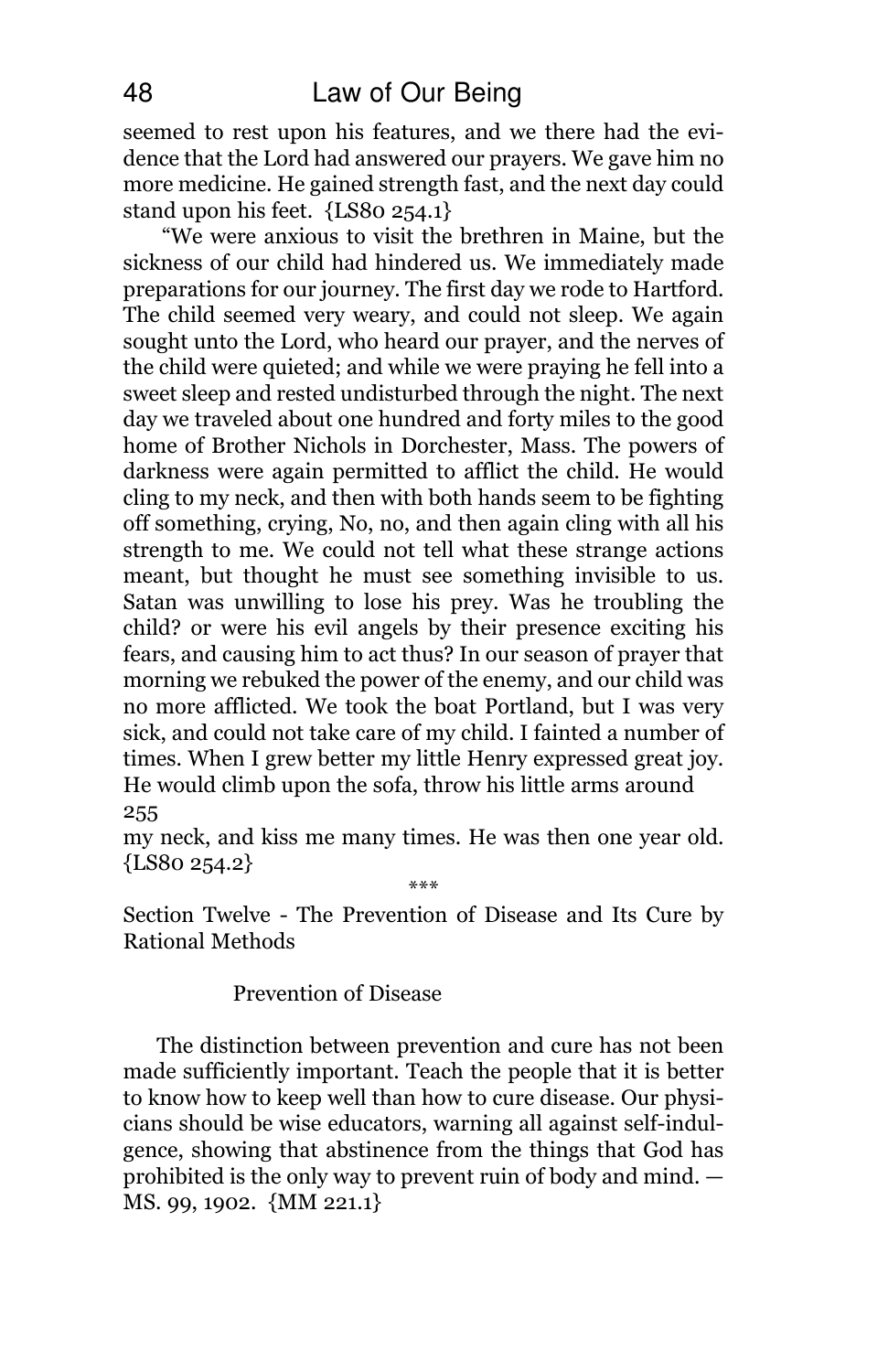seemed to rest upon his features, and we there had the evidence that the Lord had answered our prayers. We gave him no more medicine. He gained strength fast, and the next day could stand upon his feet. {LS80 254.1}

"We were anxious to visit the brethren in Maine, but the sickness of our child had hindered us. We immediately made preparations for our journey. The first day we rode to Hartford. The child seemed very weary, and could not sleep. We again sought unto the Lord, who heard our prayer, and the nerves of the child were quieted; and while we were praying he fell into a sweet sleep and rested undisturbed through the night. The next day we traveled about one hundred and forty miles to the good home of Brother Nichols in Dorchester, Mass. The powers of darkness were again permitted to afflict the child. He would cling to my neck, and then with both hands seem to be fighting off something, crying, No, no, and then again cling with all his strength to me. We could not tell what these strange actions meant, but thought he must see something invisible to us. Satan was unwilling to lose his prey. Was he troubling the child? or were his evil angels by their presence exciting his fears, and causing him to act thus? In our season of prayer that morning we rebuked the power of the enemy, and our child was no more afflicted. We took the boat Portland, but I was very sick, and could not take care of my child. I fainted a number of times. When I grew better my little Henry expressed great joy. He would climb upon the sofa, throw his little arms around
255
my neck, and kiss me many times. He was then one year old. {LS80 254.2}

***

## Section Twelve - The Prevention of Disease and Its Cure by Rational Methods

### Prevention of Disease

The distinction between prevention and cure has not been made sufficiently important. Teach the people that it is better to know how to keep well than how to cure disease. Our physicians should be wise educators, warning all against self-indulgence, showing that abstinence from the things that God has prohibited is the only way to prevent ruin of body and mind. —MS. 99, 1902. {MM 221.1}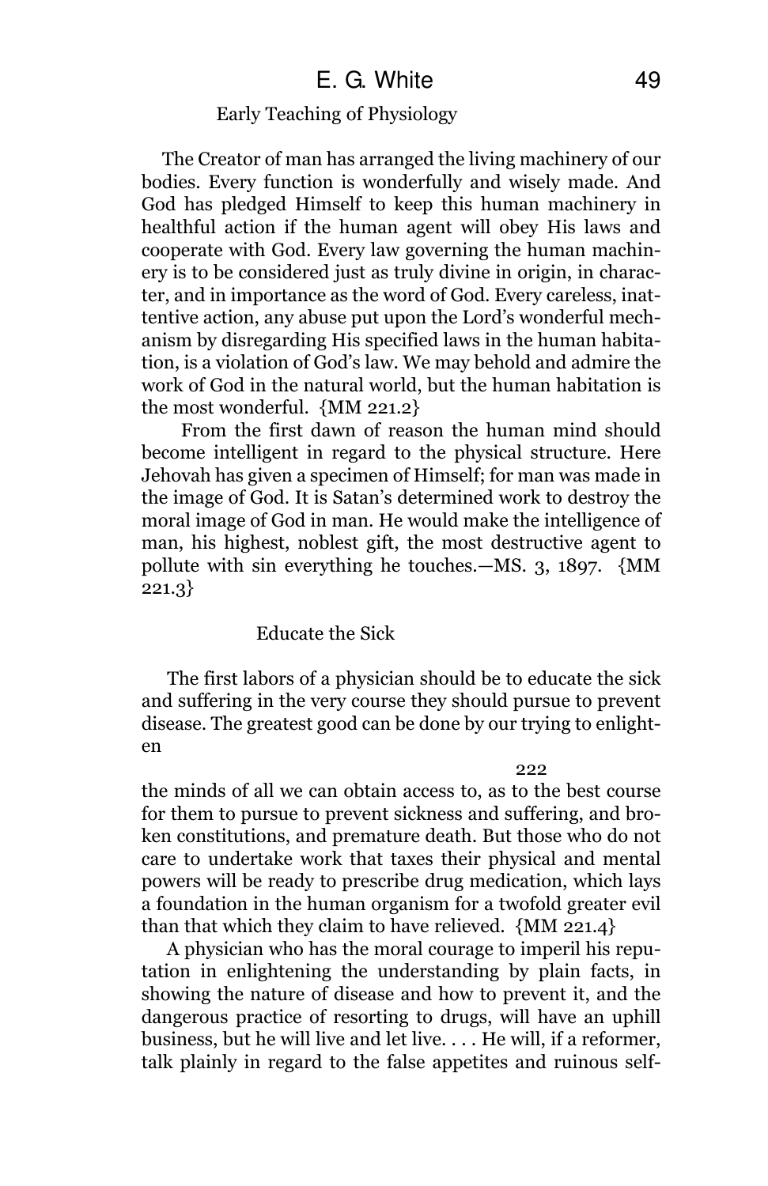### Early Teaching of Physiology

The Creator of man has arranged the living machinery of our bodies. Every function is wonderfully and wisely made. And God has pledged Himself to keep this human machinery in healthful action if the human agent will obey His laws and cooperate with God. Every law governing the human machinery is to be considered just as truly divine in origin, in character, and in importance as the word of God. Every careless, inattentive action, any abuse put upon the Lord's wonderful mechanism by disregarding His specified laws in the human habitation, is a violation of God's law. We may behold and admire the work of God in the natural world, but the human habitation is the most wonderful. {MM 221.2}

From the first dawn of reason the human mind should become intelligent in regard to the physical structure. Here Jehovah has given a specimen of Himself; for man was made in the image of God. It is Satan's determined work to destroy the moral image of God in man. He would make the intelligence of man, his highest, noblest gift, the most destructive agent to pollute with sin everything he touches.—MS. 3, 1897. {MM 221.3}

### Educate the Sick

The first labors of a physician should be to educate the sick and suffering in the very course they should pursue to prevent disease. The greatest good can be done by our trying to enlighten the minds of all we can obtain access to, as to the best course for them to pursue to prevent sickness and suffering, and broken constitutions, and premature death. But those who do not care to undertake work that taxes their physical and mental powers will be ready to prescribe drug medication, which lays a foundation in the human organism for a twofold greater evil than that which they claim to have relieved. {MM 221.4}

A physician who has the moral courage to imperil his reputation in enlightening the understanding by plain facts, in showing the nature of disease and how to prevent it, and the dangerous practice of resorting to drugs, will have an uphill business, but he will live and let live. . . . He will, if a reformer, talk plainly in regard to the false appetites and ruinous self-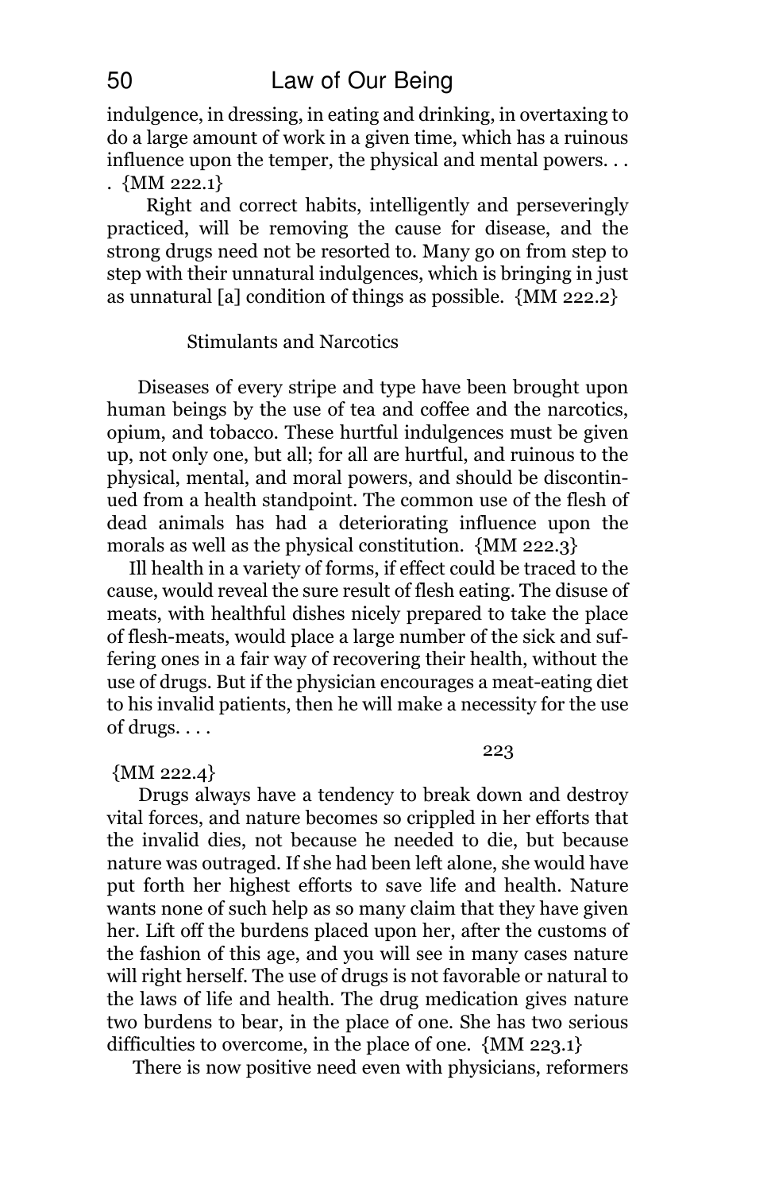indulgence, in dressing, in eating and drinking, in overtaxing to do a large amount of work in a given time, which has a ruinous influence upon the temper, the physical and mental powers. . . . {MM 222.1}

Right and correct habits, intelligently and perseveringly practiced, will be removing the cause for disease, and the strong drugs need not be resorted to. Many go on from step to step with their unnatural indulgences, which is bringing in just as unnatural [a] condition of things as possible. {MM 222.2}

### Stimulants and Narcotics

Diseases of every stripe and type have been brought upon human beings by the use of tea and coffee and the narcotics, opium, and tobacco. These hurtful indulgences must be given up, not only one, but all; for all are hurtful, and ruinous to the physical, mental, and moral powers, and should be discontinued from a health standpoint. The common use of the flesh of dead animals has had a deteriorating influence upon the morals as well as the physical constitution. {MM 222.3}

Ill health in a variety of forms, if effect could be traced to the cause, would reveal the sure result of flesh eating. The disuse of meats, with healthful dishes nicely prepared to take the place of flesh-meats, would place a large number of the sick and suffering ones in a fair way of recovering their health, without the use of drugs. But if the physician encourages a meat-eating diet to his invalid patients, then he will make a necessity for the use of drugs. . . .

223

{MM 222.4}

Drugs always have a tendency to break down and destroy vital forces, and nature becomes so crippled in her efforts that the invalid dies, not because he needed to die, but because nature was outraged. If she had been left alone, she would have put forth her highest efforts to save life and health. Nature wants none of such help as so many claim that they have given her. Lift off the burdens placed upon her, after the customs of the fashion of this age, and you will see in many cases nature will right herself. The use of drugs is not favorable or natural to the laws of life and health. The drug medication gives nature two burdens to bear, in the place of one. She has two serious difficulties to overcome, in the place of one. {MM 223.1}

There is now positive need even with physicians, reformers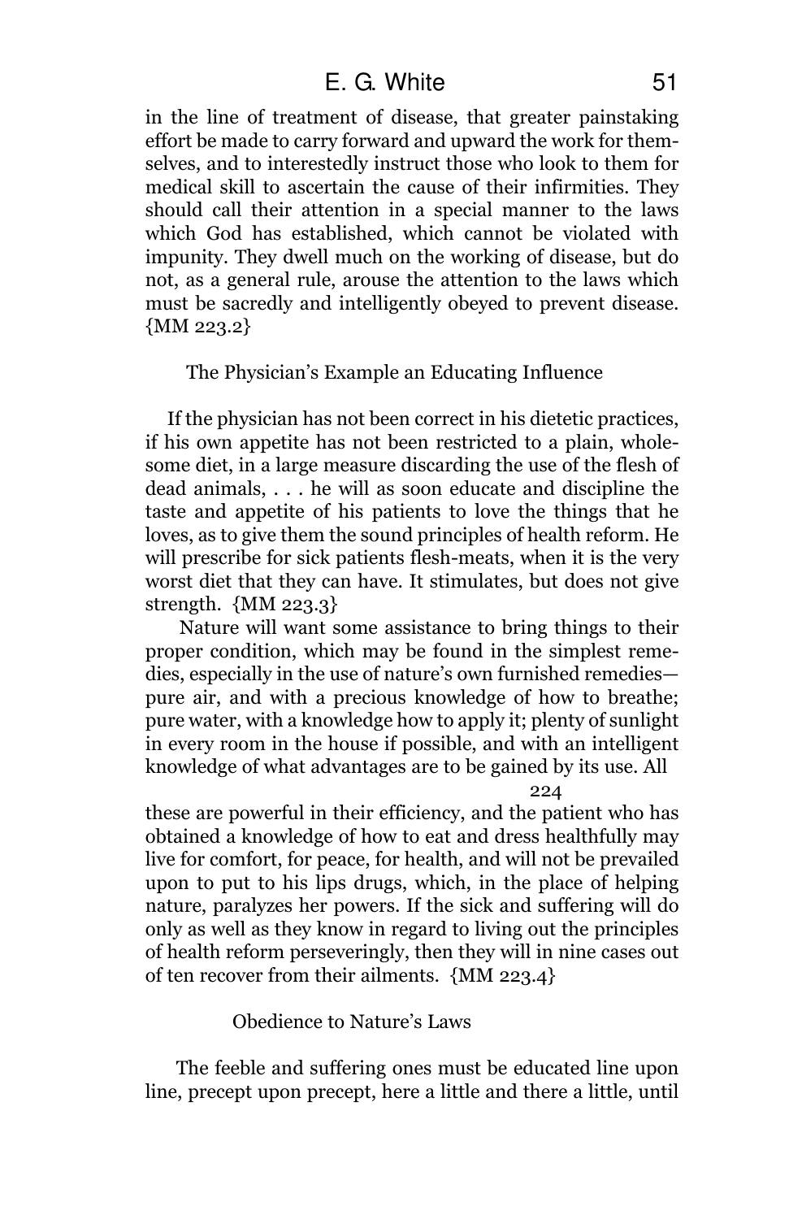in the line of treatment of disease, that greater painstaking effort be made to carry forward and upward the work for themselves, and to interestedly instruct those who look to them for medical skill to ascertain the cause of their infirmities. They should call their attention in a special manner to the laws which God has established, which cannot be violated with impunity. They dwell much on the working of disease, but do not, as a general rule, arouse the attention to the laws which must be sacredly and intelligently obeyed to prevent disease. {MM 223.2}

### The Physician's Example an Educating Influence

If the physician has not been correct in his dietetic practices, if his own appetite has not been restricted to a plain, wholesome diet, in a large measure discarding the use of the flesh of dead animals, . . . he will as soon educate and discipline the taste and appetite of his patients to love the things that he loves, as to give them the sound principles of health reform. He will prescribe for sick patients flesh-meats, when it is the very worst diet that they can have. It stimulates, but does not give strength. {MM 223.3}

Nature will want some assistance to bring things to their proper condition, which may be found in the simplest remedies, especially in the use of nature's own furnished remedies—pure air, and with a precious knowledge of how to breathe; pure water, with a knowledge how to apply it; plenty of sunlight in every room in the house if possible, and with an intelligent knowledge of what advantages are to be gained by its use. All

224

these are powerful in their efficiency, and the patient who has obtained a knowledge of how to eat and dress healthfully may live for comfort, for peace, for health, and will not be prevailed upon to put to his lips drugs, which, in the place of helping nature, paralyzes her powers. If the sick and suffering will do only as well as they know in regard to living out the principles of health reform perseveringly, then they will in nine cases out of ten recover from their ailments. {MM 223.4}

### Obedience to Nature's Laws

The feeble and suffering ones must be educated line upon line, precept upon precept, here a little and there a little, until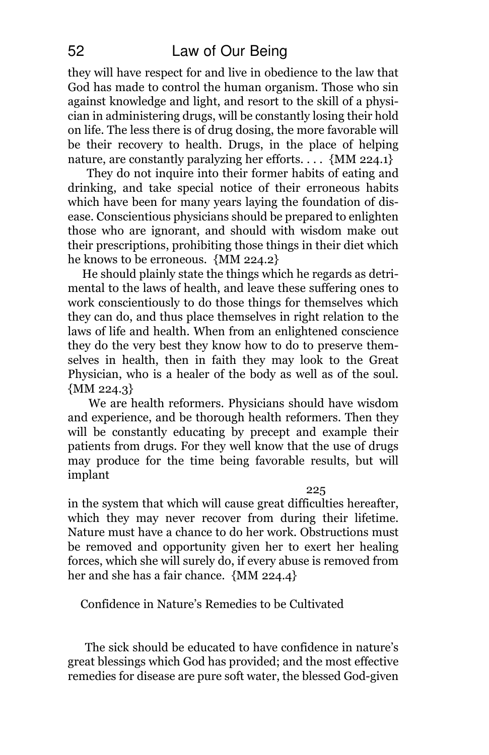they will have respect for and live in obedience to the law that God has made to control the human organism. Those who sin against knowledge and light, and resort to the skill of a physician in administering drugs, will be constantly losing their hold on life. The less there is of drug dosing, the more favorable will be their recovery to health. Drugs, in the place of helping nature, are constantly paralyzing her efforts. . . . {MM 224.1}

They do not inquire into their former habits of eating and drinking, and take special notice of their erroneous habits which have been for many years laying the foundation of disease. Conscientious physicians should be prepared to enlighten those who are ignorant, and should with wisdom make out their prescriptions, prohibiting those things in their diet which he knows to be erroneous. {MM 224.2}

He should plainly state the things which he regards as detrimental to the laws of health, and leave these suffering ones to work conscientiously to do those things for themselves which they can do, and thus place themselves in right relation to the laws of life and health. When from an enlightened conscience they do the very best they know how to do to preserve themselves in health, then in faith they may look to the Great Physician, who is a healer of the body as well as of the soul. {MM 224.3}

We are health reformers. Physicians should have wisdom and experience, and be thorough health reformers. Then they will be constantly educating by precept and example their patients from drugs. For they well know that the use of drugs may produce for the time being favorable results, but will implant

225

in the system that which will cause great difficulties hereafter, which they may never recover from during their lifetime. Nature must have a chance to do her work. Obstructions must be removed and opportunity given her to exert her healing forces, which she will surely do, if every abuse is removed from her and she has a fair chance. {MM 224.4}

## Confidence in Nature's Remedies to be Cultivated

The sick should be educated to have confidence in nature's great blessings which God has provided; and the most effective remedies for disease are pure soft water, the blessed God-given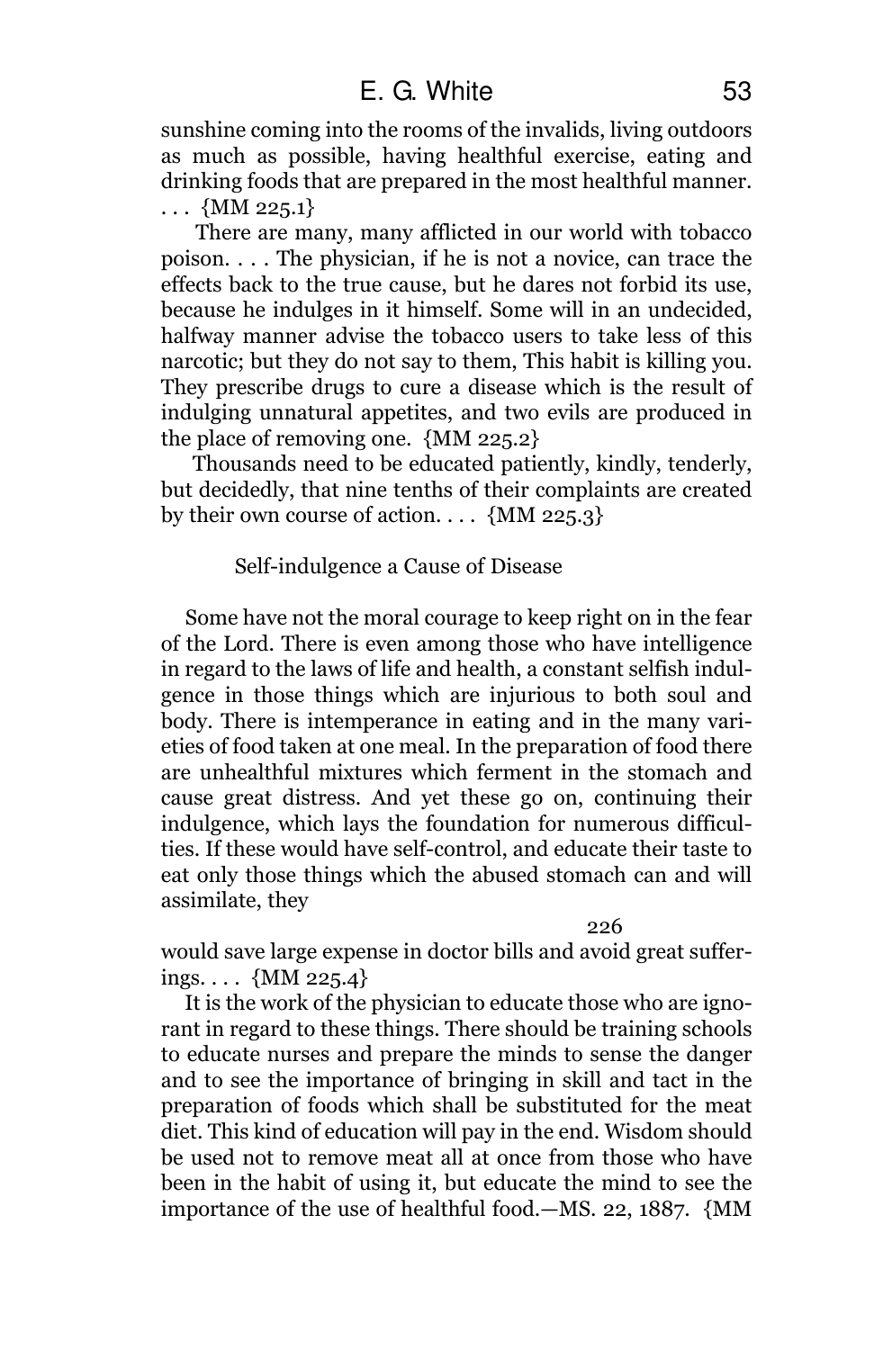sunshine coming into the rooms of the invalids, living outdoors as much as possible, having healthful exercise, eating and drinking foods that are prepared in the most healthful manner. . . . {MM 225.1}

There are many, many afflicted in our world with tobacco poison. . . . The physician, if he is not a novice, can trace the effects back to the true cause, but he dares not forbid its use, because he indulges in it himself. Some will in an undecided, halfway manner advise the tobacco users to take less of this narcotic; but they do not say to them, This habit is killing you. They prescribe drugs to cure a disease which is the result of indulging unnatural appetites, and two evils are produced in the place of removing one. {MM 225.2}

Thousands need to be educated patiently, kindly, tenderly, but decidedly, that nine tenths of their complaints are created by their own course of action. . . . {MM 225.3}

### Self-indulgence a Cause of Disease

Some have not the moral courage to keep right on in the fear of the Lord. There is even among those who have intelligence in regard to the laws of life and health, a constant selfish indulgence in those things which are injurious to both soul and body. There is intemperance in eating and in the many varieties of food taken at one meal. In the preparation of food there are unhealthful mixtures which ferment in the stomach and cause great distress. And yet these go on, continuing their indulgence, which lays the foundation for numerous difficulties. If these would have self-control, and educate their taste to eat only those things which the abused stomach can and will assimilate, they

226

would save large expense in doctor bills and avoid great sufferings. . . . {MM 225.4}

It is the work of the physician to educate those who are ignorant in regard to these things. There should be training schools to educate nurses and prepare the minds to sense the danger and to see the importance of bringing in skill and tact in the preparation of foods which shall be substituted for the meat diet. This kind of education will pay in the end. Wisdom should be used not to remove meat all at once from those who have been in the habit of using it, but educate the mind to see the importance of the use of healthful food.—MS. 22, 1887. {MM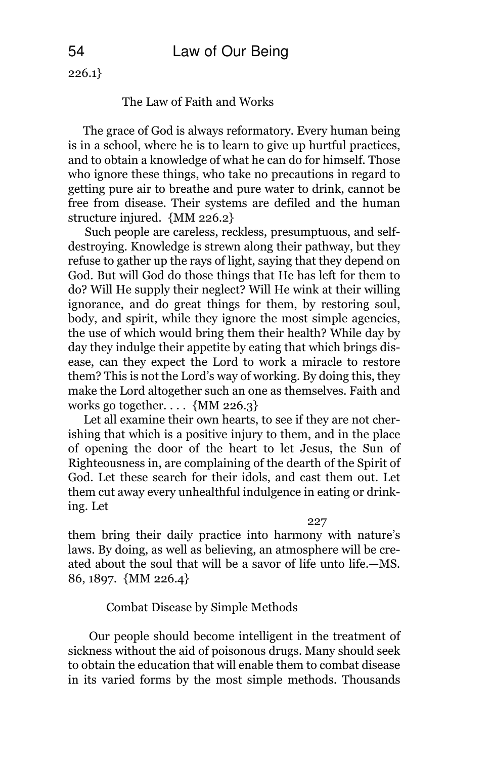226.1}

### The Law of Faith and Works

The grace of God is always reformatory. Every human being is in a school, where he is to learn to give up hurtful practices, and to obtain a knowledge of what he can do for himself. Those who ignore these things, who take no precautions in regard to getting pure air to breathe and pure water to drink, cannot be free from disease. Their systems are defiled and the human structure injured. {MM 226.2}

Such people are careless, reckless, presumptuous, and self-destroying. Knowledge is strewn along their pathway, but they refuse to gather up the rays of light, saying that they depend on God. But will God do those things that He has left for them to do? Will He supply their neglect? Will He wink at their willing ignorance, and do great things for them, by restoring soul, body, and spirit, while they ignore the most simple agencies, the use of which would bring them their health? While day by day they indulge their appetite by eating that which brings disease, can they expect the Lord to work a miracle to restore them? This is not the Lord's way of working. By doing this, they make the Lord altogether such an one as themselves. Faith and works go together. . . . {MM 226.3}

Let all examine their own hearts, to see if they are not cherishing that which is a positive injury to them, and in the place of opening the door of the heart to let Jesus, the Sun of Righteousness in, are complaining of the dearth of the Spirit of God. Let these search for their idols, and cast them out. Let them cut away every unhealthful indulgence in eating or drinking. Let

227

them bring their daily practice into harmony with nature's laws. By doing, as well as believing, an atmosphere will be created about the soul that will be a savor of life unto life.—MS. 86, 1897. {MM 226.4}

### Combat Disease by Simple Methods

Our people should become intelligent in the treatment of sickness without the aid of poisonous drugs. Many should seek to obtain the education that will enable them to combat disease in its varied forms by the most simple methods. Thousands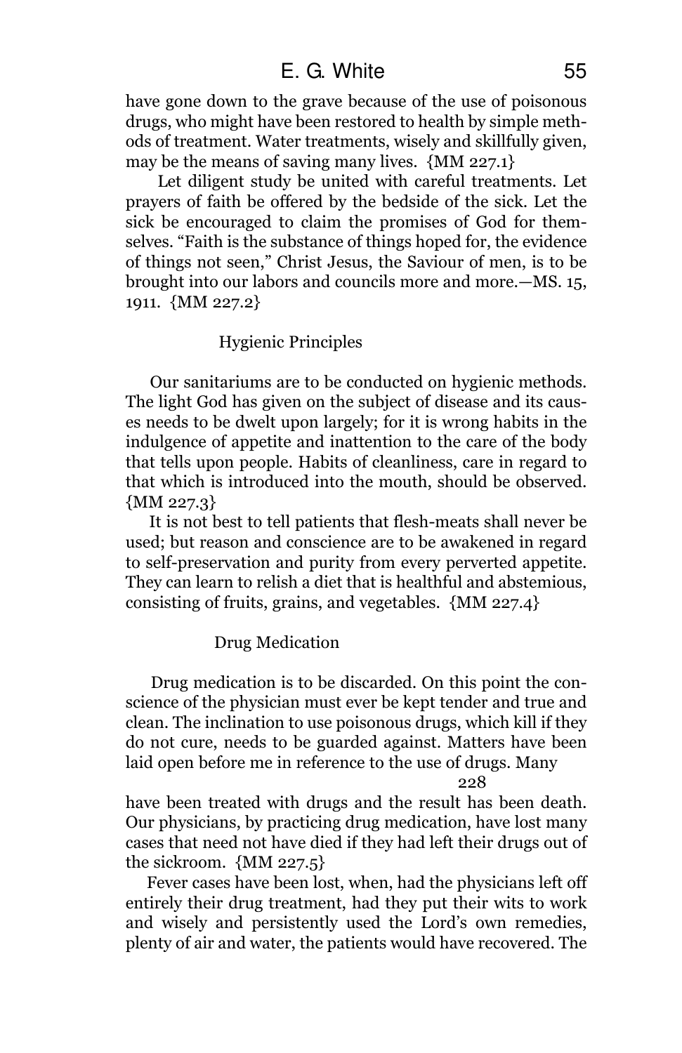have gone down to the grave because of the use of poisonous drugs, who might have been restored to health by simple methods of treatment. Water treatments, wisely and skillfully given, may be the means of saving many lives. {MM 227.1}

Let diligent study be united with careful treatments. Let prayers of faith be offered by the bedside of the sick. Let the sick be encouraged to claim the promises of God for themselves. “Faith is the substance of things hoped for, the evidence of things not seen,” Christ Jesus, the Saviour of men, is to be brought into our labors and councils more and more.—MS. 15, 1911. {MM 227.2}

### Hygienic Principles

Our sanitariums are to be conducted on hygienic methods. The light God has given on the subject of disease and its causes needs to be dwelt upon largely; for it is wrong habits in the indulgence of appetite and inattention to the care of the body that tells upon people. Habits of cleanliness, care in regard to that which is introduced into the mouth, should be observed. {MM 227.3}

It is not best to tell patients that flesh-meats shall never be used; but reason and conscience are to be awakened in regard to self-preservation and purity from every perverted appetite. They can learn to relish a diet that is healthful and abstemious, consisting of fruits, grains, and vegetables. {MM 227.4}

### Drug Medication

Drug medication is to be discarded. On this point the conscience of the physician must ever be kept tender and true and clean. The inclination to use poisonous drugs, which kill if they do not cure, needs to be guarded against. Matters have been laid open before me in reference to the use of drugs. Many

228

have been treated with drugs and the result has been death. Our physicians, by practicing drug medication, have lost many cases that need not have died if they had left their drugs out of the sickroom. {MM 227.5}

Fever cases have been lost, when, had the physicians left off entirely their drug treatment, had they put their wits to work and wisely and persistently used the Lord’s own remedies, plenty of air and water, the patients would have recovered. The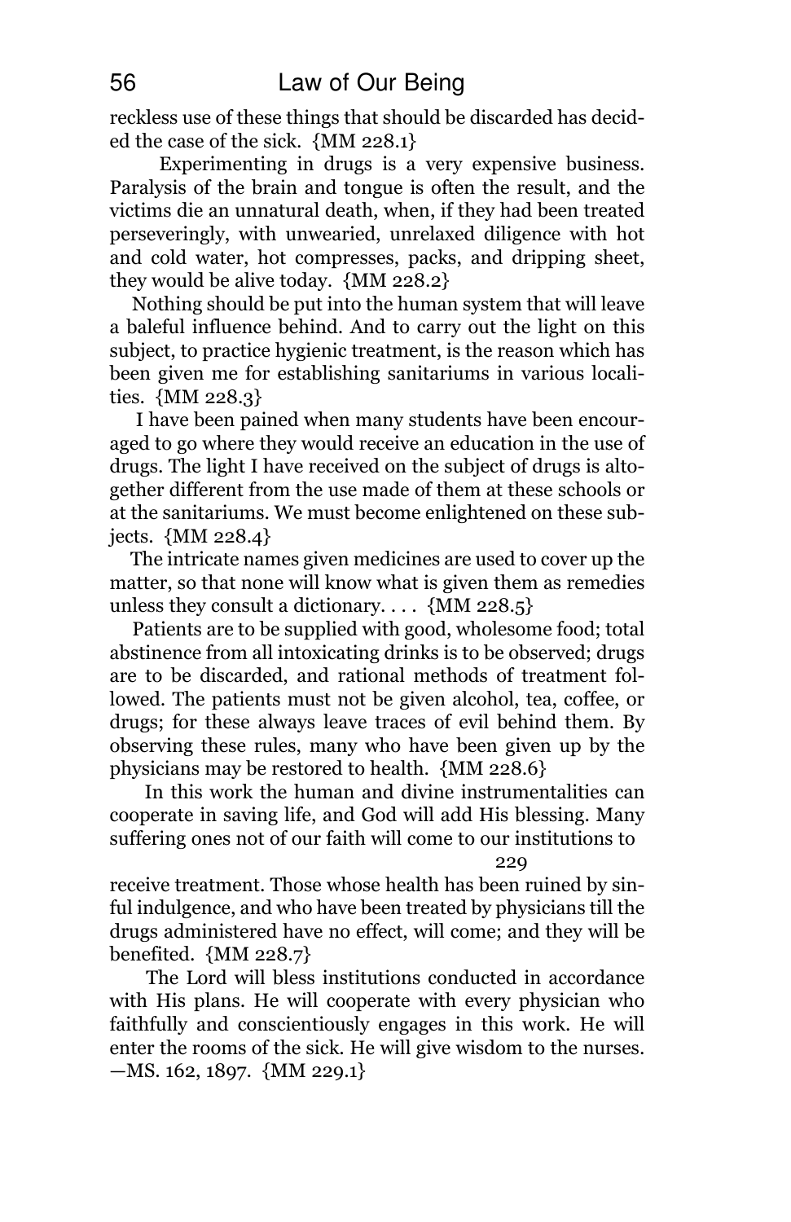reckless use of these things that should be discarded has decided the case of the sick. {MM 228.1}

Experimenting in drugs is a very expensive business. Paralysis of the brain and tongue is often the result, and the victims die an unnatural death, when, if they had been treated perseveringly, with unwearied, unrelaxed diligence with hot and cold water, hot compresses, packs, and dripping sheet, they would be alive today. {MM 228.2}

Nothing should be put into the human system that will leave a baleful influence behind. And to carry out the light on this subject, to practice hygienic treatment, is the reason which has been given me for establishing sanitariums in various localities. {MM 228.3}

I have been pained when many students have been encouraged to go where they would receive an education in the use of drugs. The light I have received on the subject of drugs is altogether different from the use made of them at these schools or at the sanitariums. We must become enlightened on these subjects. {MM 228.4}

The intricate names given medicines are used to cover up the matter, so that none will know what is given them as remedies unless they consult a dictionary. . . . {MM 228.5}

Patients are to be supplied with good, wholesome food; total abstinence from all intoxicating drinks is to be observed; drugs are to be discarded, and rational methods of treatment followed. The patients must not be given alcohol, tea, coffee, or drugs; for these always leave traces of evil behind them. By observing these rules, many who have been given up by the physicians may be restored to health. {MM 228.6}

In this work the human and divine instrumentalities can cooperate in saving life, and God will add His blessing. Many suffering ones not of our faith will come to our institutions to

229

receive treatment. Those whose health has been ruined by sinful indulgence, and who have been treated by physicians till the drugs administered have no effect, will come; and they will be benefited. {MM 228.7}

The Lord will bless institutions conducted in accordance with His plans. He will cooperate with every physician who faithfully and conscientiously engages in this work. He will enter the rooms of the sick. He will give wisdom to the nurses. —MS. 162, 1897. {MM 229.1}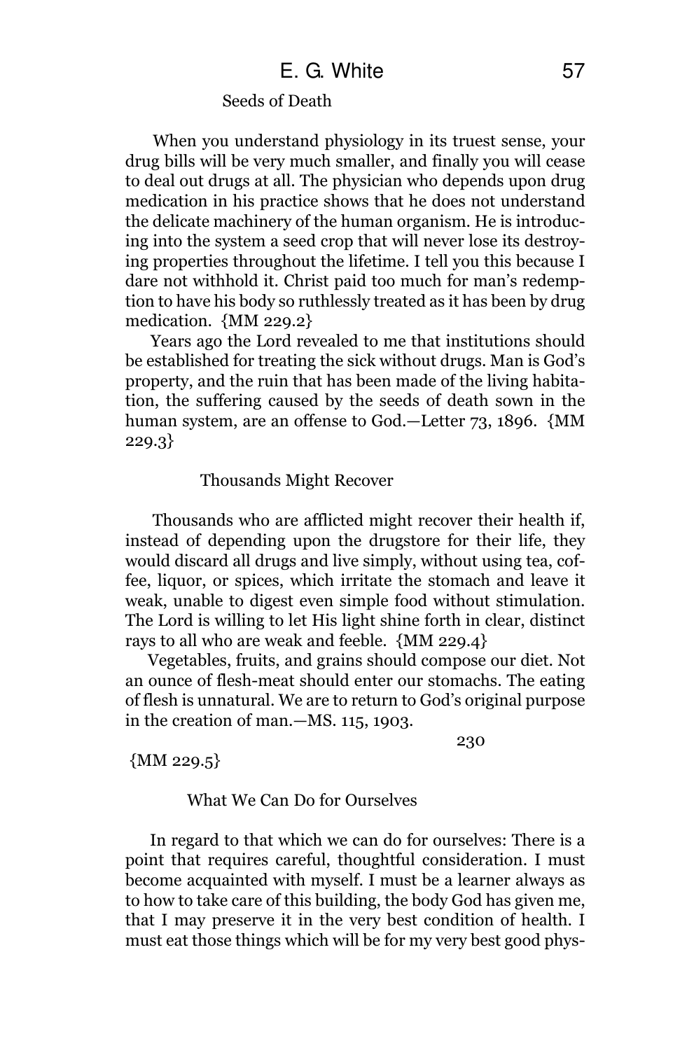### Seeds of Death

When you understand physiology in its truest sense, your drug bills will be very much smaller, and finally you will cease to deal out drugs at all. The physician who depends upon drug medication in his practice shows that he does not understand the delicate machinery of the human organism. He is introducing into the system a seed crop that will never lose its destroying properties throughout the lifetime. I tell you this because I dare not withhold it. Christ paid too much for man's redemption to have his body so ruthlessly treated as it has been by drug medication. {MM 229.2}

Years ago the Lord revealed to me that institutions should be established for treating the sick without drugs. Man is God's property, and the ruin that has been made of the living habitation, the suffering caused by the seeds of death sown in the human system, are an offense to God.—Letter 73, 1896. {MM 229.3}

### Thousands Might Recover

Thousands who are afflicted might recover their health if, instead of depending upon the drugstore for their life, they would discard all drugs and live simply, without using tea, coffee, liquor, or spices, which irritate the stomach and leave it weak, unable to digest even simple food without stimulation. The Lord is willing to let His light shine forth in clear, distinct rays to all who are weak and feeble. {MM 229.4}

Vegetables, fruits, and grains should compose our diet. Not an ounce of flesh-meat should enter our stomachs. The eating of flesh is unnatural. We are to return to God's original purpose in the creation of man.—MS. 115, 1903.

230

{MM 229.5}

### What We Can Do for Ourselves

In regard to that which we can do for ourselves: There is a point that requires careful, thoughtful consideration. I must become acquainted with myself. I must be a learner always as to how to take care of this building, the body God has given me, that I may preserve it in the very best condition of health. I must eat those things which will be for my very best good phys-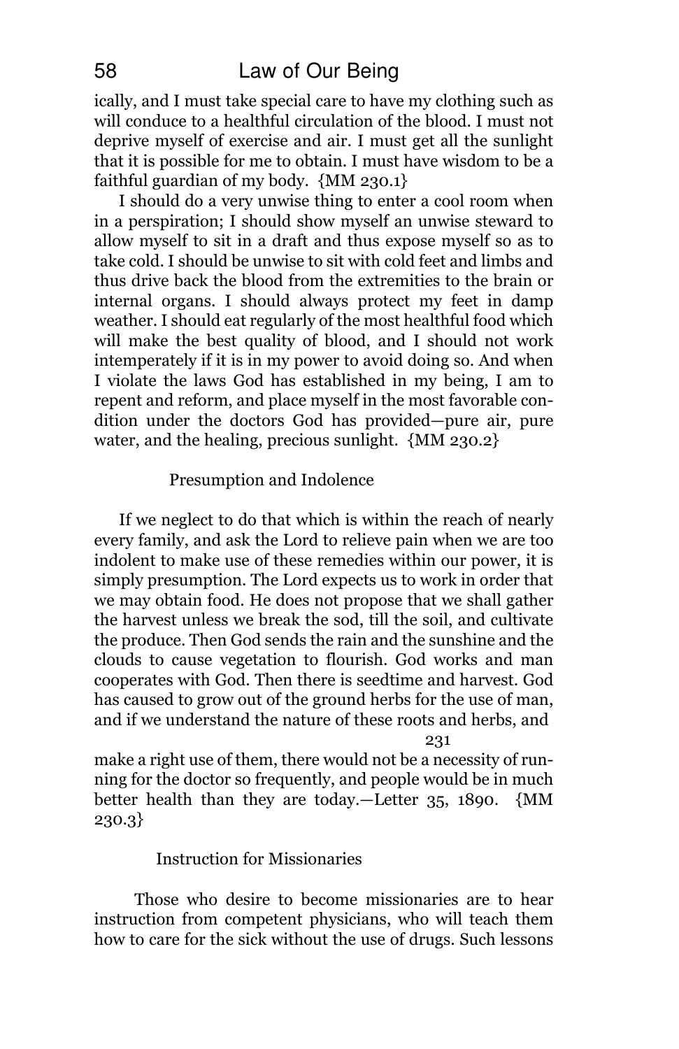ically, and I must take special care to have my clothing such as will conduce to a healthful circulation of the blood. I must not deprive myself of exercise and air. I must get all the sunlight that it is possible for me to obtain. I must have wisdom to be a faithful guardian of my body. {MM 230.1}

I should do a very unwise thing to enter a cool room when in a perspiration; I should show myself an unwise steward to allow myself to sit in a draft and thus expose myself so as to take cold. I should be unwise to sit with cold feet and limbs and thus drive back the blood from the extremities to the brain or internal organs. I should always protect my feet in damp weather. I should eat regularly of the most healthful food which will make the best quality of blood, and I should not work intemperately if it is in my power to avoid doing so. And when I violate the laws God has established in my being, I am to repent and reform, and place myself in the most favorable condition under the doctors God has provided—pure air, pure water, and the healing, precious sunlight. {MM 230.2}

### Presumption and Indolence

If we neglect to do that which is within the reach of nearly every family, and ask the Lord to relieve pain when we are too indolent to make use of these remedies within our power, it is simply presumption. The Lord expects us to work in order that we may obtain food. He does not propose that we shall gather the harvest unless we break the sod, till the soil, and cultivate the produce. Then God sends the rain and the sunshine and the clouds to cause vegetation to flourish. God works and man cooperates with God. Then there is seedtime and harvest. God has caused to grow out of the ground herbs for the use of man, and if we understand the nature of these roots and herbs, and

231

make a right use of them, there would not be a necessity of running for the doctor so frequently, and people would be in much better health than they are today.—Letter 35, 1890. {MM 230.3}

### Instruction for Missionaries

Those who desire to become missionaries are to hear instruction from competent physicians, who will teach them how to care for the sick without the use of drugs. Such lessons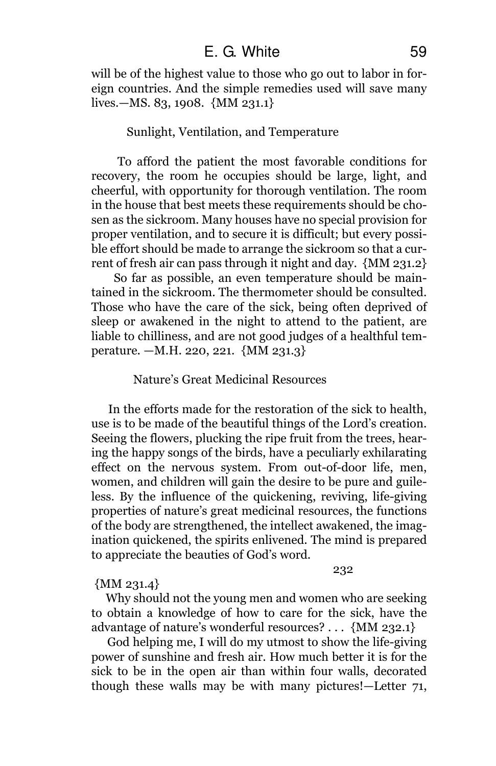will be of the highest value to those who go out to labor in foreign countries. And the simple remedies used will save many lives.—MS. 83, 1908. {MM 231.1}

### Sunlight, Ventilation, and Temperature

To afford the patient the most favorable conditions for recovery, the room he occupies should be large, light, and cheerful, with opportunity for thorough ventilation. The room in the house that best meets these requirements should be chosen as the sickroom. Many houses have no special provision for proper ventilation, and to secure it is difficult; but every possible effort should be made to arrange the sickroom so that a current of fresh air can pass through it night and day. {MM 231.2}

So far as possible, an even temperature should be maintained in the sickroom. The thermometer should be consulted. Those who have the care of the sick, being often deprived of sleep or awakened in the night to attend to the patient, are liable to chilliness, and are not good judges of a healthful temperature. —M.H. 220, 221. {MM 231.3}

### Nature's Great Medicinal Resources

In the efforts made for the restoration of the sick to health, use is to be made of the beautiful things of the Lord's creation. Seeing the flowers, plucking the ripe fruit from the trees, hearing the happy songs of the birds, have a peculiarly exhilarating effect on the nervous system. From out-of-door life, men, women, and children will gain the desire to be pure and guileless. By the influence of the quickening, reviving, life-giving properties of nature's great medicinal resources, the functions of the body are strengthened, the intellect awakened, the imagination quickened, the spirits enlivened. The mind is prepared to appreciate the beauties of God's word.

232

{MM 231.4}

Why should not the young men and women who are seeking to obtain a knowledge of how to care for the sick, have the advantage of nature's wonderful resources? . . . {MM 232.1}

God helping me, I will do my utmost to show the life-giving power of sunshine and fresh air. How much better it is for the sick to be in the open air than within four walls, decorated though these walls may be with many pictures!—Letter 71,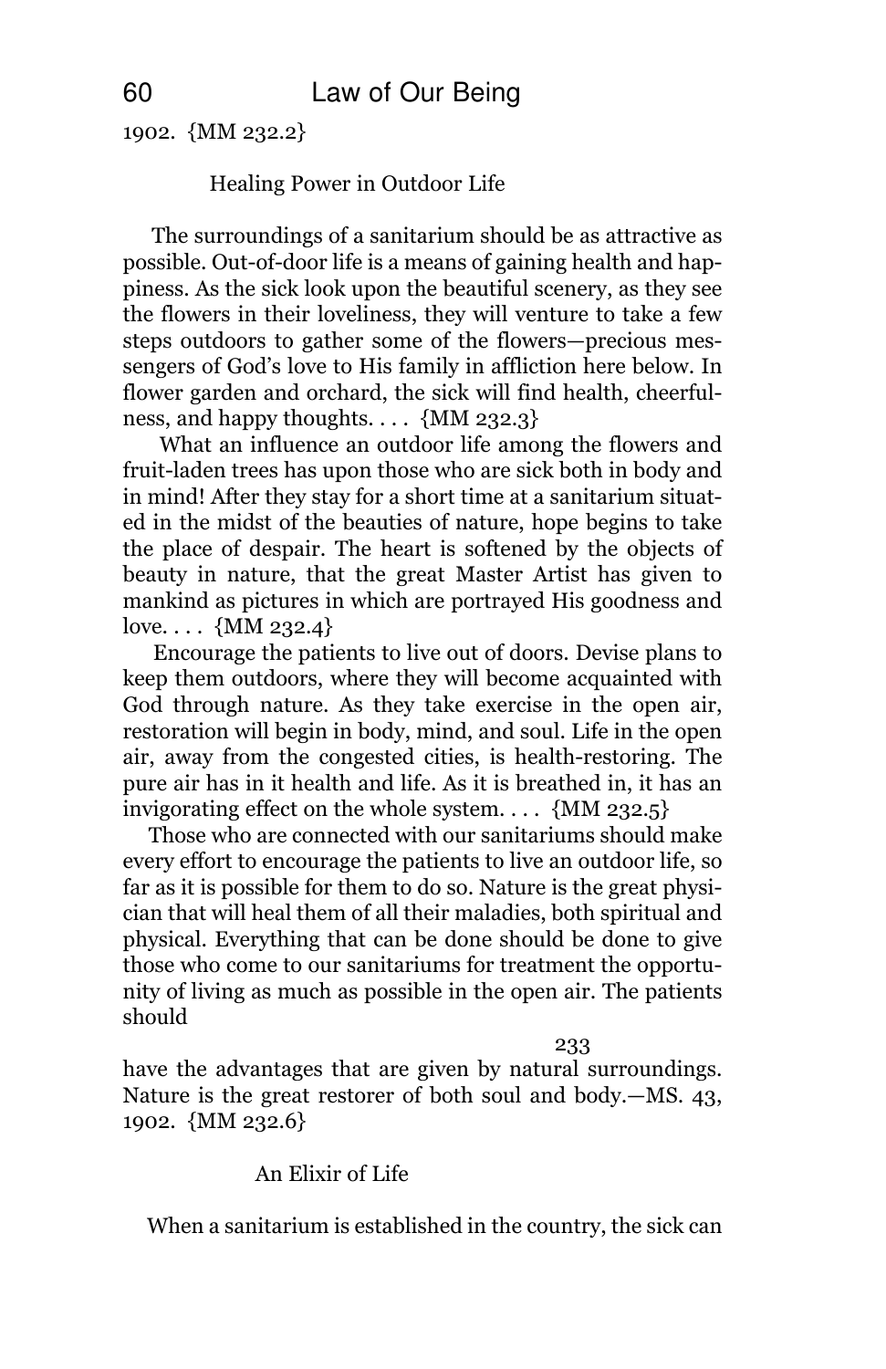1902. {MM 232.2}

### Healing Power in Outdoor Life

The surroundings of a sanitarium should be as attractive as possible. Out-of-door life is a means of gaining health and happiness. As the sick look upon the beautiful scenery, as they see the flowers in their loveliness, they will venture to take a few steps outdoors to gather some of the flowers—precious messengers of God's love to His family in affliction here below. In flower garden and orchard, the sick will find health, cheerfulness, and happy thoughts. . . . {MM 232.3}

What an influence an outdoor life among the flowers and fruit-laden trees has upon those who are sick both in body and in mind! After they stay for a short time at a sanitarium situated in the midst of the beauties of nature, hope begins to take the place of despair. The heart is softened by the objects of beauty in nature, that the great Master Artist has given to mankind as pictures in which are portrayed His goodness and love. . . . {MM 232.4}

Encourage the patients to live out of doors. Devise plans to keep them outdoors, where they will become acquainted with God through nature. As they take exercise in the open air, restoration will begin in body, mind, and soul. Life in the open air, away from the congested cities, is health-restoring. The pure air has in it health and life. As it is breathed in, it has an invigorating effect on the whole system. . . . {MM 232.5}

Those who are connected with our sanitariums should make every effort to encourage the patients to live an outdoor life, so far as it is possible for them to do so. Nature is the great physician that will heal them of all their maladies, both spiritual and physical. Everything that can be done should be done to give those who come to our sanitariums for treatment the opportunity of living as much as possible in the open air. The patients should

233

have the advantages that are given by natural surroundings. Nature is the great restorer of both soul and body.—MS. 43, 1902. {MM 232.6}

### An Elixir of Life

When a sanitarium is established in the country, the sick can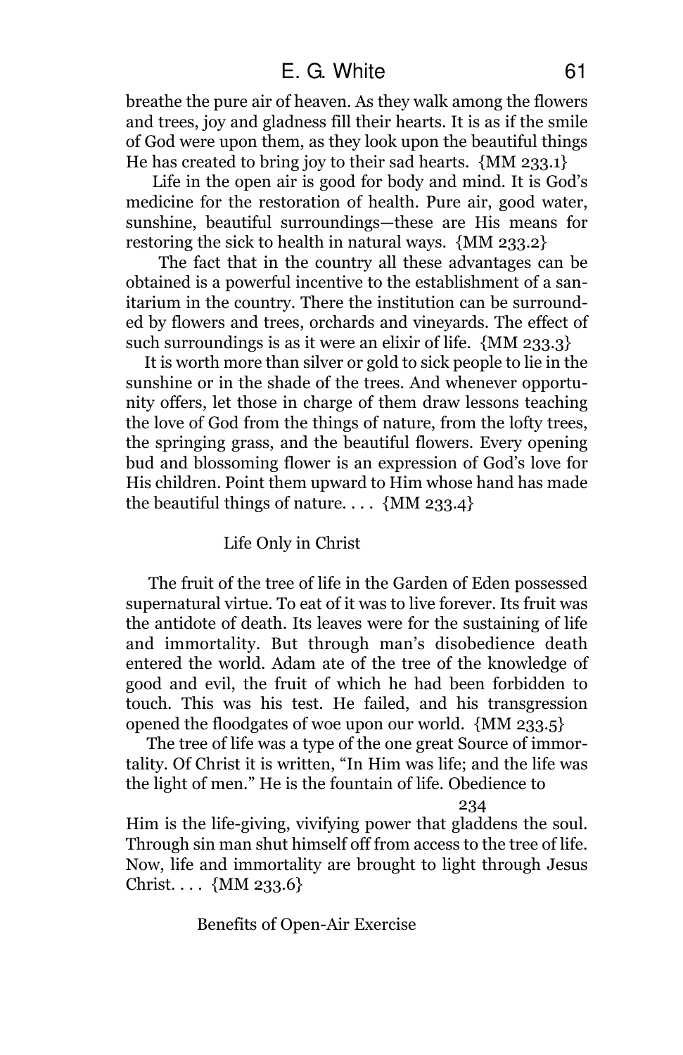breathe the pure air of heaven. As they walk among the flowers and trees, joy and gladness fill their hearts. It is as if the smile of God were upon them, as they look upon the beautiful things He has created to bring joy to their sad hearts. {MM 233.1}

Life in the open air is good for body and mind. It is God's medicine for the restoration of health. Pure air, good water, sunshine, beautiful surroundings—these are His means for restoring the sick to health in natural ways. {MM 233.2}

The fact that in the country all these advantages can be obtained is a powerful incentive to the establishment of a sanitarium in the country. There the institution can be surrounded by flowers and trees, orchards and vineyards. The effect of such surroundings is as it were an elixir of life. {MM 233.3}

It is worth more than silver or gold to sick people to lie in the sunshine or in the shade of the trees. And whenever opportunity offers, let those in charge of them draw lessons teaching the love of God from the things of nature, from the lofty trees, the springing grass, and the beautiful flowers. Every opening bud and blossoming flower is an expression of God's love for His children. Point them upward to Him whose hand has made the beautiful things of nature. . . . {MM 233.4}

### Life Only in Christ

The fruit of the tree of life in the Garden of Eden possessed supernatural virtue. To eat of it was to live forever. Its fruit was the antidote of death. Its leaves were for the sustaining of life and immortality. But through man's disobedience death entered the world. Adam ate of the tree of the knowledge of good and evil, the fruit of which he had been forbidden to touch. This was his test. He failed, and his transgression opened the floodgates of woe upon our world. {MM 233.5}

The tree of life was a type of the one great Source of immortality. Of Christ it is written, "In Him was life; and the life was the light of men." He is the fountain of life. Obedience to

234

Him is the life-giving, vivifying power that gladdens the soul. Through sin man shut himself off from access to the tree of life. Now, life and immortality are brought to light through Jesus Christ. . . . {MM 233.6}

### Benefits of Open-Air Exercise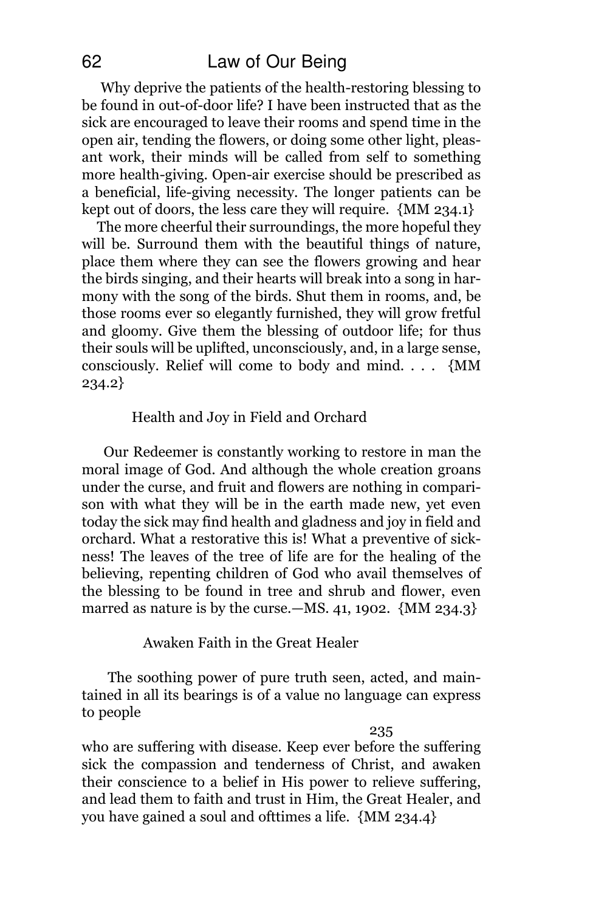Why deprive the patients of the health-restoring blessing to be found in out-of-door life? I have been instructed that as the sick are encouraged to leave their rooms and spend time in the open air, tending the flowers, or doing some other light, pleasant work, their minds will be called from self to something more health-giving. Open-air exercise should be prescribed as a beneficial, life-giving necessity. The longer patients can be kept out of doors, the less care they will require. {MM 234.1}

The more cheerful their surroundings, the more hopeful they will be. Surround them with the beautiful things of nature, place them where they can see the flowers growing and hear the birds singing, and their hearts will break into a song in harmony with the song of the birds. Shut them in rooms, and, be those rooms ever so elegantly furnished, they will grow fretful and gloomy. Give them the blessing of outdoor life; for thus their souls will be uplifted, unconsciously, and, in a large sense, consciously. Relief will come to body and mind. . . . {MM 234.2}

### Health and Joy in Field and Orchard

Our Redeemer is constantly working to restore in man the moral image of God. And although the whole creation groans under the curse, and fruit and flowers are nothing in comparison with what they will be in the earth made new, yet even today the sick may find health and gladness and joy in field and orchard. What a restorative this is! What a preventive of sickness! The leaves of the tree of life are for the healing of the believing, repenting children of God who avail themselves of the blessing to be found in tree and shrub and flower, even marred as nature is by the curse.—MS. 41, 1902. {MM 234.3}

### Awaken Faith in the Great Healer

The soothing power of pure truth seen, acted, and maintained in all its bearings is of a value no language can express to people

235

who are suffering with disease. Keep ever before the suffering sick the compassion and tenderness of Christ, and awaken their conscience to a belief in His power to relieve suffering, and lead them to faith and trust in Him, the Great Healer, and you have gained a soul and ofttimes a life. {MM 234.4}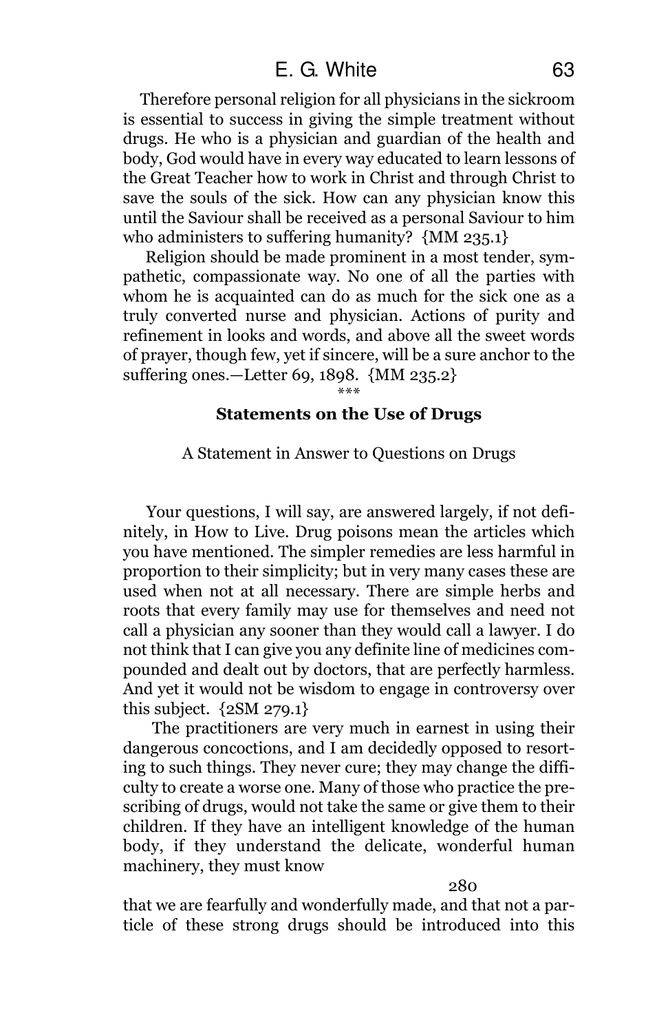Therefore personal religion for all physicians in the sickroom is essential to success in giving the simple treatment without drugs. He who is a physician and guardian of the health and body, God would have in every way educated to learn lessons of the Great Teacher how to work in Christ and through Christ to save the souls of the sick. How can any physician know this until the Saviour shall be received as a personal Saviour to him who administers to suffering humanity? {MM 235.1}

Religion should be made prominent in a most tender, sympathetic, compassionate way. No one of all the parties with whom he is acquainted can do as much for the sick one as a truly converted nurse and physician. Actions of purity and refinement in looks and words, and above all the sweet words of prayer, though few, yet if sincere, will be a sure anchor to the suffering ones.—Letter 69, 1898. {MM 235.2}

***

### Statements on the Use of Drugs

A Statement in Answer to Questions on Drugs

Your questions, I will say, are answered largely, if not definitely, in How to Live. Drug poisons mean the articles which you have mentioned. The simpler remedies are less harmful in proportion to their simplicity; but in very many cases these are used when not at all necessary. There are simple herbs and roots that every family may use for themselves and need not call a physician any sooner than they would call a lawyer. I do not think that I can give you any definite line of medicines compounded and dealt out by doctors, that are perfectly harmless. And yet it would not be wisdom to engage in controversy over this subject. {2SM 279.1}

The practitioners are very much in earnest in using their dangerous concoctions, and I am decidedly opposed to resorting to such things. They never cure; they may change the difficulty to create a worse one. Many of those who practice the prescribing of drugs, would not take the same or give them to their children. If they have an intelligent knowledge of the human body, if they understand the delicate, wonderful human machinery, they must know

280

that we are fearfully and wonderfully made, and that not a particle of these strong drugs should be introduced into this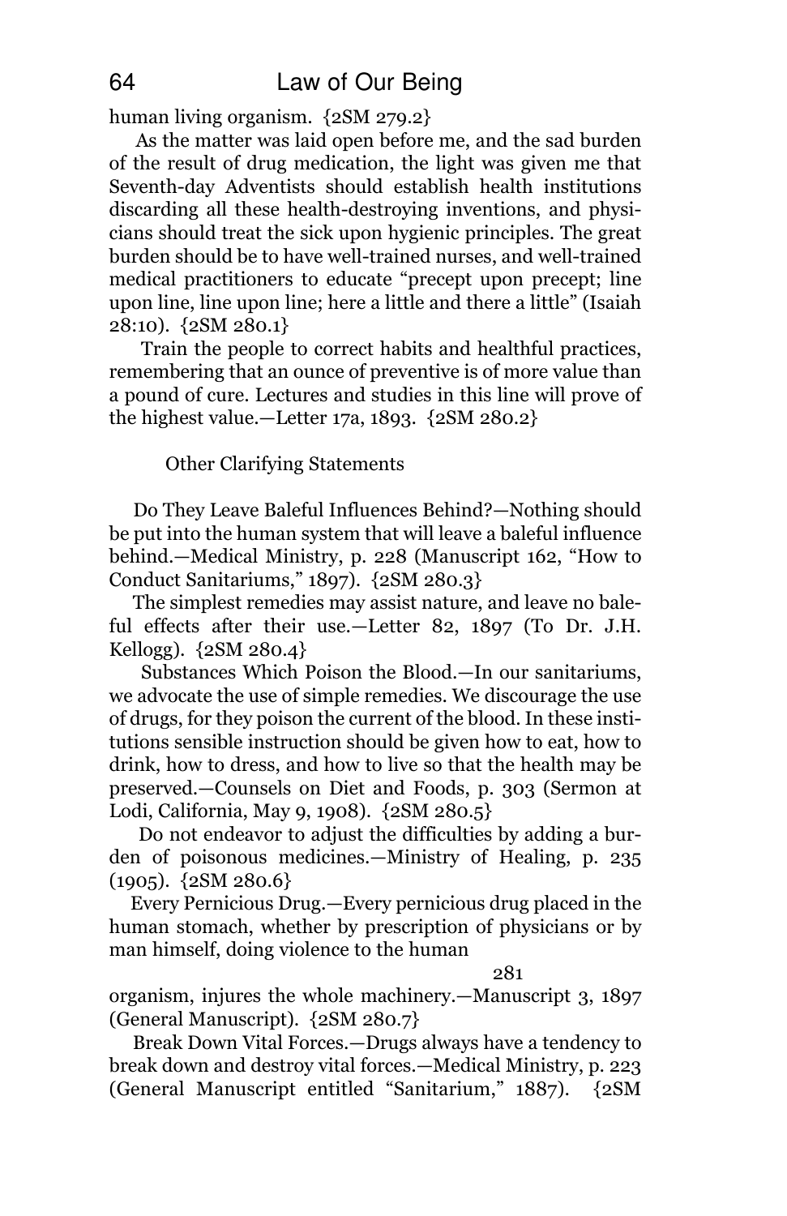human living organism. {2SM 279.2}

As the matter was laid open before me, and the sad burden of the result of drug medication, the light was given me that Seventh-day Adventists should establish health institutions discarding all these health-destroying inventions, and physicians should treat the sick upon hygienic principles. The great burden should be to have well-trained nurses, and well-trained medical practitioners to educate "precept upon precept; line upon line, line upon line; here a little and there a little" (Isaiah 28:10). {2SM 280.1}

Train the people to correct habits and healthful practices, remembering that an ounce of preventive is of more value than a pound of cure. Lectures and studies in this line will prove of the highest value.—Letter 17a, 1893. {2SM 280.2}

### Other Clarifying Statements

Do They Leave Baleful Influences Behind?—Nothing should be put into the human system that will leave a baleful influence behind.—Medical Ministry, p. 228 (Manuscript 162, "How to Conduct Sanitariums," 1897). {2SM 280.3}

The simplest remedies may assist nature, and leave no baleful effects after their use.—Letter 82, 1897 (To Dr. J.H. Kellogg). {2SM 280.4}

Substances Which Poison the Blood.—In our sanitariums, we advocate the use of simple remedies. We discourage the use of drugs, for they poison the current of the blood. In these institutions sensible instruction should be given how to eat, how to drink, how to dress, and how to live so that the health may be preserved.—Counsels on Diet and Foods, p. 303 (Sermon at Lodi, California, May 9, 1908). {2SM 280.5}

Do not endeavor to adjust the difficulties by adding a burden of poisonous medicines.—Ministry of Healing, p. 235 (1905). {2SM 280.6}

Every Pernicious Drug.—Every pernicious drug placed in the human stomach, whether by prescription of physicians or by man himself, doing violence to the human

281

organism, injures the whole machinery.—Manuscript 3, 1897 (General Manuscript). {2SM 280.7}

Break Down Vital Forces.—Drugs always have a tendency to break down and destroy vital forces.—Medical Ministry, p. 223 (General Manuscript entitled "Sanitarium," 1887). {2SM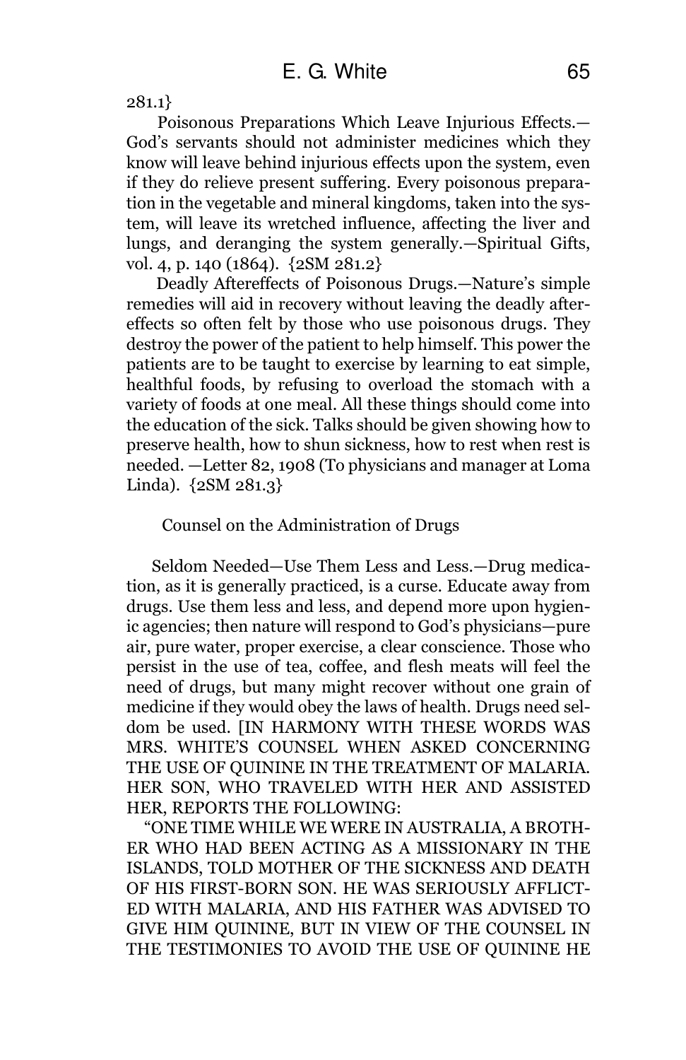281.1}

Poisonous Preparations Which Leave Injurious Effects.—God's servants should not administer medicines which they know will leave behind injurious effects upon the system, even if they do relieve present suffering. Every poisonous preparation in the vegetable and mineral kingdoms, taken into the system, will leave its wretched influence, affecting the liver and lungs, and deranging the system generally.—Spiritual Gifts, vol. 4, p. 140 (1864). {2SM 281.2}

Deadly Aftereffects of Poisonous Drugs.—Nature's simple remedies will aid in recovery without leaving the deadly aftereffects so often felt by those who use poisonous drugs. They destroy the power of the patient to help himself. This power the patients are to be taught to exercise by learning to eat simple, healthful foods, by refusing to overload the stomach with a variety of foods at one meal. All these things should come into the education of the sick. Talks should be given showing how to preserve health, how to shun sickness, how to rest when rest is needed. —Letter 82, 1908 (To physicians and manager at Loma Linda). {2SM 281.3}

## Counsel on the Administration of Drugs

Seldom Needed—Use Them Less and Less.—Drug medication, as it is generally practiced, is a curse. Educate away from drugs. Use them less and less, and depend more upon hygienic agencies; then nature will respond to God's physicians—pure air, pure water, proper exercise, a clear conscience. Those who persist in the use of tea, coffee, and flesh meats will feel the need of drugs, but many might recover without one grain of medicine if they would obey the laws of health. Drugs need seldom be used. [IN HARMONY WITH THESE WORDS WAS MRS. WHITE'S COUNSEL WHEN ASKED CONCERNING THE USE OF QUININE IN THE TREATMENT OF MALARIA. HER SON, WHO TRAVELED WITH HER AND ASSISTED HER, REPORTS THE FOLLOWING:

"ONE TIME WHILE WE WERE IN AUSTRALIA, A BROTHER WHO HAD BEEN ACTING AS A MISSIONARY IN THE ISLANDS, TOLD MOTHER OF THE SICKNESS AND DEATH OF HIS FIRST-BORN SON. HE WAS SERIOUSLY AFFLICTED WITH MALARIA, AND HIS FATHER WAS ADVISED TO GIVE HIM QUININE, BUT IN VIEW OF THE COUNSEL IN THE TESTIMONIES TO AVOID THE USE OF QUININE HE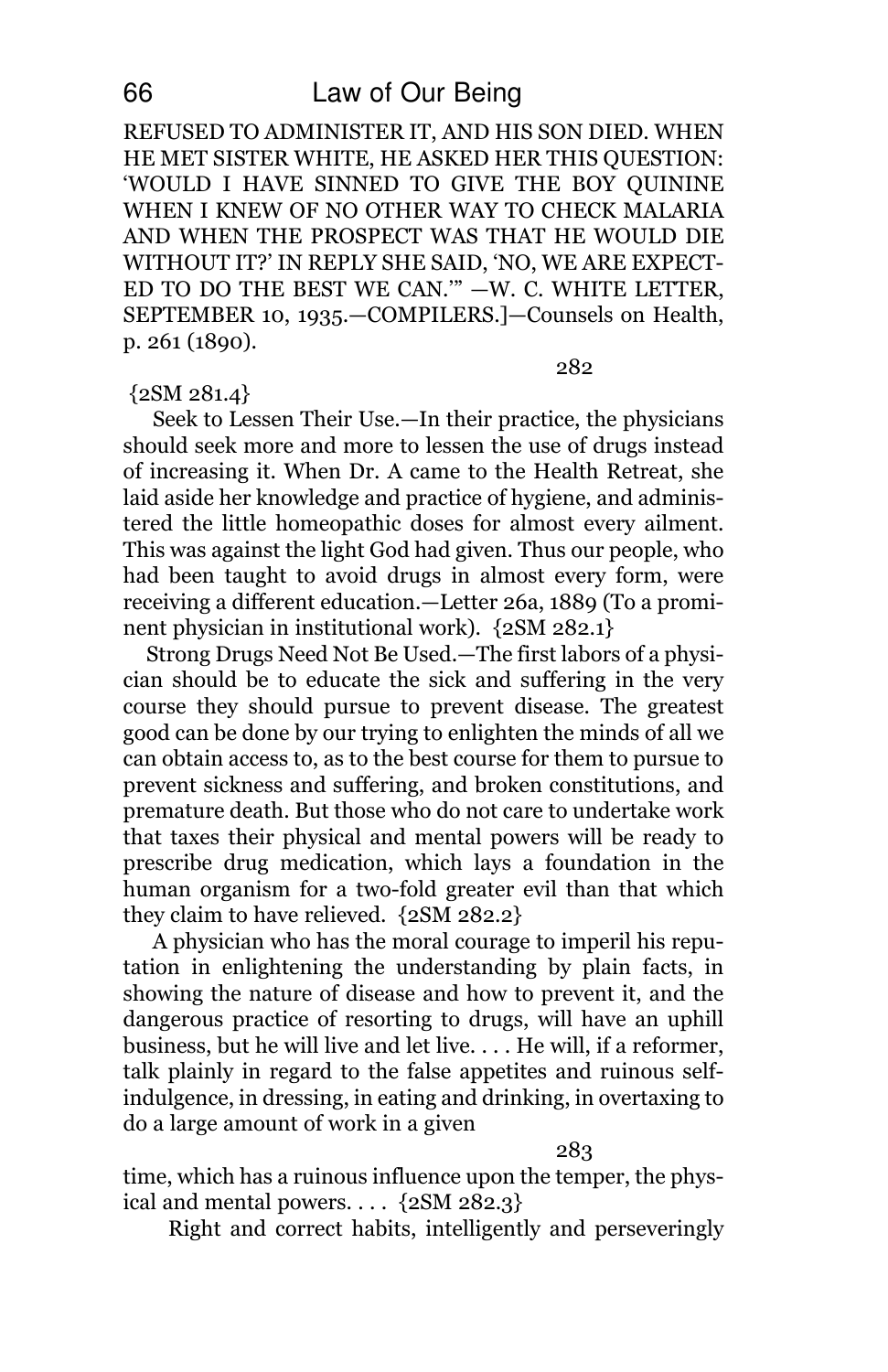REFUSED TO ADMINISTER IT, AND HIS SON DIED. WHEN HE MET SISTER WHITE, HE ASKED HER THIS QUESTION: 'WOULD I HAVE SINNED TO GIVE THE BOY QUININE WHEN I KNEW OF NO OTHER WAY TO CHECK MALARIA AND WHEN THE PROSPECT WAS THAT HE WOULD DIE WITHOUT IT?' IN REPLY SHE SAID, 'NO, WE ARE EXPECTED TO DO THE BEST WE CAN.'" —W. C. WHITE LETTER, SEPTEMBER 10, 1935.—COMPILERS.]—Counsels on Health, p. 261 (1890).

282

{2SM 281.4}

Seek to Lessen Their Use.—In their practice, the physicians should seek more and more to lessen the use of drugs instead of increasing it. When Dr. A came to the Health Retreat, she laid aside her knowledge and practice of hygiene, and administered the little homeopathic doses for almost every ailment. This was against the light God had given. Thus our people, who had been taught to avoid drugs in almost every form, were receiving a different education.—Letter 26a, 1889 (To a prominent physician in institutional work). {2SM 282.1}

Strong Drugs Need Not Be Used.—The first labors of a physician should be to educate the sick and suffering in the very course they should pursue to prevent disease. The greatest good can be done by our trying to enlighten the minds of all we can obtain access to, as to the best course for them to pursue to prevent sickness and suffering, and broken constitutions, and premature death. But those who do not care to undertake work that taxes their physical and mental powers will be ready to prescribe drug medication, which lays a foundation in the human organism for a two-fold greater evil than that which they claim to have relieved. {2SM 282.2}

A physician who has the moral courage to imperil his reputation in enlightening the understanding by plain facts, in showing the nature of disease and how to prevent it, and the dangerous practice of resorting to drugs, will have an uphill business, but he will live and let live. . . . He will, if a reformer, talk plainly in regard to the false appetites and ruinous self-indulgence, in dressing, in eating and drinking, in overtaxing to do a large amount of work in a given

283

time, which has a ruinous influence upon the temper, the physical and mental powers. . . . {2SM 282.3}

Right and correct habits, intelligently and perseveringly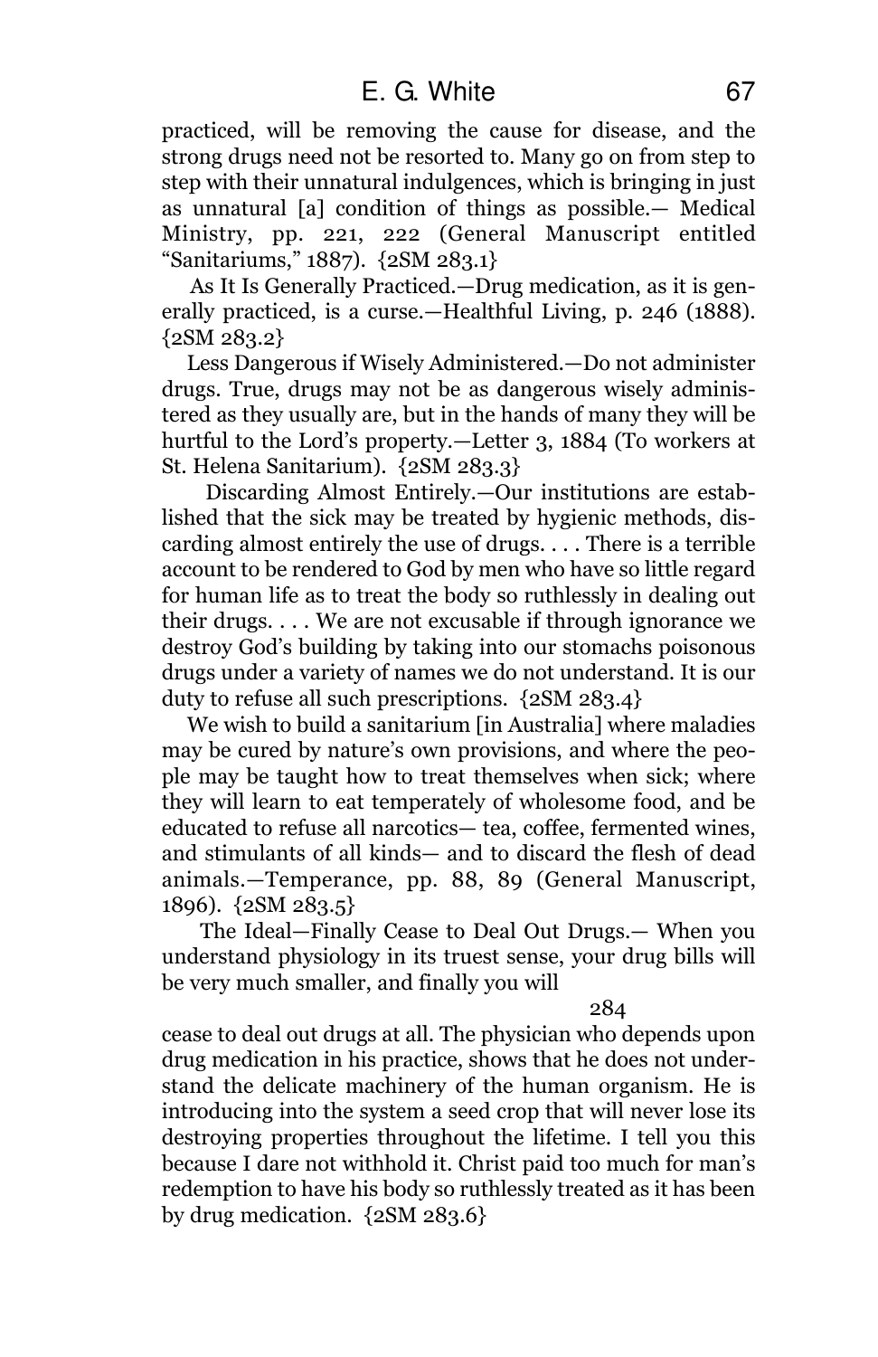practiced, will be removing the cause for disease, and the strong drugs need not be resorted to. Many go on from step to step with their unnatural indulgences, which is bringing in just as unnatural [a] condition of things as possible.— Medical Ministry, pp. 221, 222 (General Manuscript entitled "Sanitariums," 1887). {2SM 283.1}

As It Is Generally Practiced.—Drug medication, as it is generally practiced, is a curse.—Healthful Living, p. 246 (1888). {2SM 283.2}

Less Dangerous if Wisely Administered.—Do not administer drugs. True, drugs may not be as dangerous wisely administered as they usually are, but in the hands of many they will be hurtful to the Lord's property.—Letter 3, 1884 (To workers at St. Helena Sanitarium). {2SM 283.3}

Discarding Almost Entirely.—Our institutions are established that the sick may be treated by hygienic methods, discarding almost entirely the use of drugs. . . . There is a terrible account to be rendered to God by men who have so little regard for human life as to treat the body so ruthlessly in dealing out their drugs. . . . We are not excusable if through ignorance we destroy God's building by taking into our stomachs poisonous drugs under a variety of names we do not understand. It is our duty to refuse all such prescriptions. {2SM 283.4}

We wish to build a sanitarium [in Australia] where maladies may be cured by nature's own provisions, and where the people may be taught how to treat themselves when sick; where they will learn to eat temperately of wholesome food, and be educated to refuse all narcotics— tea, coffee, fermented wines, and stimulants of all kinds— and to discard the flesh of dead animals.—Temperance, pp. 88, 89 (General Manuscript, 1896). {2SM 283.5}

The Ideal—Finally Cease to Deal Out Drugs.— When you understand physiology in its truest sense, your drug bills will be very much smaller, and finally you will

284

cease to deal out drugs at all. The physician who depends upon drug medication in his practice, shows that he does not understand the delicate machinery of the human organism. He is introducing into the system a seed crop that will never lose its destroying properties throughout the lifetime. I tell you this because I dare not withhold it. Christ paid too much for man's redemption to have his body so ruthlessly treated as it has been by drug medication. {2SM 283.6}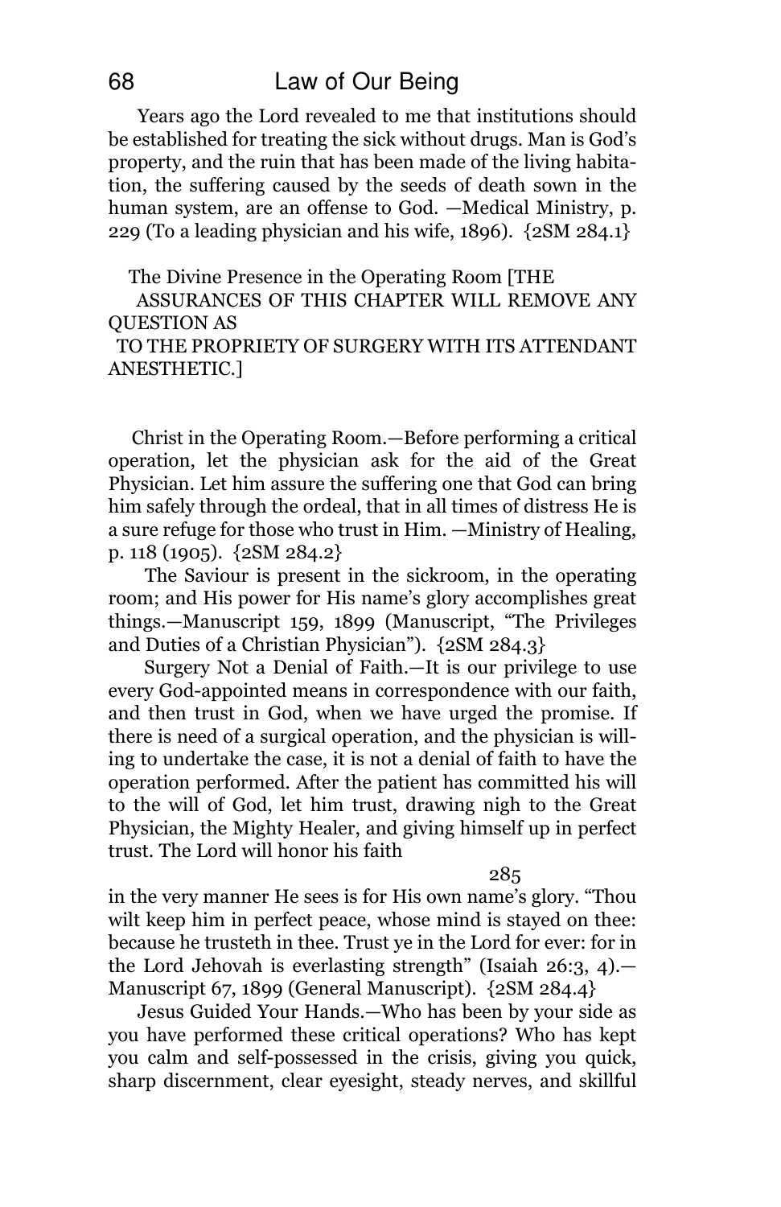Years ago the Lord revealed to me that institutions should be established for treating the sick without drugs. Man is God's property, and the ruin that has been made of the living habitation, the suffering caused by the seeds of death sown in the human system, are an offense to God. —Medical Ministry, p. 229 (To a leading physician and his wife, 1896). {2SM 284.1}

## The Divine Presence in the Operating Room [THE ASSURANCES OF THIS CHAPTER WILL REMOVE ANY QUESTION AS TO THE PROPRIETY OF SURGERY WITH ITS ATTENDANT ANESTHETIC.]

Christ in the Operating Room.—Before performing a critical operation, let the physician ask for the aid of the Great Physician. Let him assure the suffering one that God can bring him safely through the ordeal, that in all times of distress He is a sure refuge for those who trust in Him. —Ministry of Healing, p. 118 (1905). {2SM 284.2}

The Saviour is present in the sickroom, in the operating room; and His power for His name's glory accomplishes great things.—Manuscript 159, 1899 (Manuscript, "The Privileges and Duties of a Christian Physician"). {2SM 284.3}

Surgery Not a Denial of Faith.—It is our privilege to use every God-appointed means in correspondence with our faith, and then trust in God, when we have urged the promise. If there is need of a surgical operation, and the physician is willing to undertake the case, it is not a denial of faith to have the operation performed. After the patient has committed his will to the will of God, let him trust, drawing nigh to the Great Physician, the Mighty Healer, and giving himself up in perfect trust. The Lord will honor his faith

285

in the very manner He sees is for His own name's glory. "Thou wilt keep him in perfect peace, whose mind is stayed on thee: because he trusteth in thee. Trust ye in the Lord for ever: for in the Lord Jehovah is everlasting strength" (Isaiah 26:3, 4).—Manuscript 67, 1899 (General Manuscript). {2SM 284.4}

Jesus Guided Your Hands.—Who has been by your side as you have performed these critical operations? Who has kept you calm and self-possessed in the crisis, giving you quick, sharp discernment, clear eyesight, steady nerves, and skillful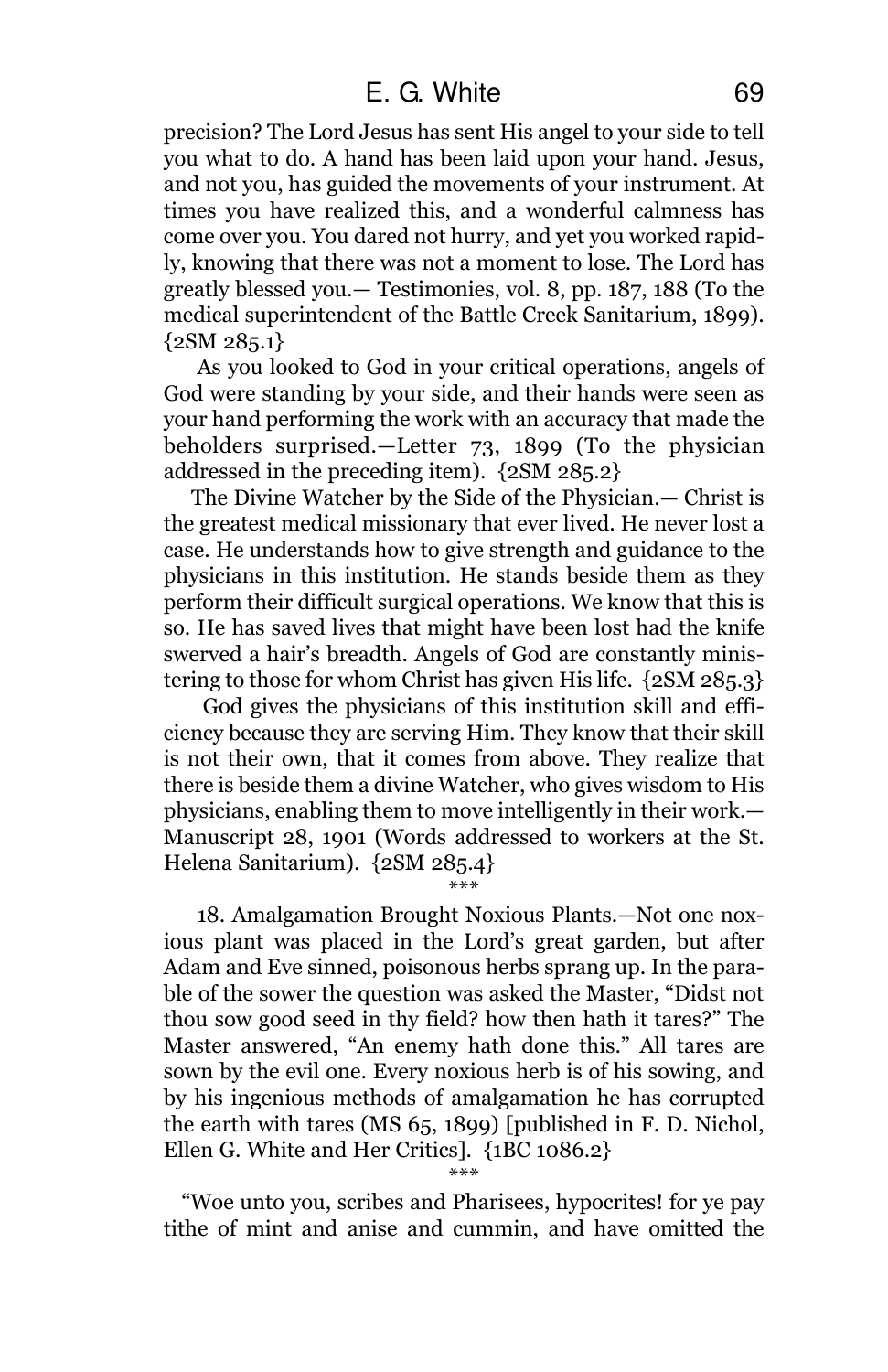precision? The Lord Jesus has sent His angel to your side to tell you what to do. A hand has been laid upon your hand. Jesus, and not you, has guided the movements of your instrument. At times you have realized this, and a wonderful calmness has come over you. You dared not hurry, and yet you worked rapidly, knowing that there was not a moment to lose. The Lord has greatly blessed you.— Testimonies, vol. 8, pp. 187, 188 (To the medical superintendent of the Battle Creek Sanitarium, 1899). {2SM 285.1}

As you looked to God in your critical operations, angels of God were standing by your side, and their hands were seen as your hand performing the work with an accuracy that made the beholders surprised.—Letter 73, 1899 (To the physician addressed in the preceding item). {2SM 285.2}

The Divine Watcher by the Side of the Physician.— Christ is the greatest medical missionary that ever lived. He never lost a case. He understands how to give strength and guidance to the physicians in this institution. He stands beside them as they perform their difficult surgical operations. We know that this is so. He has saved lives that might have been lost had the knife swerved a hair's breadth. Angels of God are constantly ministering to those for whom Christ has given His life. {2SM 285.3}

God gives the physicians of this institution skill and efficiency because they are serving Him. They know that their skill is not their own, that it comes from above. They realize that there is beside them a divine Watcher, who gives wisdom to His physicians, enabling them to move intelligently in their work.— Manuscript 28, 1901 (Words addressed to workers at the St. Helena Sanitarium). {2SM 285.4}

***

18. Amalgamation Brought Noxious Plants.—Not one noxious plant was placed in the Lord's great garden, but after Adam and Eve sinned, poisonous herbs sprang up. In the parable of the sower the question was asked the Master, "Didst not thou sow good seed in thy field? how then hath it tares?" The Master answered, "An enemy hath done this." All tares are sown by the evil one. Every noxious herb is of his sowing, and by his ingenious methods of amalgamation he has corrupted the earth with tares (MS 65, 1899) [published in F. D. Nichol, Ellen G. White and Her Critics]. {1BC 1086.2}

***

"Woe unto you, scribes and Pharisees, hypocrites! for ye pay tithe of mint and anise and cummin, and have omitted the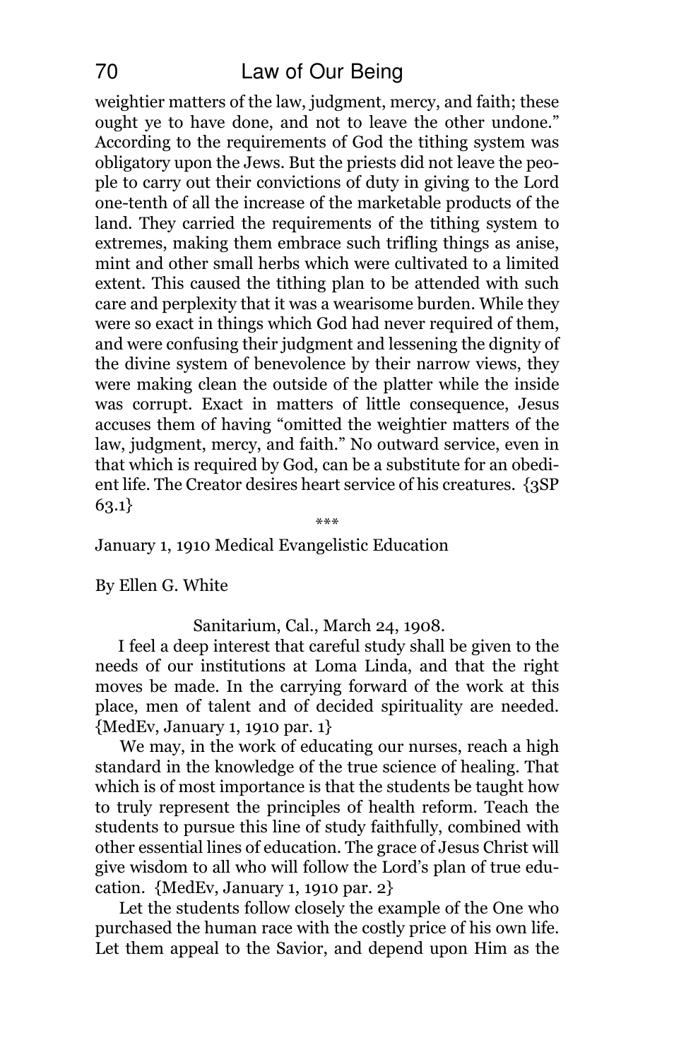weightier matters of the law, judgment, mercy, and faith; these ought ye to have done, and not to leave the other undone." According to the requirements of God the tithing system was obligatory upon the Jews. But the priests did not leave the people to carry out their convictions of duty in giving to the Lord one-tenth of all the increase of the marketable products of the land. They carried the requirements of the tithing system to extremes, making them embrace such trifling things as anise, mint and other small herbs which were cultivated to a limited extent. This caused the tithing plan to be attended with such care and perplexity that it was a wearisome burden. While they were so exact in things which God had never required of them, and were confusing their judgment and lessening the dignity of the divine system of benevolence by their narrow views, they were making clean the outside of the platter while the inside was corrupt. Exact in matters of little consequence, Jesus accuses them of having "omitted the weightier matters of the law, judgment, mercy, and faith." No outward service, even in that which is required by God, can be a substitute for an obedient life. The Creator desires heart service of his creatures. {3SP 63.1}

***

January 1, 1910 Medical Evangelistic Education

By Ellen G. White

Sanitarium, Cal., March 24, 1908.

I feel a deep interest that careful study shall be given to the needs of our institutions at Loma Linda, and that the right moves be made. In the carrying forward of the work at this place, men of talent and of decided spirituality are needed. {MedEv, January 1, 1910 par. 1}

We may, in the work of educating our nurses, reach a high standard in the knowledge of the true science of healing. That which is of most importance is that the students be taught how to truly represent the principles of health reform. Teach the students to pursue this line of study faithfully, combined with other essential lines of education. The grace of Jesus Christ will give wisdom to all who will follow the Lord's plan of true education. {MedEv, January 1, 1910 par. 2}

Let the students follow closely the example of the One who purchased the human race with the costly price of his own life. Let them appeal to the Savior, and depend upon Him as the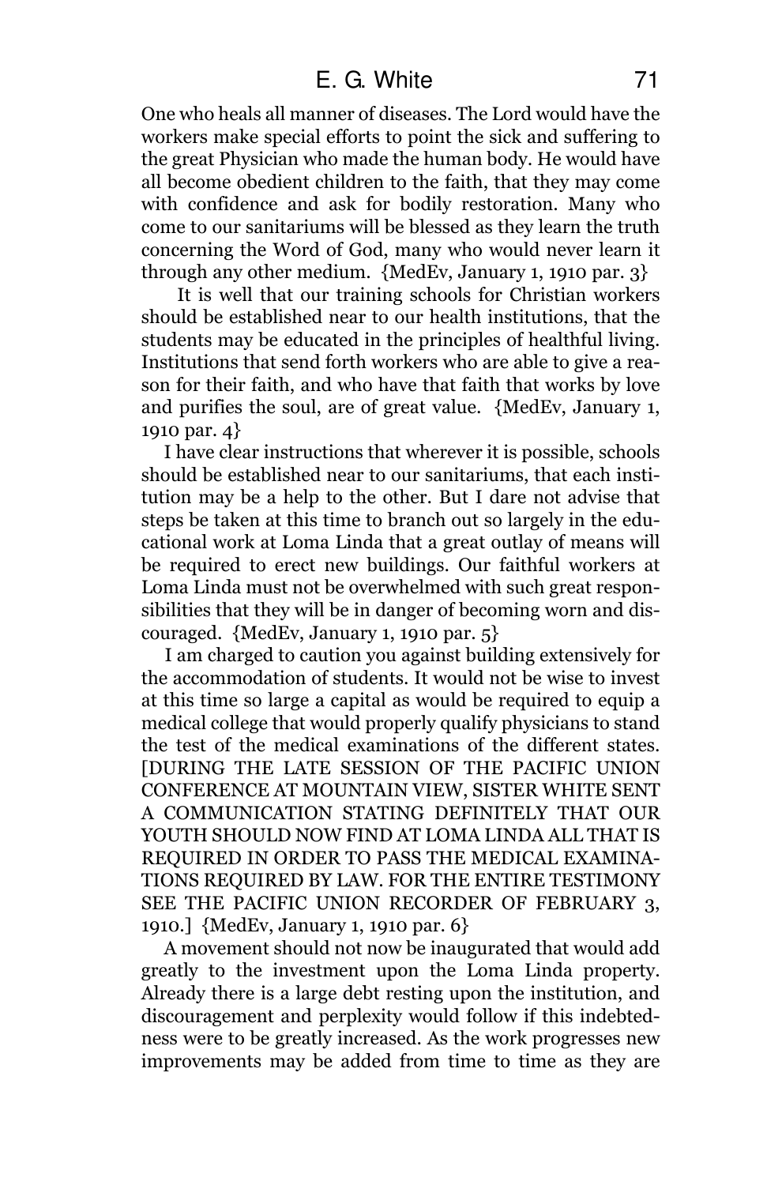One who heals all manner of diseases. The Lord would have the workers make special efforts to point the sick and suffering to the great Physician who made the human body. He would have all become obedient children to the faith, that they may come with confidence and ask for bodily restoration. Many who come to our sanitariums will be blessed as they learn the truth concerning the Word of God, many who would never learn it through any other medium. {MedEv, January 1, 1910 par. 3}

It is well that our training schools for Christian workers should be established near to our health institutions, that the students may be educated in the principles of healthful living. Institutions that send forth workers who are able to give a reason for their faith, and who have that faith that works by love and purifies the soul, are of great value. {MedEv, January 1, 1910 par. 4}

I have clear instructions that wherever it is possible, schools should be established near to our sanitariums, that each institution may be a help to the other. But I dare not advise that steps be taken at this time to branch out so largely in the educational work at Loma Linda that a great outlay of means will be required to erect new buildings. Our faithful workers at Loma Linda must not be overwhelmed with such great responsibilities that they will be in danger of becoming worn and discouraged. {MedEv, January 1, 1910 par. 5}

I am charged to caution you against building extensively for the accommodation of students. It would not be wise to invest at this time so large a capital as would be required to equip a medical college that would properly qualify physicians to stand the test of the medical examinations of the different states. [DURING THE LATE SESSION OF THE PACIFIC UNION CONFERENCE AT MOUNTAIN VIEW, SISTER WHITE SENT A COMMUNICATION STATING DEFINITELY THAT OUR YOUTH SHOULD NOW FIND AT LOMA LINDA ALL THAT IS REQUIRED IN ORDER TO PASS THE MEDICAL EXAMINATIONS REQUIRED BY LAW. FOR THE ENTIRE TESTIMONY SEE THE PACIFIC UNION RECORDER OF FEBRUARY 3, 1910.] {MedEv, January 1, 1910 par. 6}

A movement should not now be inaugurated that would add greatly to the investment upon the Loma Linda property. Already there is a large debt resting upon the institution, and discouragement and perplexity would follow if this indebtedness were to be greatly increased. As the work progresses new improvements may be added from time to time as they are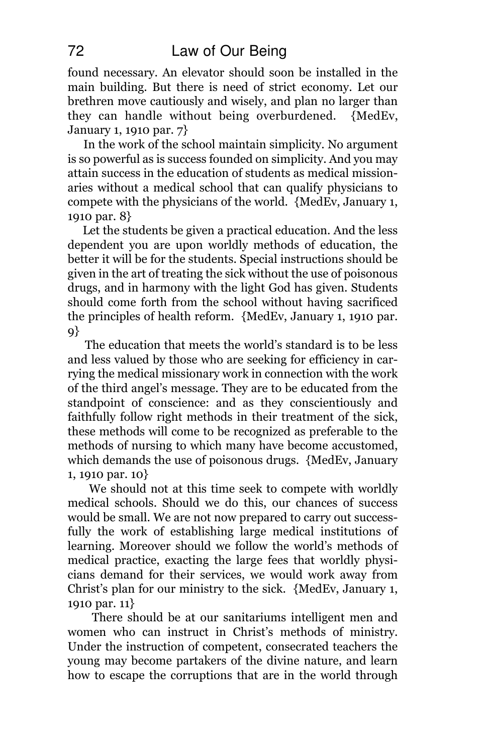found necessary. An elevator should soon be installed in the main building. But there is need of strict economy. Let our brethren move cautiously and wisely, and plan no larger than they can handle without being overburdened. {MedEv, January 1, 1910 par. 7}

In the work of the school maintain simplicity. No argument is so powerful as is success founded on simplicity. And you may attain success in the education of students as medical missionaries without a medical school that can qualify physicians to compete with the physicians of the world. {MedEv, January 1, 1910 par. 8}

Let the students be given a practical education. And the less dependent you are upon worldly methods of education, the better it will be for the students. Special instructions should be given in the art of treating the sick without the use of poisonous drugs, and in harmony with the light God has given. Students should come forth from the school without having sacrificed the principles of health reform. {MedEv, January 1, 1910 par. 9}

The education that meets the world's standard is to be less and less valued by those who are seeking for efficiency in carrying the medical missionary work in connection with the work of the third angel's message. They are to be educated from the standpoint of conscience: and as they conscientiously and faithfully follow right methods in their treatment of the sick, these methods will come to be recognized as preferable to the methods of nursing to which many have become accustomed, which demands the use of poisonous drugs. {MedEv, January 1, 1910 par. 10}

We should not at this time seek to compete with worldly medical schools. Should we do this, our chances of success would be small. We are not now prepared to carry out successfully the work of establishing large medical institutions of learning. Moreover should we follow the world's methods of medical practice, exacting the large fees that worldly physicians demand for their services, we would work away from Christ's plan for our ministry to the sick. {MedEv, January 1, 1910 par. 11}

There should be at our sanitariums intelligent men and women who can instruct in Christ's methods of ministry. Under the instruction of competent, consecrated teachers the young may become partakers of the divine nature, and learn how to escape the corruptions that are in the world through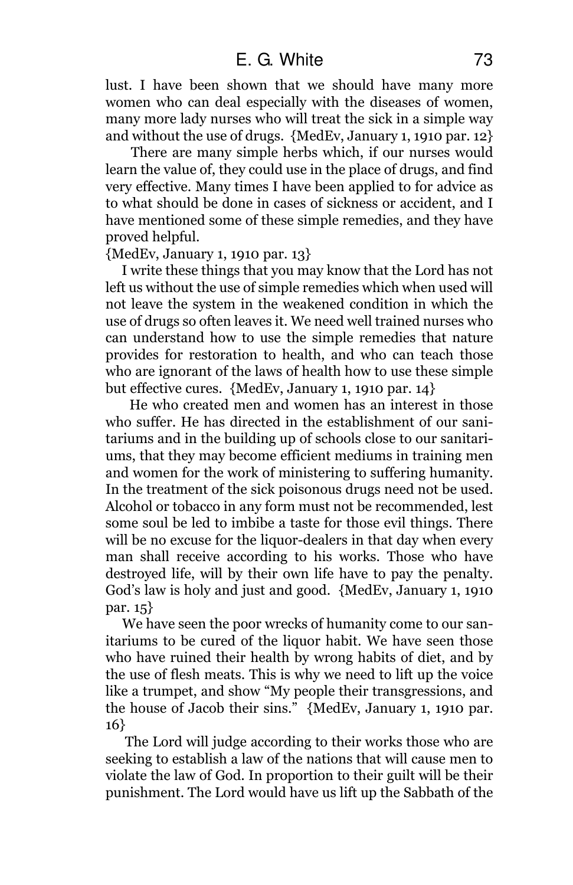lust. I have been shown that we should have many more women who can deal especially with the diseases of women, many more lady nurses who will treat the sick in a simple way and without the use of drugs. {MedEv, January 1, 1910 par. 12}

There are many simple herbs which, if our nurses would learn the value of, they could use in the place of drugs, and find very effective. Many times I have been applied to for advice as to what should be done in cases of sickness or accident, and I have mentioned some of these simple remedies, and they have proved helpful.
{MedEv, January 1, 1910 par. 13}

I write these things that you may know that the Lord has not left us without the use of simple remedies which when used will not leave the system in the weakened condition in which the use of drugs so often leaves it. We need well trained nurses who can understand how to use the simple remedies that nature provides for restoration to health, and who can teach those who are ignorant of the laws of health how to use these simple but effective cures. {MedEv, January 1, 1910 par. 14}

He who created men and women has an interest in those who suffer. He has directed in the establishment of our sanitariums and in the building up of schools close to our sanitariums, that they may become efficient mediums in training men and women for the work of ministering to suffering humanity. In the treatment of the sick poisonous drugs need not be used. Alcohol or tobacco in any form must not be recommended, lest some soul be led to imbibe a taste for those evil things. There will be no excuse for the liquor-dealers in that day when every man shall receive according to his works. Those who have destroyed life, will by their own life have to pay the penalty. God's law is holy and just and good. {MedEv, January 1, 1910 par. 15}

We have seen the poor wrecks of humanity come to our sanitariums to be cured of the liquor habit. We have seen those who have ruined their health by wrong habits of diet, and by the use of flesh meats. This is why we need to lift up the voice like a trumpet, and show "My people their transgressions, and the house of Jacob their sins." {MedEv, January 1, 1910 par. 16}

The Lord will judge according to their works those who are seeking to establish a law of the nations that will cause men to violate the law of God. In proportion to their guilt will be their punishment. The Lord would have us lift up the Sabbath of the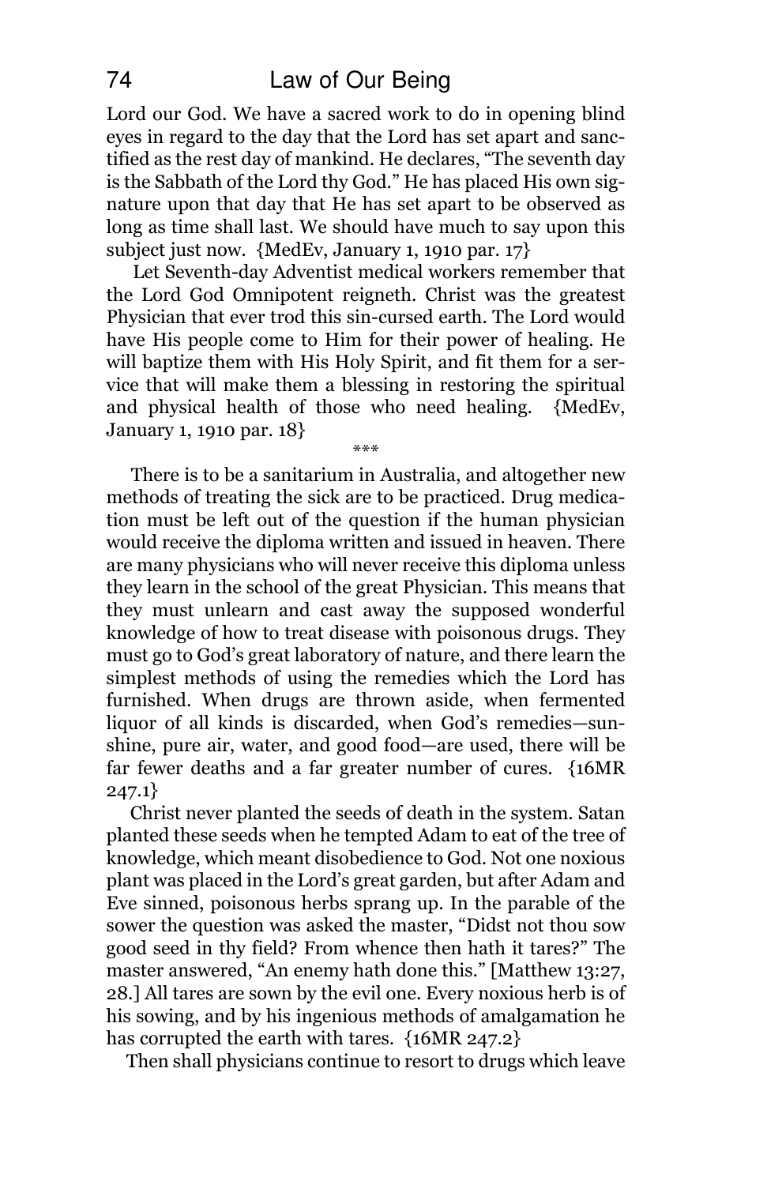Lord our God. We have a sacred work to do in opening blind eyes in regard to the day that the Lord has set apart and sanctified as the rest day of mankind. He declares, “The seventh day is the Sabbath of the Lord thy God.” He has placed His own signature upon that day that He has set apart to be observed as long as time shall last. We should have much to say upon this subject just now. {MedEv, January 1, 1910 par. 17}

Let Seventh-day Adventist medical workers remember that the Lord God Omnipotent reigneth. Christ was the greatest Physician that ever trod this sin-cursed earth. The Lord would have His people come to Him for their power of healing. He will baptize them with His Holy Spirit, and fit them for a service that will make them a blessing in restoring the spiritual and physical health of those who need healing. {MedEv, January 1, 1910 par. 18}

***

There is to be a sanitarium in Australia, and altogether new methods of treating the sick are to be practiced. Drug medication must be left out of the question if the human physician would receive the diploma written and issued in heaven. There are many physicians who will never receive this diploma unless they learn in the school of the great Physician. This means that they must unlearn and cast away the supposed wonderful knowledge of how to treat disease with poisonous drugs. They must go to God’s great laboratory of nature, and there learn the simplest methods of using the remedies which the Lord has furnished. When drugs are thrown aside, when fermented liquor of all kinds is discarded, when God’s remedies—sunshine, pure air, water, and good food—are used, there will be far fewer deaths and a far greater number of cures. {16MR 247.1}

Christ never planted the seeds of death in the system. Satan planted these seeds when he tempted Adam to eat of the tree of knowledge, which meant disobedience to God. Not one noxious plant was placed in the Lord’s great garden, but after Adam and Eve sinned, poisonous herbs sprang up. In the parable of the sower the question was asked the master, “Didst not thou sow good seed in thy field? From whence then hath it tares?” The master answered, “An enemy hath done this.” [Matthew 13:27, 28.] All tares are sown by the evil one. Every noxious herb is of his sowing, and by his ingenious methods of amalgamation he has corrupted the earth with tares. {16MR 247.2}

Then shall physicians continue to resort to drugs which leave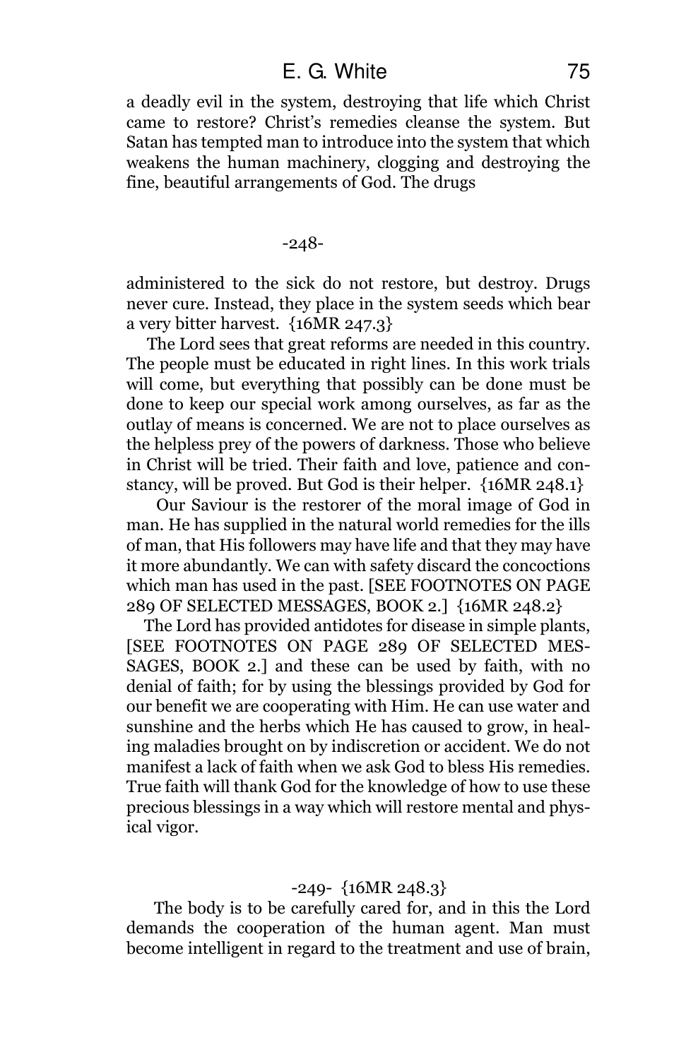a deadly evil in the system, destroying that life which Christ came to restore? Christ's remedies cleanse the system. But Satan has tempted man to introduce into the system that which weakens the human machinery, clogging and destroying the fine, beautiful arrangements of God. The drugs

-248-

administered to the sick do not restore, but destroy. Drugs never cure. Instead, they place in the system seeds which bear a very bitter harvest. {16MR 247.3}

The Lord sees that great reforms are needed in this country. The people must be educated in right lines. In this work trials will come, but everything that possibly can be done must be done to keep our special work among ourselves, as far as the outlay of means is concerned. We are not to place ourselves as the helpless prey of the powers of darkness. Those who believe in Christ will be tried. Their faith and love, patience and constancy, will be proved. But God is their helper. {16MR 248.1}

Our Saviour is the restorer of the moral image of God in man. He has supplied in the natural world remedies for the ills of man, that His followers may have life and that they may have it more abundantly. We can with safety discard the concoctions which man has used in the past. [SEE FOOTNOTES ON PAGE 289 OF SELECTED MESSAGES, BOOK 2.] {16MR 248.2}

The Lord has provided antidotes for disease in simple plants, [SEE FOOTNOTES ON PAGE 289 OF SELECTED MESSAGES, BOOK 2.] and these can be used by faith, with no denial of faith; for by using the blessings provided by God for our benefit we are cooperating with Him. He can use water and sunshine and the herbs which He has caused to grow, in healing maladies brought on by indiscretion or accident. We do not manifest a lack of faith when we ask God to bless His remedies. True faith will thank God for the knowledge of how to use these precious blessings in a way which will restore mental and physical vigor.

-249- {16MR 248.3}

The body is to be carefully cared for, and in this the Lord demands the cooperation of the human agent. Man must become intelligent in regard to the treatment and use of brain,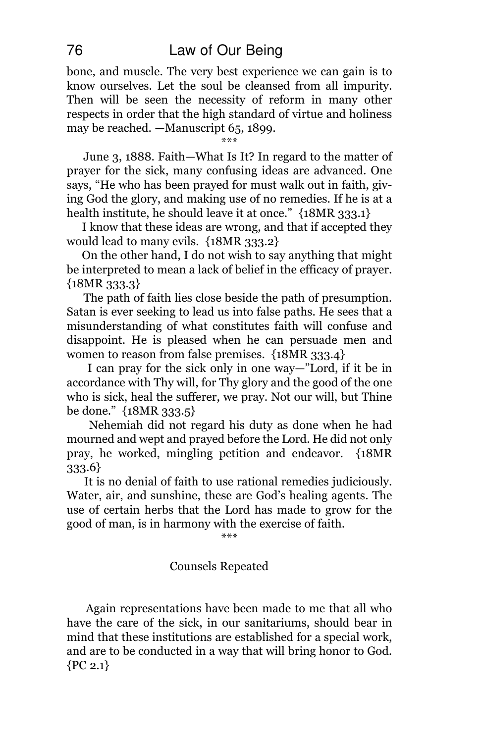bone, and muscle. The very best experience we can gain is to know ourselves. Let the soul be cleansed from all impurity. Then will be seen the necessity of reform in many other respects in order that the high standard of virtue and holiness may be reached. —Manuscript 65, 1899.

\*\*\*

June 3, 1888. Faith—What Is It? In regard to the matter of prayer for the sick, many confusing ideas are advanced. One says, "He who has been prayed for must walk out in faith, giving God the glory, and making use of no remedies. If he is at a health institute, he should leave it at once." {18MR 333.1}

I know that these ideas are wrong, and that if accepted they would lead to many evils. {18MR 333.2}

On the other hand, I do not wish to say anything that might be interpreted to mean a lack of belief in the efficacy of prayer. {18MR 333.3}

The path of faith lies close beside the path of presumption. Satan is ever seeking to lead us into false paths. He sees that a misunderstanding of what constitutes faith will confuse and disappoint. He is pleased when he can persuade men and women to reason from false premises. {18MR 333.4}

I can pray for the sick only in one way—"Lord, if it be in accordance with Thy will, for Thy glory and the good of the one who is sick, heal the sufferer, we pray. Not our will, but Thine be done." {18MR 333.5}

Nehemiah did not regard his duty as done when he had mourned and wept and prayed before the Lord. He did not only pray, he worked, mingling petition and endeavor. {18MR 333.6}

It is no denial of faith to use rational remedies judiciously. Water, air, and sunshine, these are God's healing agents. The use of certain herbs that the Lord has made to grow for the good of man, is in harmony with the exercise of faith.

\*\*\*

### Counsels Repeated

Again representations have been made to me that all who have the care of the sick, in our sanitariums, should bear in mind that these institutions are established for a special work, and are to be conducted in a way that will bring honor to God. {PC 2.1}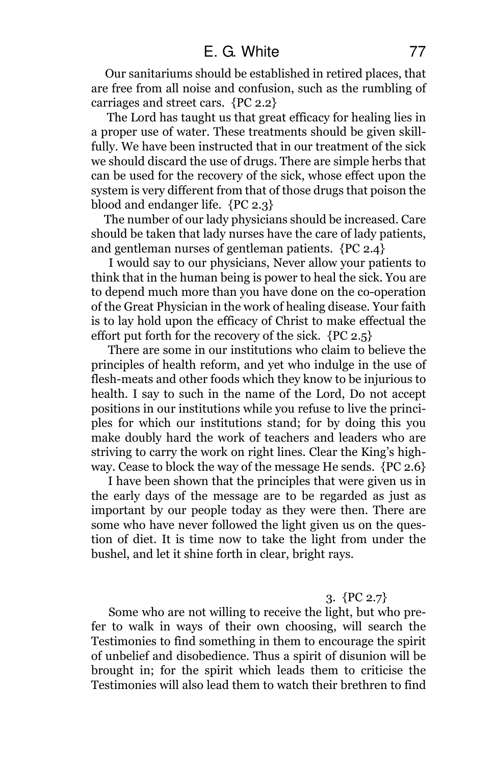Our sanitariums should be established in retired places, that are free from all noise and confusion, such as the rumbling of carriages and street cars. {PC 2.2}

The Lord has taught us that great efficacy for healing lies in a proper use of water. These treatments should be given skillfully. We have been instructed that in our treatment of the sick we should discard the use of drugs. There are simple herbs that can be used for the recovery of the sick, whose effect upon the system is very different from that of those drugs that poison the blood and endanger life. {PC 2.3}

The number of our lady physicians should be increased. Care should be taken that lady nurses have the care of lady patients, and gentleman nurses of gentleman patients. {PC 2.4}

I would say to our physicians, Never allow your patients to think that in the human being is power to heal the sick. You are to depend much more than you have done on the co-operation of the Great Physician in the work of healing disease. Your faith is to lay hold upon the efficacy of Christ to make effectual the effort put forth for the recovery of the sick. {PC 2.5}

There are some in our institutions who claim to believe the principles of health reform, and yet who indulge in the use of flesh-meats and other foods which they know to be injurious to health. I say to such in the name of the Lord, Do not accept positions in our institutions while you refuse to live the principles for which our institutions stand; for by doing this you make doubly hard the work of teachers and leaders who are striving to carry the work on right lines. Clear the King's highway. Cease to block the way of the message He sends. {PC 2.6}

I have been shown that the principles that were given us in the early days of the message are to be regarded as just as important by our people today as they were then. There are some who have never followed the light given us on the question of diet. It is time now to take the light from under the bushel, and let it shine forth in clear, bright rays.

3. {PC 2.7}

Some who are not willing to receive the light, but who prefer to walk in ways of their own choosing, will search the Testimonies to find something in them to encourage the spirit of unbelief and disobedience. Thus a spirit of disunion will be brought in; for the spirit which leads them to criticise the Testimonies will also lead them to watch their brethren to find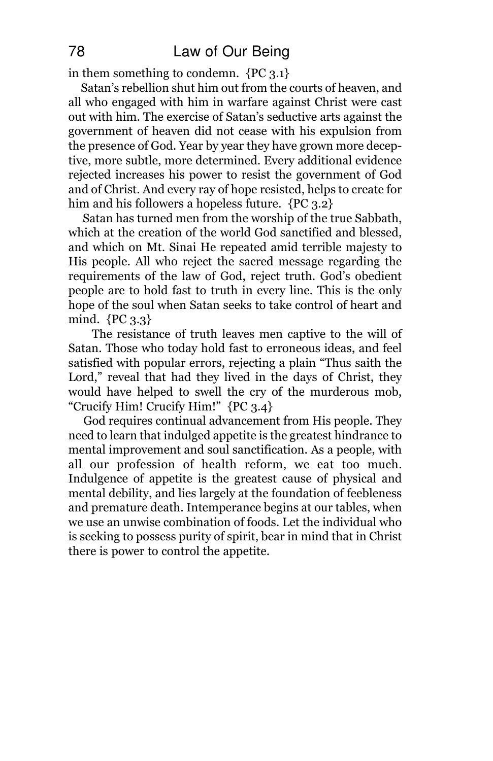in them something to condemn. {PC 3.1}

Satan's rebellion shut him out from the courts of heaven, and all who engaged with him in warfare against Christ were cast out with him. The exercise of Satan's seductive arts against the government of heaven did not cease with his expulsion from the presence of God. Year by year they have grown more deceptive, more subtle, more determined. Every additional evidence rejected increases his power to resist the government of God and of Christ. And every ray of hope resisted, helps to create for him and his followers a hopeless future. {PC 3.2}

Satan has turned men from the worship of the true Sabbath, which at the creation of the world God sanctified and blessed, and which on Mt. Sinai He repeated amid terrible majesty to His people. All who reject the sacred message regarding the requirements of the law of God, reject truth. God's obedient people are to hold fast to truth in every line. This is the only hope of the soul when Satan seeks to take control of heart and mind. {PC 3.3}

The resistance of truth leaves men captive to the will of Satan. Those who today hold fast to erroneous ideas, and feel satisfied with popular errors, rejecting a plain "Thus saith the Lord," reveal that had they lived in the days of Christ, they would have helped to swell the cry of the murderous mob, "Crucify Him! Crucify Him!" {PC 3.4}

God requires continual advancement from His people. They need to learn that indulged appetite is the greatest hindrance to mental improvement and soul sanctification. As a people, with all our profession of health reform, we eat too much. Indulgence of appetite is the greatest cause of physical and mental debility, and lies largely at the foundation of feebleness and premature death. Intemperance begins at our tables, when we use an unwise combination of foods. Let the individual who is seeking to possess purity of spirit, bear in mind that in Christ there is power to control the appetite.